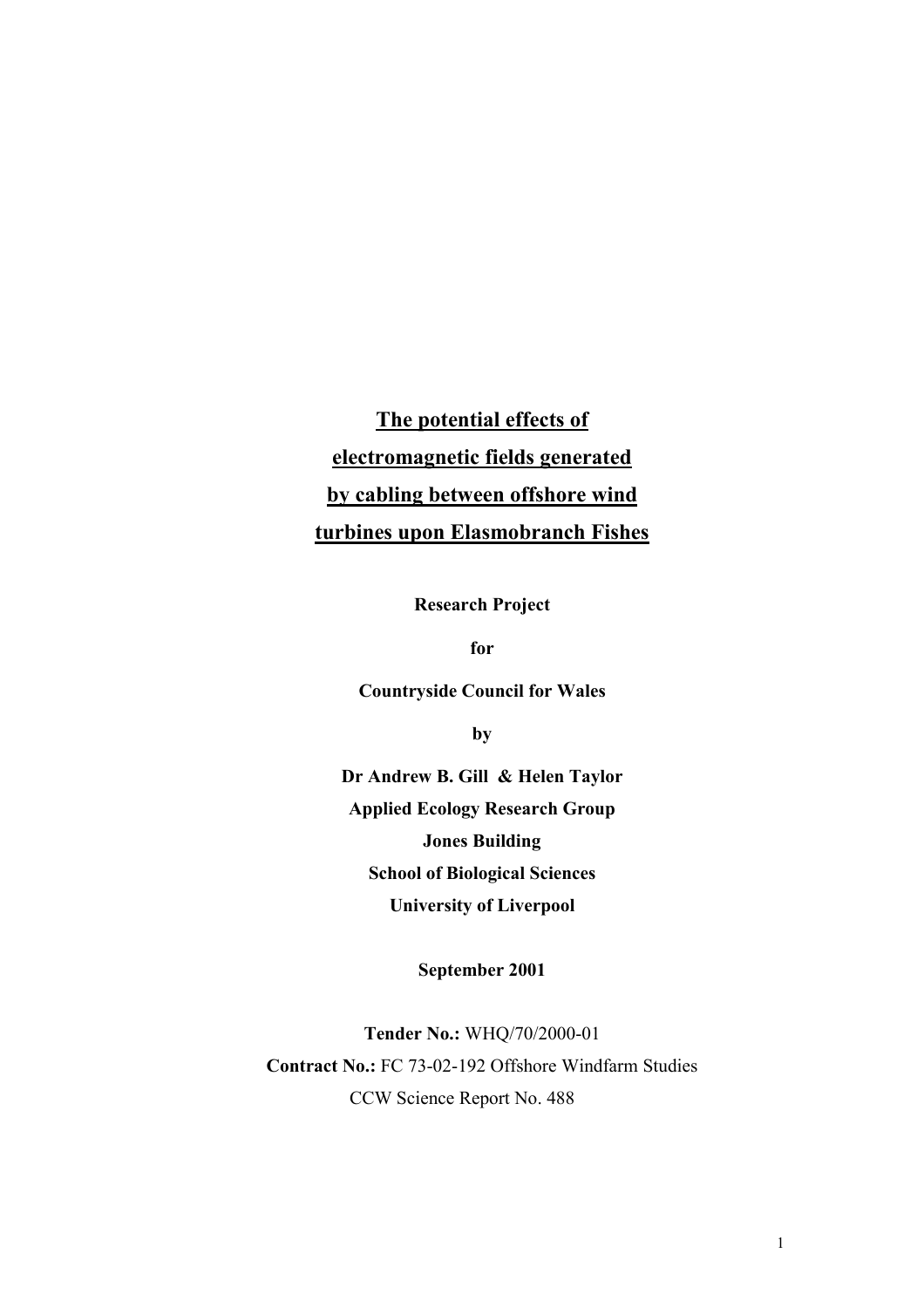# The potential effects of electromagnetic fields generated by cabling between offshore wind turbines upon Elasmobranch Fishes

**Research Project**

**for**

**Countryside Council for Wales**

**by**

**Dr Andrew B. Gill & Helen Taylor**

**Applied Ecology Research Group**

**Jones Building**

**School of Biological Sciences**

**University of Liverpool**

**September 2001**

**Tender No.:** WHQ/70/2000-01

**Contract No.:** FC 73-02-192 Offshore Windfarm Studies

CCW Science Report No. 488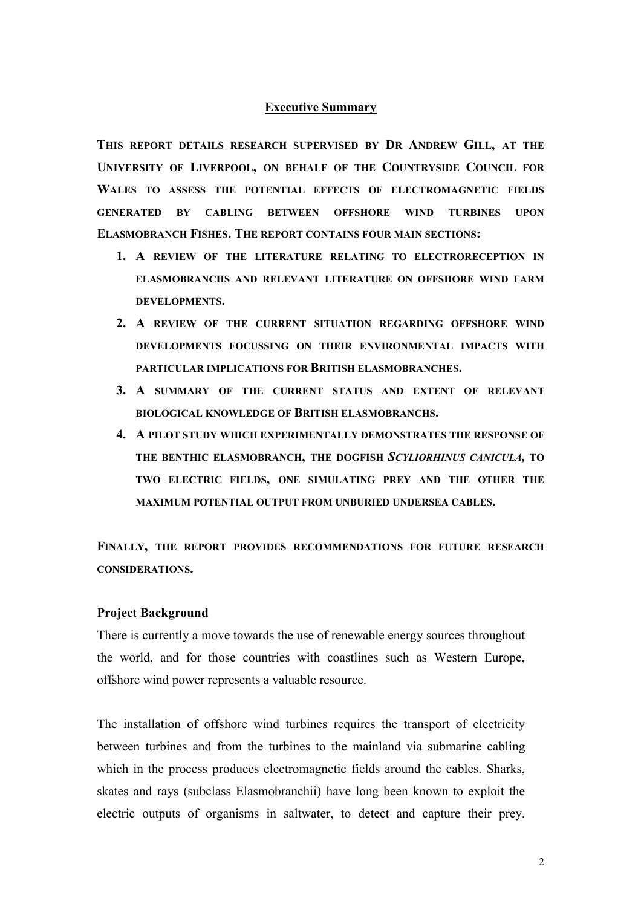## Executive Summary

**THIS REPORT DETAILS RESEARCH SUPERVISED BY DR ANDREW GILL, AT THE UNIVERSITY OF LIVERPOOL, ON BEHALF OF THE COUNTRYSIDE COUNCIL FOR WALES TO ASSESS THE POTENTIAL EFFECTS OF ELECTROMAGNETIC FIELDS GENERATED BY CABLING BETWEEN OFFSHORE WIND TURBINES UPON ELASMOBRANCH FISHES. THE REPORT CONTAINS FOUR MAIN SECTIONS:**

1. **A REVIEW OF THE LITERATURE RELATING TO ELECTRORECEPTION IN ELASMOBRANCHS AND RELEVANT LITERATURE ON OFFSHORE WIND FARM DEVELOPMENTS.**
2. **A REVIEW OF THE CURRENT SITUATION REGARDING OFFSHORE WIND DEVELOPMENTS FOCUSSING ON THEIR ENVIRONMENTAL IMPACTS WITH PARTICULAR IMPLICATIONS FOR BRITISH ELASMOBRANCHES.**
3. **A SUMMARY OF THE CURRENT STATUS AND EXTENT OF RELEVANT BIOLOGICAL KNOWLEDGE OF BRITISH ELASMOBRANCHS.**
4. **A PILOT STUDY WHICH EXPERIMENTALLY DEMONSTRATES THE RESPONSE OF THE BENTHIC ELASMOBRANCH, THE DOGFISH *SCYLIORHINUS CANICULA*, TO TWO ELECTRIC FIELDS, ONE SIMULATING PREY AND THE OTHER THE MAXIMUM POTENTIAL OUTPUT FROM UNBURIED UNDERSEA CABLES.**

**FINALLY, THE REPORT PROVIDES RECOMMENDATIONS FOR FUTURE RESEARCH CONSIDERATIONS.**

### Project Background

There is currently a move towards the use of renewable energy sources throughout the world, and for those countries with coastlines such as Western Europe, offshore wind power represents a valuable resource.

The installation of offshore wind turbines requires the transport of electricity between turbines and from the turbines to the mainland via submarine cabling which in the process produces electromagnetic fields around the cables. Sharks, skates and rays (subclass Elasmobranchii) have long been known to exploit the electric outputs of organisms in saltwater, to detect and capture their prey.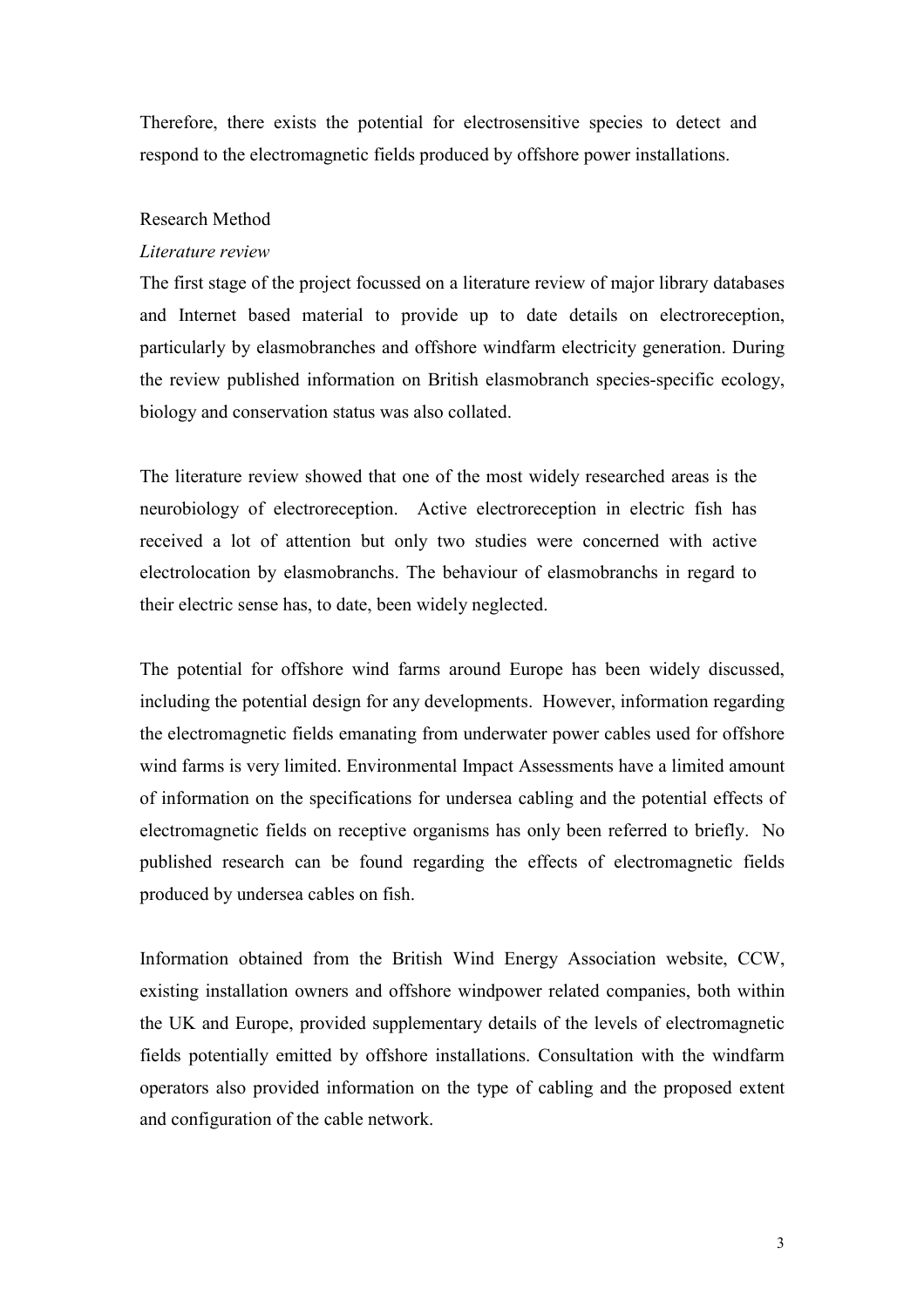Therefore, there exists the potential for electrosensitive species to detect and respond to the electromagnetic fields produced by offshore power installations.

## Research Method

### *Literature review*

The first stage of the project focussed on a literature review of major library databases and Internet based material to provide up to date details on electroreception, particularly by elasmobranches and offshore windfarm electricity generation. During the review published information on British elasmobranch species-specific ecology, biology and conservation status was also collated.

The literature review showed that one of the most widely researched areas is the neurobiology of electroreception. Active electroreception in electric fish has received a lot of attention but only two studies were concerned with active electrolocation by elasmobranchs. The behaviour of elasmobranchs in regard to their electric sense has, to date, been widely neglected.

The potential for offshore wind farms around Europe has been widely discussed, including the potential design for any developments. However, information regarding the electromagnetic fields emanating from underwater power cables used for offshore wind farms is very limited. Environmental Impact Assessments have a limited amount of information on the specifications for undersea cabling and the potential effects of electromagnetic fields on receptive organisms has only been referred to briefly. No published research can be found regarding the effects of electromagnetic fields produced by undersea cables on fish.

Information obtained from the British Wind Energy Association website, CCW, existing installation owners and offshore windpower related companies, both within the UK and Europe, provided supplementary details of the levels of electromagnetic fields potentially emitted by offshore installations. Consultation with the windfarm operators also provided information on the type of cabling and the proposed extent and configuration of the cable network.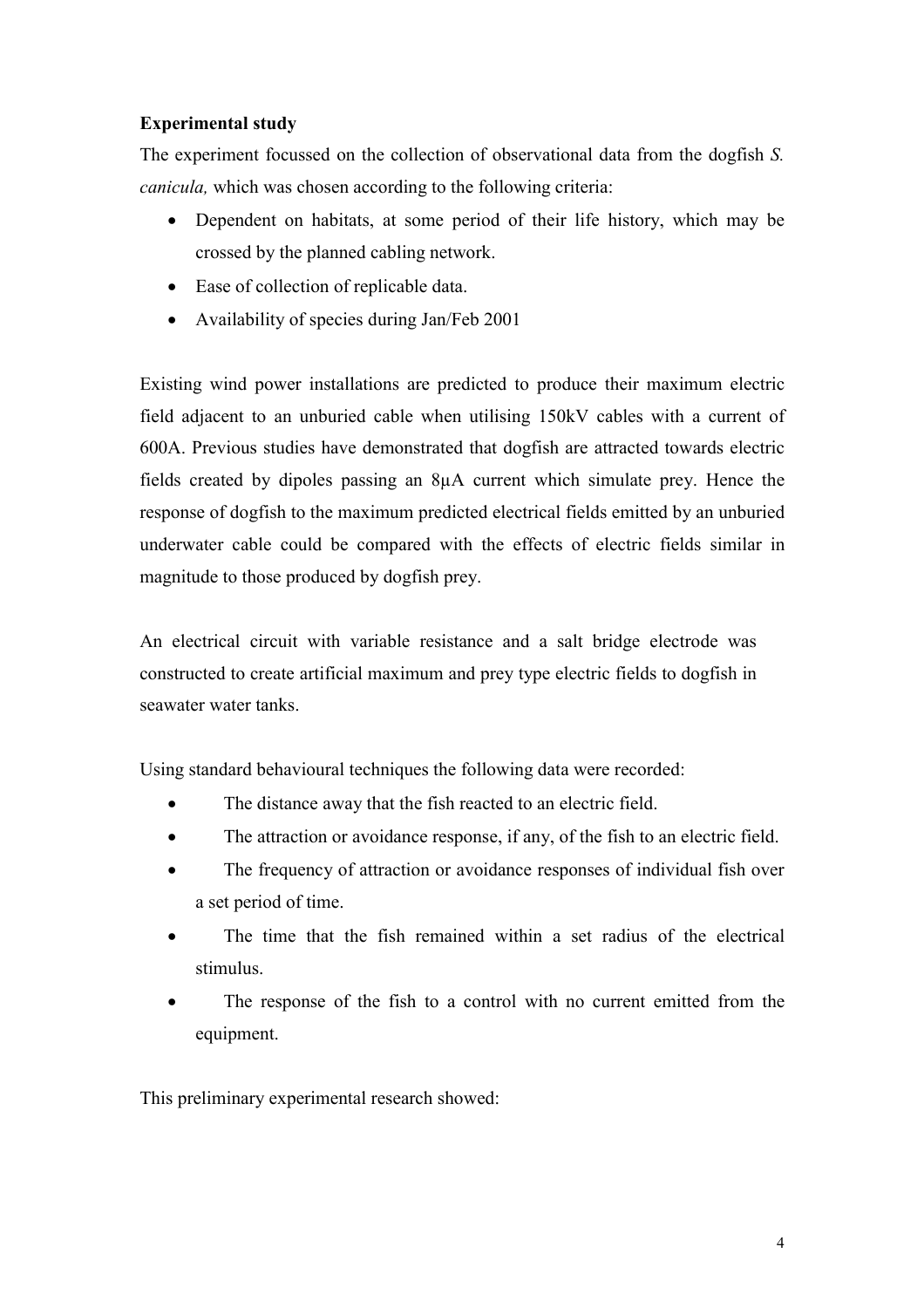**Experimental study**

The experiment focussed on the collection of observational data from the dogfish *S. canicula,* which was chosen according to the following criteria:

- Dependent on habitats, at some period of their life history, which may be crossed by the planned cabling network.
- Ease of collection of replicable data.
- Availability of species during Jan/Feb 2001

Existing wind power installations are predicted to produce their maximum electric field adjacent to an unburied cable when utilising 150kV cables with a current of 600A. Previous studies have demonstrated that dogfish are attracted towards electric fields created by dipoles passing an 8μA current which simulate prey. Hence the response of dogfish to the maximum predicted electrical fields emitted by an unburied underwater cable could be compared with the effects of electric fields similar in magnitude to those produced by dogfish prey.

An electrical circuit with variable resistance and a salt bridge electrode was constructed to create artificial maximum and prey type electric fields to dogfish in seawater water tanks.

Using standard behavioural techniques the following data were recorded:

- The distance away that the fish reacted to an electric field.
- The attraction or avoidance response, if any, of the fish to an electric field.
- The frequency of attraction or avoidance responses of individual fish over a set period of time.
- The time that the fish remained within a set radius of the electrical stimulus.
- The response of the fish to a control with no current emitted from the equipment.

This preliminary experimental research showed: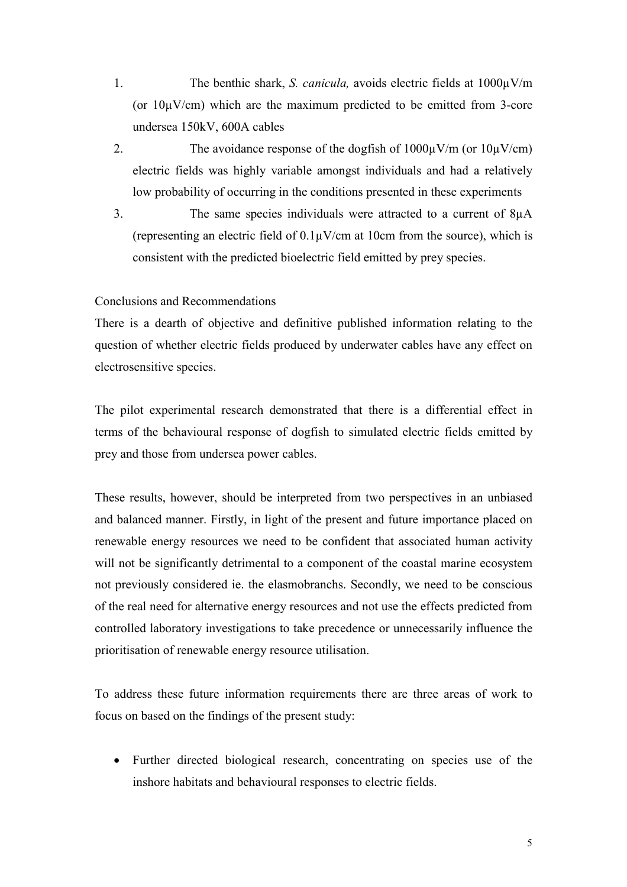1. The benthic shark, *S. canicula,* avoids electric fields at 1000μV/m (or 10μV/cm) which are the maximum predicted to be emitted from 3-core undersea 150kV, 600A cables
2. The avoidance response of the dogfish of 1000μV/m (or 10μV/cm) electric fields was highly variable amongst individuals and had a relatively low probability of occurring in the conditions presented in these experiments
3. The same species individuals were attracted to a current of 8μA (representing an electric field of 0.1μV/cm at 10cm from the source), which is consistent with the predicted bioelectric field emitted by prey species.

Conclusions and Recommendations

There is a dearth of objective and definitive published information relating to the question of whether electric fields produced by underwater cables have any effect on electrosensitive species.

The pilot experimental research demonstrated that there is a differential effect in terms of the behavioural response of dogfish to simulated electric fields emitted by prey and those from undersea power cables.

These results, however, should be interpreted from two perspectives in an unbiased and balanced manner. Firstly, in light of the present and future importance placed on renewable energy resources we need to be confident that associated human activity will not be significantly detrimental to a component of the coastal marine ecosystem not previously considered ie. the elasmobranchs. Secondly, we need to be conscious of the real need for alternative energy resources and not use the effects predicted from controlled laboratory investigations to take precedence or unnecessarily influence the prioritisation of renewable energy resource utilisation.

To address these future information requirements there are three areas of work to focus on based on the findings of the present study:

- Further directed biological research, concentrating on species use of the inshore habitats and behavioural responses to electric fields.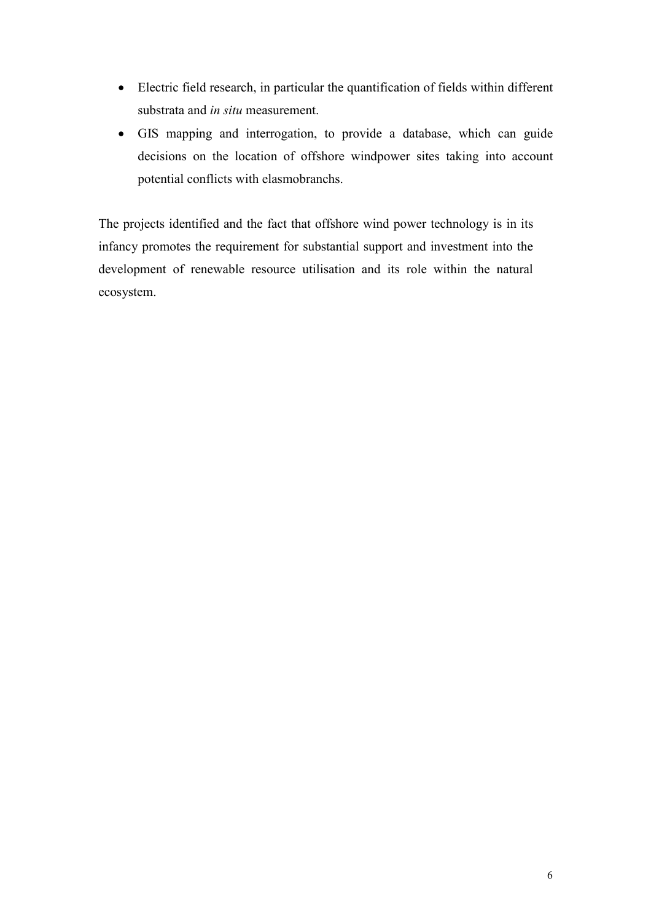- Electric field research, in particular the quantification of fields within different substrata and *in situ* measurement.
- GIS mapping and interrogation, to provide a database, which can guide decisions on the location of offshore windpower sites taking into account potential conflicts with elasmobranchs.

The projects identified and the fact that offshore wind power technology is in its infancy promotes the requirement for substantial support and investment into the development of renewable resource utilisation and its role within the natural ecosystem.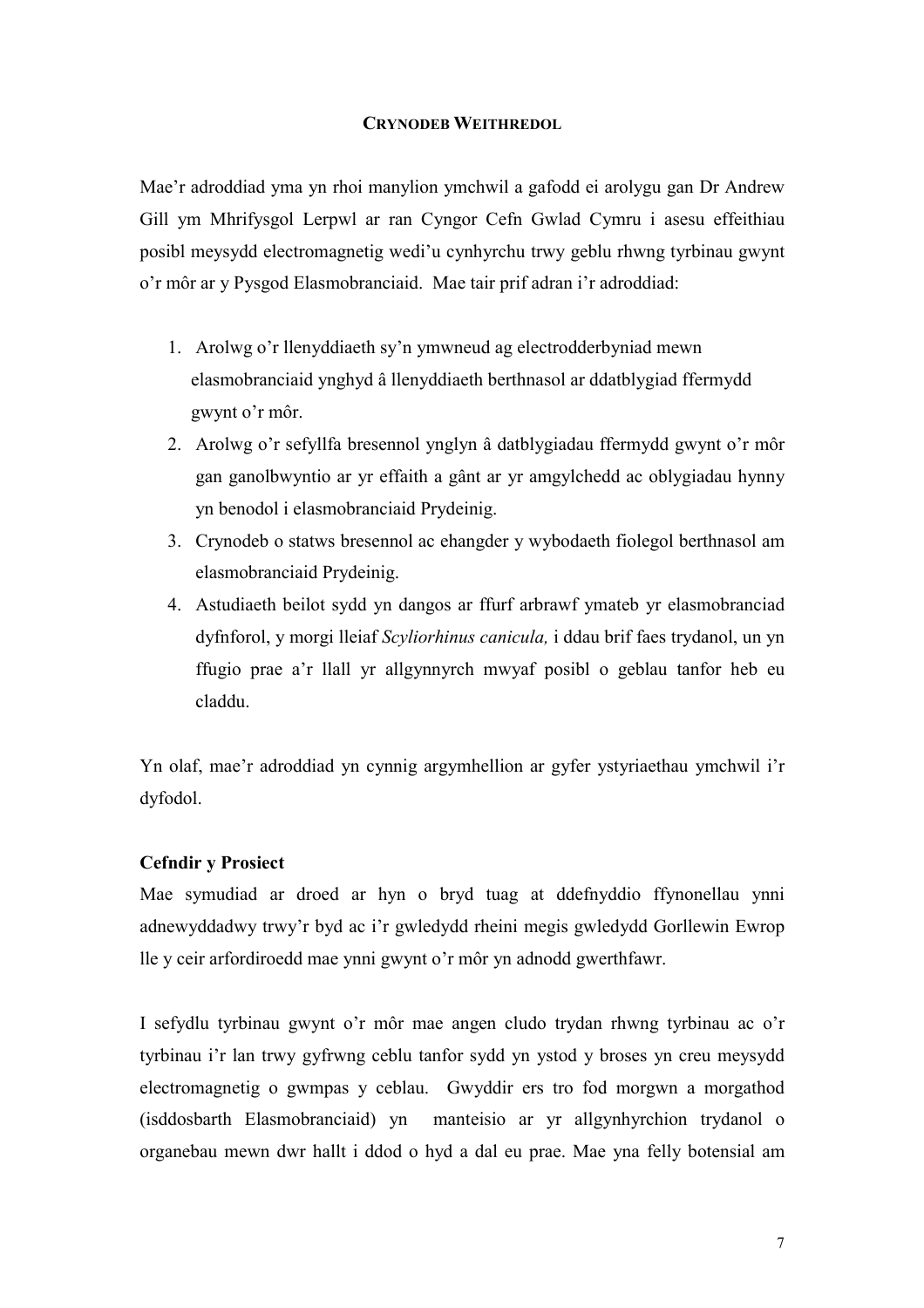## CRYNODEB WEITHREDOL

Mae'r adroddiad yma yn rhoi manylion ymchwil a gafodd ei arolygu gan Dr Andrew Gill ym Mhrifysgol Lerpwl ar ran Cyngor Cefn Gwlad Cymru i asesu effeithiau posibl meysydd electromagnetig wedi'u cynhyrchu trwy geblu rhwng tyrbinau gwynt o'r môr ar y Pysgod Elasmobranciaid. Mae tair prif adran i'r adroddiad:

1. Arolwg o'r llenyddiaeth sy'n ymwneud ag electrodderbyniad mewn elasmobranciaid ynghyd â llenyddiaeth berthnasol ar ddatblygiad ffermydd gwynt o'r môr.
2. Arolwg o'r sefyllfa bresennol ynglyn â datblygiadau ffermydd gwynt o'r môr gan ganolbwyntio ar yr effaith a gânt ar yr amgylchedd ac oblygiadau hynny yn benodol i elasmobranciaid Prydeinig.
3. Crynodeb o statws bresennol ac ehangder y wybodaeth fiolegol berthnasol am elasmobranciaid Prydeinig.
4. Astudiaeth beilot sydd yn dangos ar ffurf arbrawf ymateb yr elasmobranciad dyfnforol, y morgi lleiaf *Scyliorhinus canicula,* i ddau brif faes trydanol, un yn ffugio prae a'r llall yr allgynnyrch mwyaf posibl o geblau tanfor heb eu claddu.

Yn olaf, mae'r adroddiad yn cynnig argymhellion ar gyfer ystyriaethau ymchwil i'r dyfodol.

### Cefndir y Prosiect

Mae symudiad ar droed ar hyn o bryd tuag at ddefnyddio ffynonellau ynni adnewyddadwy trwy'r byd ac i'r gwledydd rheini megis gwledydd Gorllewin Ewrop lle y ceir arfordiroedd mae ynni gwynt o'r môr yn adnodd gwerthfawr.

I sefydlu tyrbinau gwynt o'r môr mae angen cludo trydan rhwng tyrbinau ac o'r tyrbinau i'r lan trwy gyfrwng ceblu tanfor sydd yn ystod y broses yn creu meysydd electromagnetig o gwmpas y ceblau. Gwyddir ers tro fod morgwn a morgathod (isddosbarth Elasmobranciaid) yn manteisio ar yr allgynhyrchion trydanol o organebau mewn dwr hallt i ddod o hyd a dal eu prae. Mae yna felly botensial am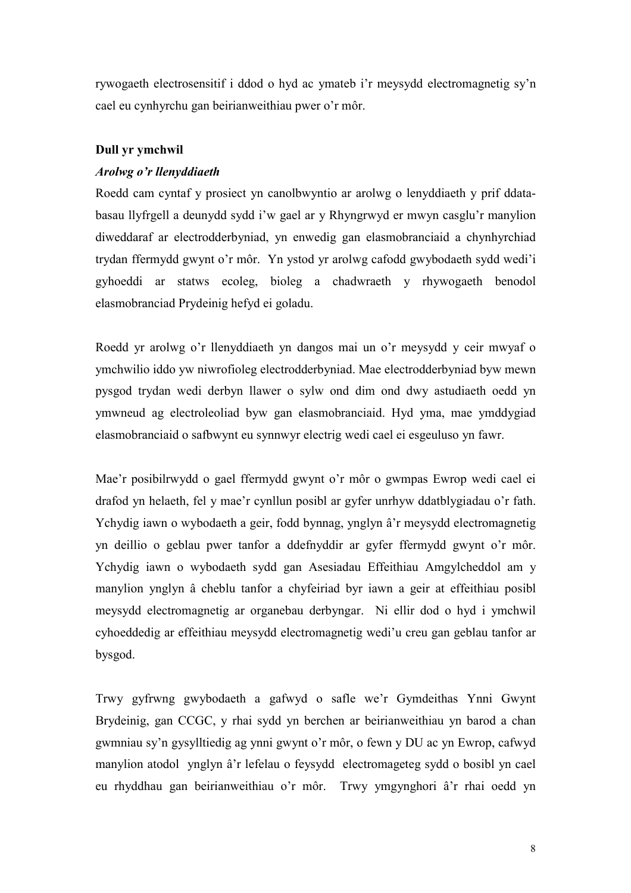rywogaeth electrosensitif i ddod o hyd ac ymateb i'r meysydd electromagnetig sy'n cael eu cynhyrchu gan beirianweithiau pwer o'r môr.

**Dull yr ymchwil**

***Arolwg o'r llenyddiaeth***

Roedd cam cyntaf y prosiect yn canolbwyntio ar arolwg o lenyddiaeth y prif ddata-basau llyfrgell a deunydd sydd i'w gael ar y Rhyngrwyd er mwyn casglu'r manylion diweddaraf ar electrodderbyniad, yn enwedig gan elasmobranciaid a chynhyrchiad trydan ffermydd gwynt o'r môr. Yn ystod yr arolwg cafodd gwybodaeth sydd wedi'i gyhoeddi ar statws ecoleg, bioleg a chadwraeth y rhywogaeth benodol elasmobranciad Prydeinig hefyd ei goladu.

Roedd yr arolwg o'r llenyddiaeth yn dangos mai un o'r meysydd y ceir mwyaf o ymchwilio iddo yw niwrofioleg electrodderbyniad. Mae electrodderbyniad byw mewn pysgod trydan wedi derbyn llawer o sylw ond dim ond dwy astudiaeth oedd yn ymwneud ag electroleoliad byw gan elasmobranciaid. Hyd yma, mae ymddygiad elasmobranciaid o safbwynt eu synnwyr electrig wedi cael ei esgeuluso yn fawr.

Mae'r posibilrwydd o gael ffermydd gwynt o'r môr o gwmpas Ewrop wedi cael ei drafod yn helaeth, fel y mae'r cynllun posibl ar gyfer unrhyw ddatblygiadau o'r fath. Ychydig iawn o wybodaeth a geir, fodd bynnag, ynglyn â'r meysydd electromagnetig yn deillio o geblau pwer tanfor a ddefnyddir ar gyfer ffermydd gwynt o'r môr. Ychydig iawn o wybodaeth sydd gan Asesiadau Effeithiau Amgylcheddol am y manylion ynglyn â cheblu tanfor a chyfeiriad byr iawn a geir at effeithiau posibl meysydd electromagnetig ar organebau derbyngar. Ni ellir dod o hyd i ymchwil cyhoeddedig ar effeithiau meysydd electromagnetig wedi'u creu gan geblau tanfor ar bysgod.

Trwy gyfrwng gwybodaeth a gafwyd o safle we'r Gymdeithas Ynni Gwynt Brydeinig, gan CCGC, y rhai sydd yn berchen ar beirianweithiau yn barod a chan gwmniau sy'n gysylltiedig ag ynni gwynt o'r môr, o fewn y DU ac yn Ewrop, cafwyd manylion atodol ynglyn â'r lefelau o feysydd electromageteg sydd o bosibl yn cael eu rhyddhau gan beirianweithiau o'r môr. Trwy ymgynghori â'r rhai oedd yn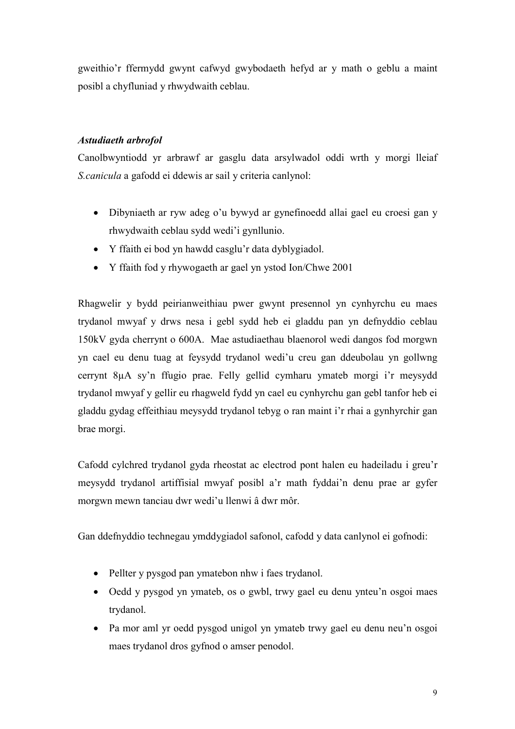gweithio'r ffermydd gwynt cafwyd gwybodaeth hefyd ar y math o geblu a maint posibl a chyfluniad y rhwydwaith ceblau.

***Astudiaeth arbrofol***

Canolbwyntiodd yr arbrawf ar gasglu data arsylwadol oddi wrth y morgi lleiaf *S.canicula* a gafodd ei ddewis ar sail y criteria canlynol:

- Dibyniaeth ar ryw adeg o'u bywyd ar gynefinoedd allai gael eu croesi gan y rhwydwaith ceblau sydd wedi'i gynllunio.
- Y ffaith ei bod yn hawdd casglu'r data dyblygiadol.
- Y ffaith fod y rhywogaeth ar gael yn ystod Ion/Chwe 2001

Rhagwelir y bydd peirianweithiau pwer gwynt presennol yn cynhyrchu eu maes trydanol mwyaf y drws nesa i gebl sydd heb ei gladdu pan yn defnyddio ceblau 150kV gyda cherrynt o 600A. Mae astudiaethau blaenorol wedi dangos fod morgwn yn cael eu denu tuag at feysydd trydanol wedi'u creu gan ddeubolau yn gollwng cerrynt 8μA sy'n ffugio prae. Felly gellid cymharu ymateb morgi i'r meysydd trydanol mwyaf y gellir eu rhagweld fydd yn cael eu cynhyrchu gan gebl tanfor heb ei gladdu gydag effeithiau meysydd trydanol tebyg o ran maint i'r rhai a gynhyrchir gan brae morgi.

Cafodd cylchred trydanol gyda rheostat ac electrod pont halen eu hadeiladu i greu'r meysydd trydanol artiffisial mwyaf posibl a'r math fyddai'n denu prae ar gyfer morgwn mewn tanciau dwr wedi'u llenwi â dwr môr.

Gan ddefnyddio technegau ymddygiadol safonol, cafodd y data canlynol ei gofnodi:

- Pellter y pysgod pan ymatebon nhw i faes trydanol.
- Oedd y pysgod yn ymateb, os o gwbl, trwy gael eu denu ynteu'n osgoi maes trydanol.
- Pa mor aml yr oedd pysgod unigol yn ymateb trwy gael eu denu neu'n osgoi maes trydanol dros gyfnod o amser penodol.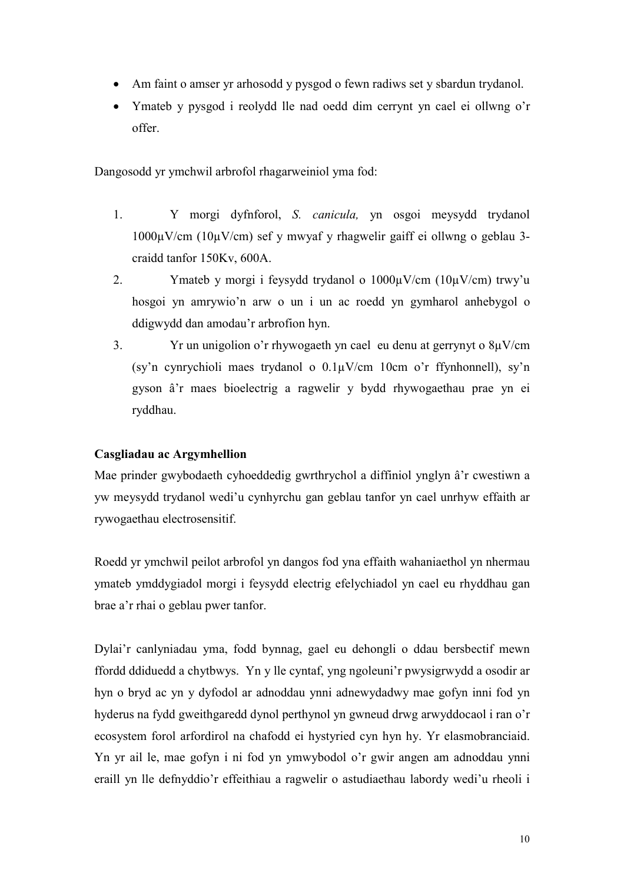- Am faint o amser yr arhosodd y pysgod o fewn radiws set y sbardun trydanol.
- Ymateb y pysgod i reolydd lle nad oedd dim cerrynt yn cael ei ollwng o'r offer.

Dangosodd yr ymchwil arbrofol rhagarweiniol yma fod:

1. Y morgi dyfnforol, *S. canicula,* yn osgoi meysydd trydanol 1000µV/cm (10µV/cm) sef y mwyaf y rhagwelir gaiff ei ollwng o geblau 3-craidd tanfor 150Kv, 600A.
2. Ymateb y morgi i feysydd trydanol o 1000µV/cm (10µV/cm) trwy'u hosgoi yn amrywio'n arw o un i un ac roedd yn gymharol anhebygol o ddigwydd dan amodau'r arbrofion hyn.
3. Yr un unigolion o'r rhywogaeth yn cael eu denu at gerrynyt o 8µV/cm (sy'n cynrychioli maes trydanol o 0.1µV/cm 10cm o'r ffynhonnell), sy'n gyson â'r maes bioelectrig a ragwelir y bydd rhywogaethau prae yn ei ryddhau.

**Casgliadau ac Argymhellion**

Mae prinder gwybodaeth cyhoeddedig gwrthrychol a diffiniol ynglyn â'r cwestiwn a yw meysydd trydanol wedi'u cynhyrchu gan geblau tanfor yn cael unrhyw effaith ar rywogaethau electrosensitif.

Roedd yr ymchwil peilot arbrofol yn dangos fod yna effaith wahaniaethol yn nhermau ymateb ymddygiadol morgi i feysydd electrig efelychiadol yn cael eu rhyddhau gan brae a'r rhai o geblau pwer tanfor.

Dylai'r canlyniadau yma, fodd bynnag, gael eu dehongli o ddau bersbectif mewn ffordd ddiduedd a chytbwys. Yn y lle cyntaf, yng ngoleuni'r pwysigrwydd a osodir ar hyn o bryd ac yn y dyfodol ar adnoddau ynni adnewydadwy mae gofyn inni fod yn hyderus na fydd gweithgaredd dynol perthynol yn gwneud drwg arwyddocaol i ran o'r ecosystem forol arfordirol na chafodd ei hystyried cyn hyn hy. Yr elasmobranciaid. Yn yr ail le, mae gofyn i ni fod yn ymwybodol o'r gwir angen am adnoddau ynni eraill yn lle defnyddio'r effeithiau a ragwelir o astudiaethau labordy wedi'u rheoli i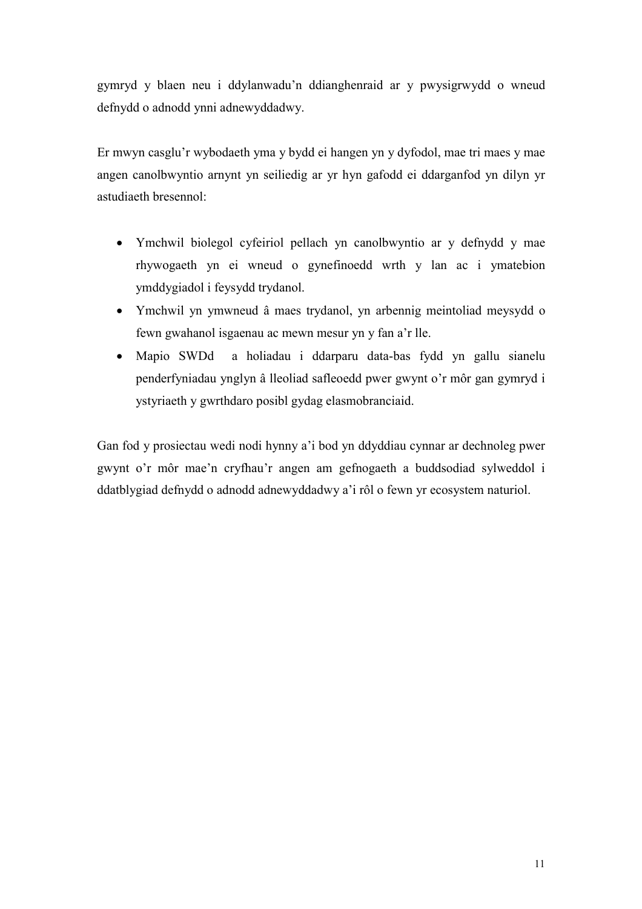gymryd y blaen neu i ddylanwadu'n ddianghenraid ar y pwysigrwydd o wneud defnydd o adnodd ynni adnewyddadwy.

Er mwyn casglu'r wybodaeth yma y bydd ei hangen yn y dyfodol, mae tri maes y mae angen canolbwyntio arnynt yn seiliedig ar yr hyn gafodd ei ddarganfod yn dilyn yr astudiaeth bresennol:

- Ymchwil biolegol cyfeiriol pellach yn canolbwyntio ar y defnydd y mae rhywogaeth yn ei wneud o gynefinoedd wrth y lan ac i ymatebion ymddygiadol i feysydd trydanol.
- Ymchwil yn ymwneud â maes trydanol, yn arbennig meintoliad meysydd o fewn gwahanol isgaenau ac mewn mesur yn y fan a'r lle.
- Mapio SWDd a holiadau i ddarparu data-bas fydd yn gallu sianelu penderfyniadau ynglyn â lleoliad safleoedd pwer gwynt o'r môr gan gymryd i ystyriaeth y gwrthdaro posibl gydag elasmobranciaid.

Gan fod y prosiectau wedi nodi hynny a'i bod yn ddyddiau cynnar ar dechnoleg pwer gwynt o'r môr mae'n cryfhau'r angen am gefnogaeth a buddsodiad sylweddol i ddatblygiad defnydd o adnodd adnewyddadwy a'i rôl o fewn yr ecosystem naturiol.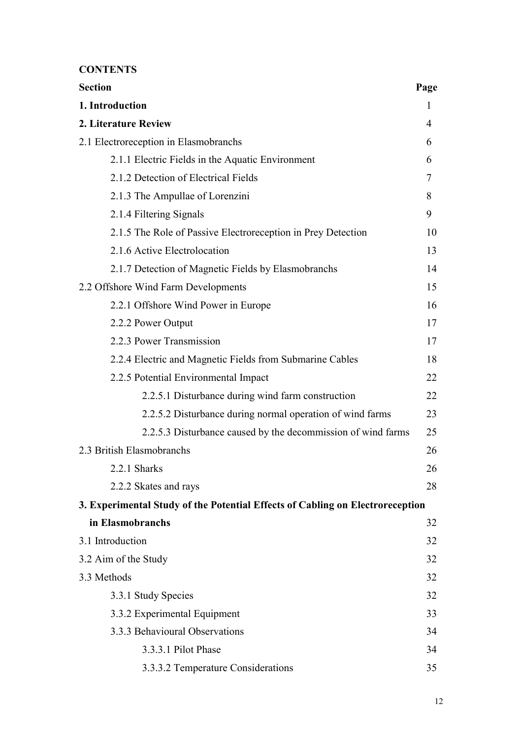**CONTENTS**

| **Section** | **Page** |
| --- | --- |
| **1. Introduction** | 1 |
| **2. Literature Review** | 4 |
| 2.1 Electroreception in Elasmobranchs | 6 |
| 2.1.1 Electric Fields in the Aquatic Environment | 6 |
| 2.1.2 Detection of Electrical Fields | 7 |
| 2.1.3 The Ampullae of Lorenzini | 8 |
| 2.1.4 Filtering Signals | 9 |
| 2.1.5 The Role of Passive Electroreception in Prey Detection | 10 |
| 2.1.6 Active Electrolocation | 13 |
| 2.1.7 Detection of Magnetic Fields by Elasmobranchs | 14 |
| 2.2 Offshore Wind Farm Developments | 15 |
| 2.2.1 Offshore Wind Power in Europe | 16 |
| 2.2.2 Power Output | 17 |
| 2.2.3 Power Transmission | 17 |
| 2.2.4 Electric and Magnetic Fields from Submarine Cables | 18 |
| 2.2.5 Potential Environmental Impact | 22 |
| 2.2.5.1 Disturbance during wind farm construction | 22 |
| 2.2.5.2 Disturbance during normal operation of wind farms | 23 |
| 2.2.5.3 Disturbance caused by the decommission of wind farms | 25 |
| 2.3 British Elasmobranchs | 26 |
| 2.2.1 Sharks | 26 |
| 2.2.2 Skates and rays | 28 |
| **3. Experimental Study of the Potential Effects of Cabling on Electroreception in Elasmobranchs** | 32 |
| 3.1 Introduction | 32 |
| 3.2 Aim of the Study | 32 |
| 3.3 Methods | 32 |
| 3.3.1 Study Species | 32 |
| 3.3.2 Experimental Equipment | 33 |
| 3.3.3 Behavioural Observations | 34 |
| 3.3.3.1 Pilot Phase | 34 |
| 3.3.3.2 Temperature Considerations | 35 |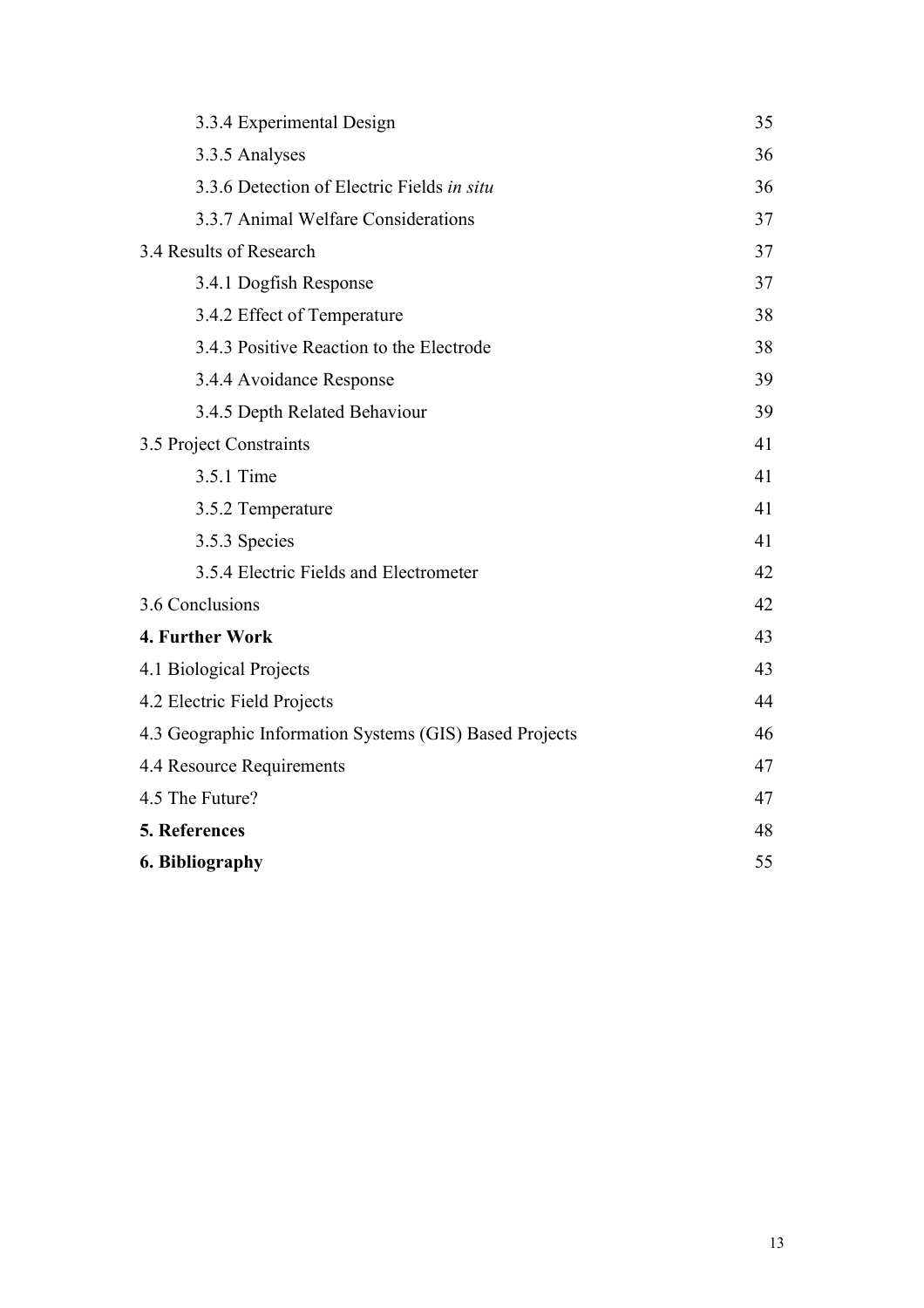| | |
|---|---|
| 3.3.4 Experimental Design | 35 |
| 3.3.5 Analyses | 36 |
| 3.3.6 Detection of Electric Fields *in situ* | 36 |
| 3.3.7 Animal Welfare Considerations | 37 |
| 3.4 Results of Research | 37 |
| 3.4.1 Dogfish Response | 37 |
| 3.4.2 Effect of Temperature | 38 |
| 3.4.3 Positive Reaction to the Electrode | 38 |
| 3.4.4 Avoidance Response | 39 |
| 3.4.5 Depth Related Behaviour | 39 |
| 3.5 Project Constraints | 41 |
| 3.5.1 Time | 41 |
| 3.5.2 Temperature | 41 |
| 3.5.3 Species | 41 |
| 3.5.4 Electric Fields and Electrometer | 42 |
| 3.6 Conclusions | 42 |
| **4. Further Work** | 43 |
| 4.1 Biological Projects | 43 |
| 4.2 Electric Field Projects | 44 |
| 4.3 Geographic Information Systems (GIS) Based Projects | 46 |
| 4.4 Resource Requirements | 47 |
| 4.5 The Future? | 47 |
| **5. References** | 48 |
| **6. Bibliography** | 55 |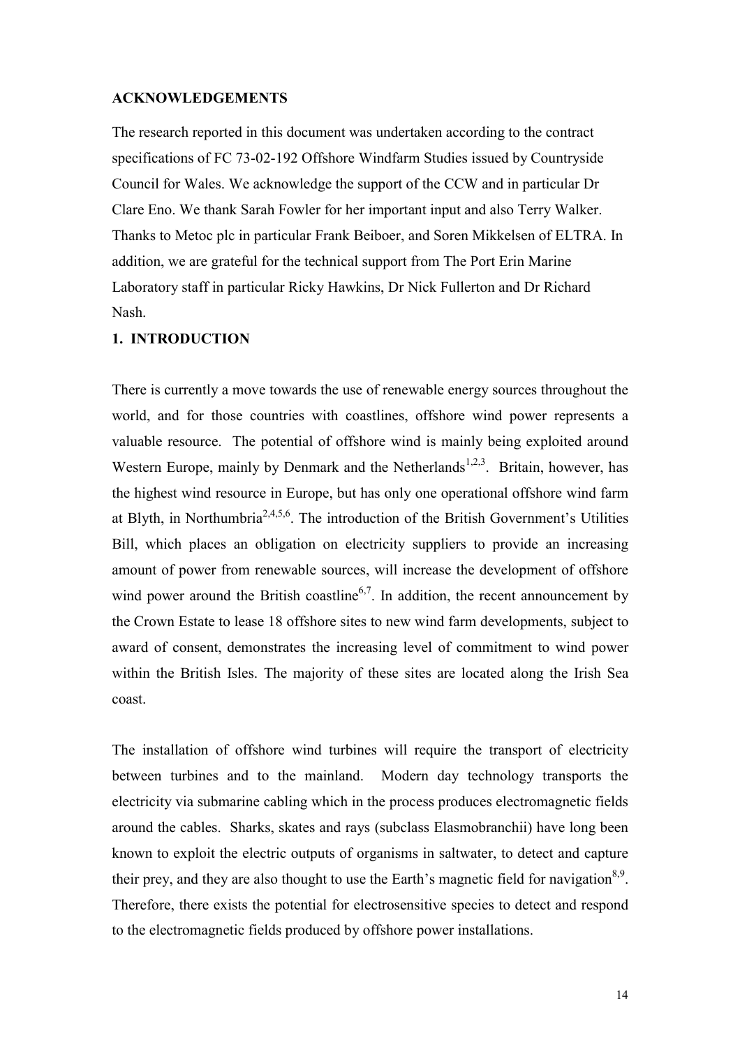## ACKNOWLEDGEMENTS

The research reported in this document was undertaken according to the contract specifications of FC 73-02-192 Offshore Windfarm Studies issued by Countryside Council for Wales. We acknowledge the support of the CCW and in particular Dr Clare Eno. We thank Sarah Fowler for her important input and also Terry Walker. Thanks to Metoc plc in particular Frank Beiboer, and Soren Mikkelsen of ELTRA. In addition, we are grateful for the technical support from The Port Erin Marine Laboratory staff in particular Ricky Hawkins, Dr Nick Fullerton and Dr Richard Nash.

## 1. INTRODUCTION

There is currently a move towards the use of renewable energy sources throughout the world, and for those countries with coastlines, offshore wind power represents a valuable resource. The potential of offshore wind is mainly being exploited around Western Europe, mainly by Denmark and the Netherlands[1,2,3]. Britain, however, has the highest wind resource in Europe, but has only one operational offshore wind farm at Blyth, in Northumbria[2,4,5,6]. The introduction of the British Government's Utilities Bill, which places an obligation on electricity suppliers to provide an increasing amount of power from renewable sources, will increase the development of offshore wind power around the British coastline[6,7]. In addition, the recent announcement by the Crown Estate to lease 18 offshore sites to new wind farm developments, subject to award of consent, demonstrates the increasing level of commitment to wind power within the British Isles. The majority of these sites are located along the Irish Sea coast.

The installation of offshore wind turbines will require the transport of electricity between turbines and to the mainland. Modern day technology transports the electricity via submarine cabling which in the process produces electromagnetic fields around the cables. Sharks, skates and rays (subclass Elasmobranchii) have long been known to exploit the electric outputs of organisms in saltwater, to detect and capture their prey, and they are also thought to use the Earth's magnetic field for navigation[8,9]. Therefore, there exists the potential for electrosensitive species to detect and respond to the electromagnetic fields produced by offshore power installations.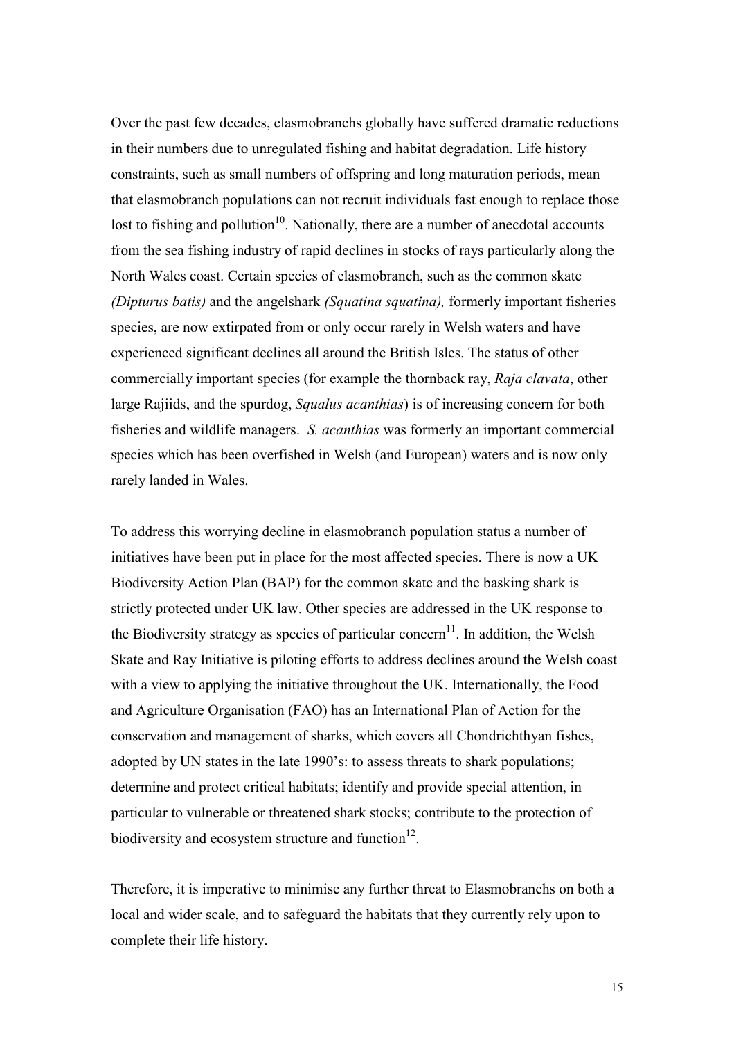Over the past few decades, elasmobranchs globally have suffered dramatic reductions in their numbers due to unregulated fishing and habitat degradation. Life history constraints, such as small numbers of offspring and long maturation periods, mean that elasmobranch populations can not recruit individuals fast enough to replace those lost to fishing and pollution[10]. Nationally, there are a number of anecdotal accounts from the sea fishing industry of rapid declines in stocks of rays particularly along the North Wales coast. Certain species of elasmobranch, such as the common skate *(Dipturus batis)* and the angelshark *(Squatina squatina),* formerly important fisheries species, are now extirpated from or only occur rarely in Welsh waters and have experienced significant declines all around the British Isles. The status of other commercially important species (for example the thornback ray, *Raja clavata*, other large Rajiids, and the spurdog, *Squalus acanthias*) is of increasing concern for both fisheries and wildlife managers. *S. acanthias* was formerly an important commercial species which has been overfished in Welsh (and European) waters and is now only rarely landed in Wales.

To address this worrying decline in elasmobranch population status a number of initiatives have been put in place for the most affected species. There is now a UK Biodiversity Action Plan (BAP) for the common skate and the basking shark is strictly protected under UK law. Other species are addressed in the UK response to the Biodiversity strategy as species of particular concern[11]. In addition, the Welsh Skate and Ray Initiative is piloting efforts to address declines around the Welsh coast with a view to applying the initiative throughout the UK. Internationally, the Food and Agriculture Organisation (FAO) has an International Plan of Action for the conservation and management of sharks, which covers all Chondrichthyan fishes, adopted by UN states in the late 1990's: to assess threats to shark populations; determine and protect critical habitats; identify and provide special attention, in particular to vulnerable or threatened shark stocks; contribute to the protection of biodiversity and ecosystem structure and function[12].

Therefore, it is imperative to minimise any further threat to Elasmobranchs on both a local and wider scale, and to safeguard the habitats that they currently rely upon to complete their life history.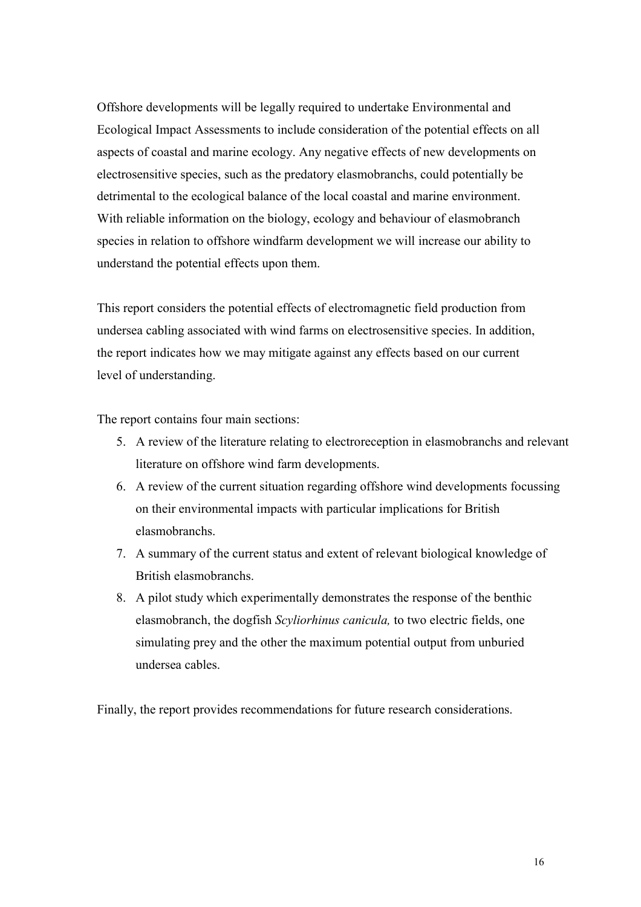Offshore developments will be legally required to undertake Environmental and Ecological Impact Assessments to include consideration of the potential effects on all aspects of coastal and marine ecology. Any negative effects of new developments on electrosensitive species, such as the predatory elasmobranchs, could potentially be detrimental to the ecological balance of the local coastal and marine environment. With reliable information on the biology, ecology and behaviour of elasmobranch species in relation to offshore windfarm development we will increase our ability to understand the potential effects upon them.

This report considers the potential effects of electromagnetic field production from undersea cabling associated with wind farms on electrosensitive species. In addition, the report indicates how we may mitigate against any effects based on our current level of understanding.

The report contains four main sections:

5. A review of the literature relating to electroreception in elasmobranchs and relevant literature on offshore wind farm developments.
6. A review of the current situation regarding offshore wind developments focussing on their environmental impacts with particular implications for British elasmobranchs.
7. A summary of the current status and extent of relevant biological knowledge of British elasmobranchs.
8. A pilot study which experimentally demonstrates the response of the benthic elasmobranch, the dogfish *Scyliorhinus canicula,* to two electric fields, one simulating prey and the other the maximum potential output from unburied undersea cables.

Finally, the report provides recommendations for future research considerations.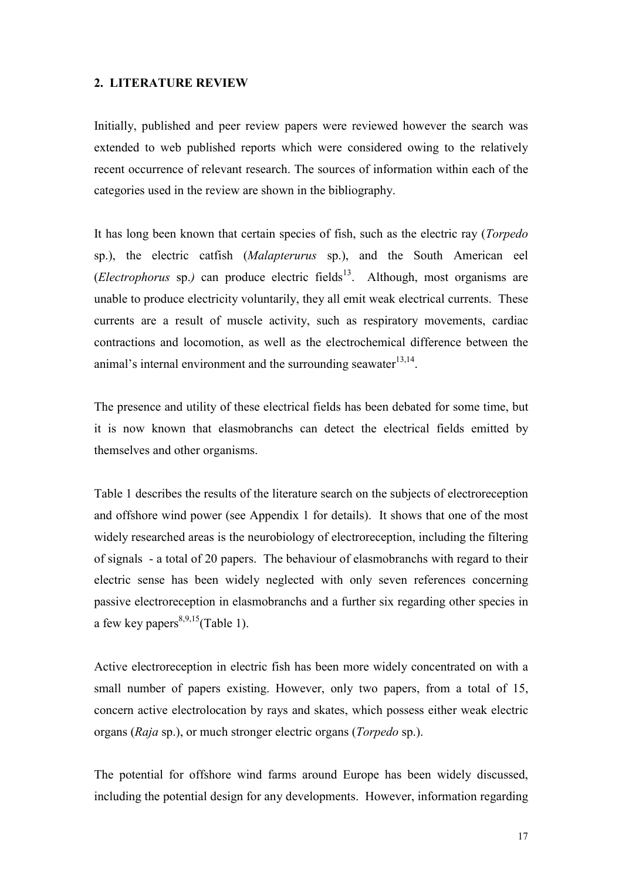## 2. LITERATURE REVIEW

Initially, published and peer review papers were reviewed however the search was extended to web published reports which were considered owing to the relatively recent occurrence of relevant research. The sources of information within each of the categories used in the review are shown in the bibliography.

It has long been known that certain species of fish, such as the electric ray (*Torpedo* sp.), the electric catfish (*Malapterurus* sp.), and the South American eel (*Electrophorus* sp.) can produce electric fields[13]. Although, most organisms are unable to produce electricity voluntarily, they all emit weak electrical currents. These currents are a result of muscle activity, such as respiratory movements, cardiac contractions and locomotion, as well as the electrochemical difference between the animal's internal environment and the surrounding seawater[13,14].

The presence and utility of these electrical fields has been debated for some time, but it is now known that elasmobranchs can detect the electrical fields emitted by themselves and other organisms.

Table 1 describes the results of the literature search on the subjects of electroreception and offshore wind power (see Appendix 1 for details). It shows that one of the most widely researched areas is the neurobiology of electroreception, including the filtering of signals - a total of 20 papers. The behaviour of elasmobranchs with regard to their electric sense has been widely neglected with only seven references concerning passive electroreception in elasmobranchs and a further six regarding other species in a few key papers[8,9,15](Table 1).

Active electroreception in electric fish has been more widely concentrated on with a small number of papers existing. However, only two papers, from a total of 15, concern active electrolocation by rays and skates, which possess either weak electric organs (*Raja* sp.), or much stronger electric organs (*Torpedo* sp.).

The potential for offshore wind farms around Europe has been widely discussed, including the potential design for any developments. However, information regarding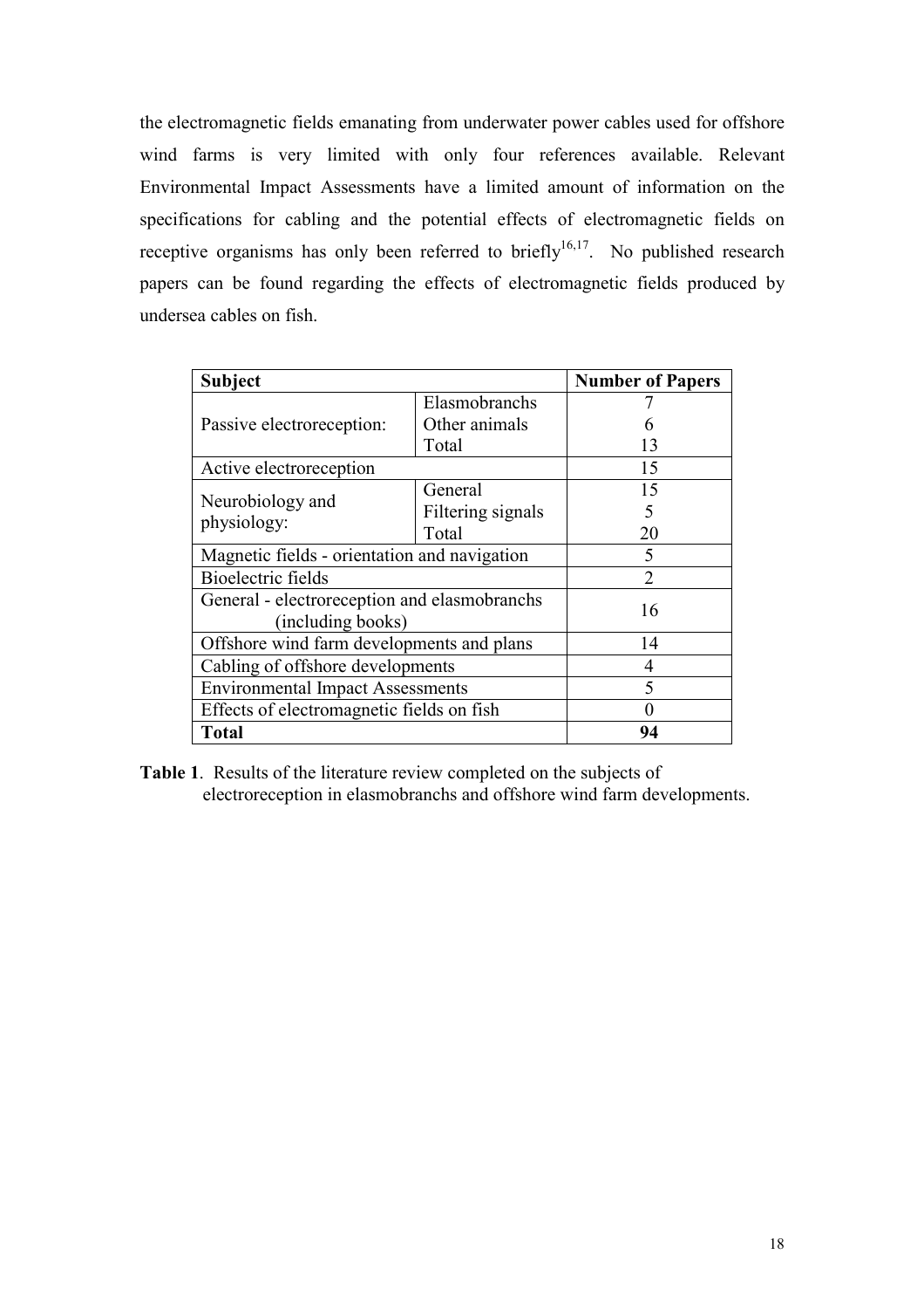the electromagnetic fields emanating from underwater power cables used for offshore wind farms is very limited with only four references available. Relevant Environmental Impact Assessments have a limited amount of information on the specifications for cabling and the potential effects of electromagnetic fields on receptive organisms has only been referred to briefly[16,17]. No published research papers can be found regarding the effects of electromagnetic fields produced by undersea cables on fish.

| **Subject** | | **Number of Papers** |
|---|---|---|
| Passive electroreception: | Elasmobranchs | 7 |
| | Other animals | 6 |
| | Total | 13 |
| Active electroreception | | 15 |
| Neurobiology and physiology: | General | 15 |
| | Filtering signals | 5 |
| | Total | 20 |
| Magnetic fields - orientation and navigation | | 5 |
| Bioelectric fields | | 2 |
| General - electroreception and elasmobranchs (including books) | | 16 |
| Offshore wind farm developments and plans | | 14 |
| Cabling of offshore developments | | 4 |
| Environmental Impact Assessments | | 5 |
| Effects of electromagnetic fields on fish | | 0 |
| **Total** | | **94** |

**Table 1**. Results of the literature review completed on the subjects of electroreception in elasmobranchs and offshore wind farm developments.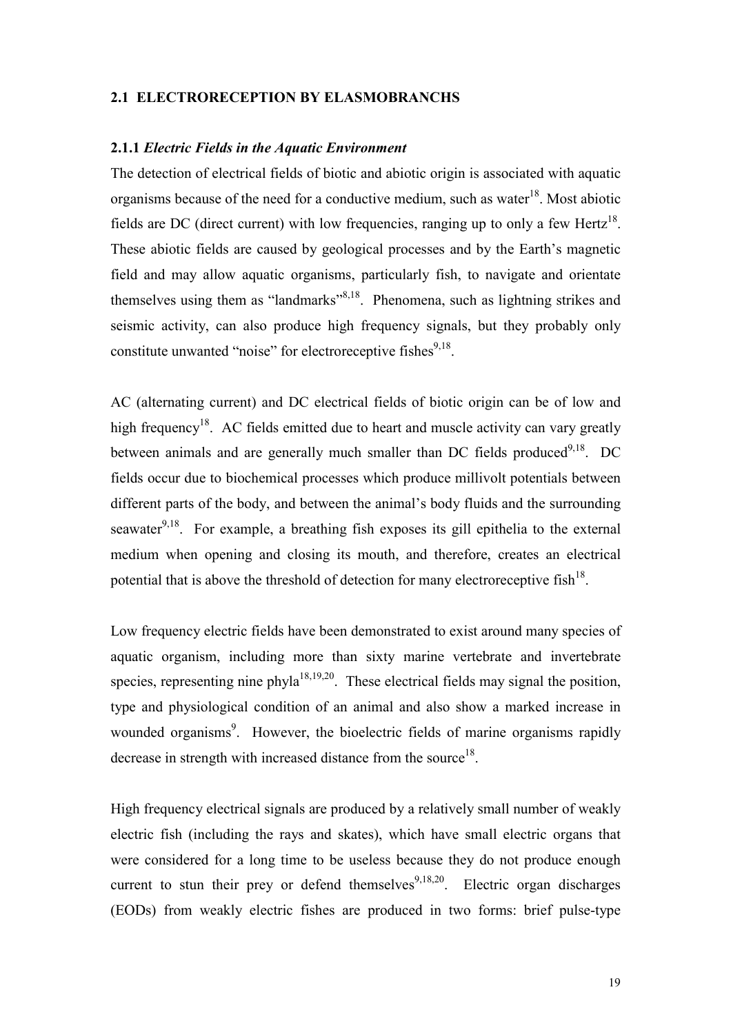## 2.1 ELECTRORECEPTION BY ELASMOBRANCHS

### 2.1.1 *Electric Fields in the Aquatic Environment*

The detection of electrical fields of biotic and abiotic origin is associated with aquatic organisms because of the need for a conductive medium, such as water[18]. Most abiotic fields are DC (direct current) with low frequencies, ranging up to only a few Hertz[18]. These abiotic fields are caused by geological processes and by the Earth's magnetic field and may allow aquatic organisms, particularly fish, to navigate and orientate themselves using them as "landmarks"[8,18]. Phenomena, such as lightning strikes and seismic activity, can also produce high frequency signals, but they probably only constitute unwanted "noise" for electroreceptive fishes[9,18].

AC (alternating current) and DC electrical fields of biotic origin can be of low and high frequency[18]. AC fields emitted due to heart and muscle activity can vary greatly between animals and are generally much smaller than DC fields produced[9,18]. DC fields occur due to biochemical processes which produce millivolt potentials between different parts of the body, and between the animal's body fluids and the surrounding seawater[9,18]. For example, a breathing fish exposes its gill epithelia to the external medium when opening and closing its mouth, and therefore, creates an electrical potential that is above the threshold of detection for many electroreceptive fish[18].

Low frequency electric fields have been demonstrated to exist around many species of aquatic organism, including more than sixty marine vertebrate and invertebrate species, representing nine phyla[18,19,20]. These electrical fields may signal the position, type and physiological condition of an animal and also show a marked increase in wounded organisms[9]. However, the bioelectric fields of marine organisms rapidly decrease in strength with increased distance from the source[18].

High frequency electrical signals are produced by a relatively small number of weakly electric fish (including the rays and skates), which have small electric organs that were considered for a long time to be useless because they do not produce enough current to stun their prey or defend themselves[9,18,20]. Electric organ discharges (EODs) from weakly electric fishes are produced in two forms: brief pulse-type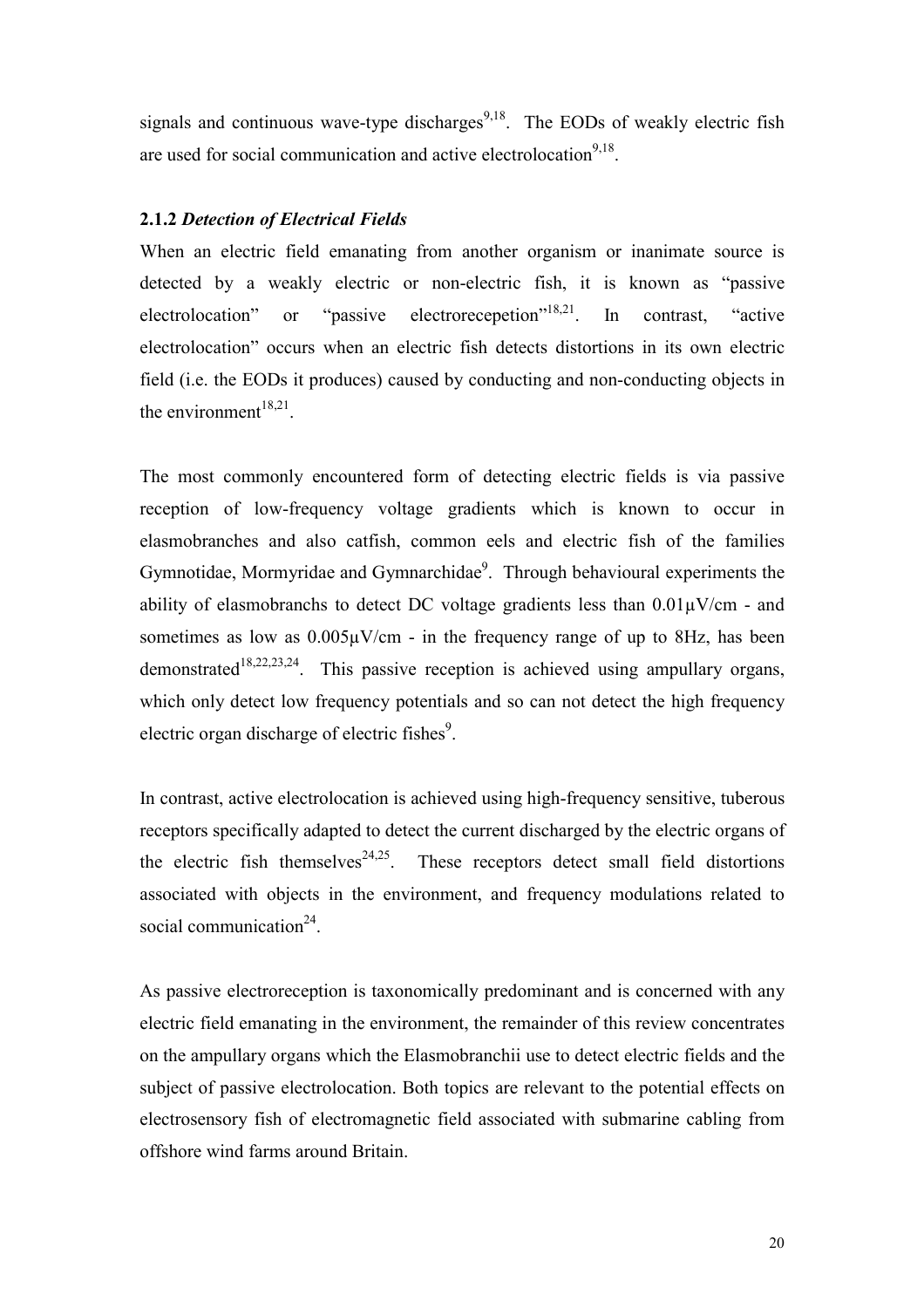signals and continuous wave-type discharges[9,18]. The EODs of weakly electric fish are used for social communication and active electrolocation[9,18].

### 2.1.2 *Detection of Electrical Fields*

When an electric field emanating from another organism or inanimate source is detected by a weakly electric or non-electric fish, it is known as "passive electrolocation" or "passive electrorecepetion"[18,21]. In contrast, "active electrolocation" occurs when an electric fish detects distortions in its own electric field (i.e. the EODs it produces) caused by conducting and non-conducting objects in the environment[18,21].

The most commonly encountered form of detecting electric fields is via passive reception of low-frequency voltage gradients which is known to occur in elasmobranches and also catfish, common eels and electric fish of the families Gymnotidae, Mormyridae and Gymnarchidae[9]. Through behavioural experiments the ability of elasmobranchs to detect DC voltage gradients less than 0.01µV/cm - and sometimes as low as 0.005µV/cm - in the frequency range of up to 8Hz, has been demonstrated[18,22,23,24]. This passive reception is achieved using ampullary organs, which only detect low frequency potentials and so can not detect the high frequency electric organ discharge of electric fishes[9].

In contrast, active electrolocation is achieved using high-frequency sensitive, tuberous receptors specifically adapted to detect the current discharged by the electric organs of the electric fish themselves[24,25]. These receptors detect small field distortions associated with objects in the environment, and frequency modulations related to social communication[24].

As passive electroreception is taxonomically predominant and is concerned with any electric field emanating in the environment, the remainder of this review concentrates on the ampullary organs which the Elasmobranchii use to detect electric fields and the subject of passive electrolocation. Both topics are relevant to the potential effects on electrosensory fish of electromagnetic field associated with submarine cabling from offshore wind farms around Britain.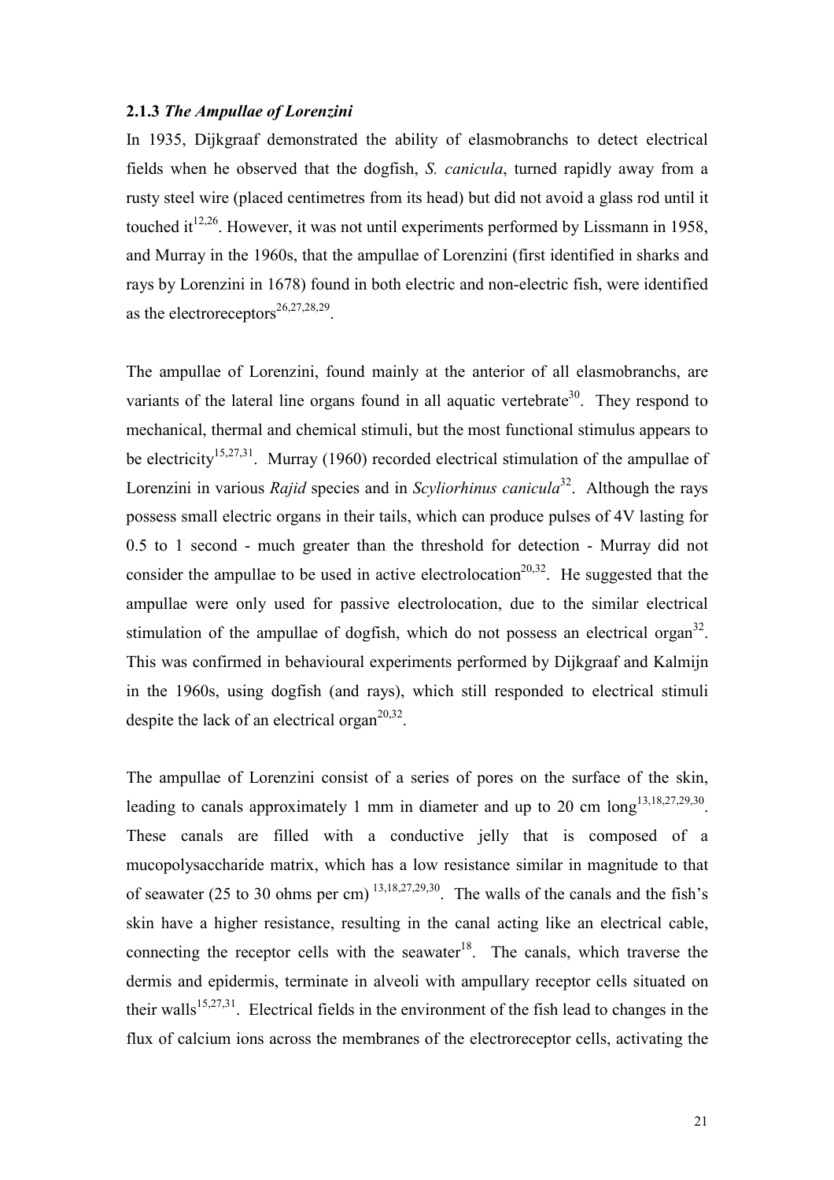### **2.1.3** *The Ampullae of Lorenzini*

In 1935, Dijkgraaf demonstrated the ability of elasmobranchs to detect electrical fields when he observed that the dogfish, *S. canicula*, turned rapidly away from a rusty steel wire (placed centimetres from its head) but did not avoid a glass rod until it touched it[12,26]. However, it was not until experiments performed by Lissmann in 1958, and Murray in the 1960s, that the ampullae of Lorenzini (first identified in sharks and rays by Lorenzini in 1678) found in both electric and non-electric fish, were identified as the electroreceptors[26,27,28,29].

The ampullae of Lorenzini, found mainly at the anterior of all elasmobranchs, are variants of the lateral line organs found in all aquatic vertebrate[30]. They respond to mechanical, thermal and chemical stimuli, but the most functional stimulus appears to be electricity[15,27,31]. Murray (1960) recorded electrical stimulation of the ampullae of Lorenzini in various *Rajid* species and in *Scyliorhinus canicula*[32]. Although the rays possess small electric organs in their tails, which can produce pulses of 4V lasting for 0.5 to 1 second - much greater than the threshold for detection - Murray did not consider the ampullae to be used in active electrolocation[20,32]. He suggested that the ampullae were only used for passive electrolocation, due to the similar electrical stimulation of the ampullae of dogfish, which do not possess an electrical organ[32]. This was confirmed in behavioural experiments performed by Dijkgraaf and Kalmijn in the 1960s, using dogfish (and rays), which still responded to electrical stimuli despite the lack of an electrical organ[20,32].

The ampullae of Lorenzini consist of a series of pores on the surface of the skin, leading to canals approximately 1 mm in diameter and up to 20 cm long[13,18,27,29,30]. These canals are filled with a conductive jelly that is composed of a mucopolysaccharide matrix, which has a low resistance similar in magnitude to that of seawater (25 to 30 ohms per cm) [13,18,27,29,30]. The walls of the canals and the fish's skin have a higher resistance, resulting in the canal acting like an electrical cable, connecting the receptor cells with the seawater[18]. The canals, which traverse the dermis and epidermis, terminate in alveoli with ampullary receptor cells situated on their walls[15,27,31]. Electrical fields in the environment of the fish lead to changes in the flux of calcium ions across the membranes of the electroreceptor cells, activating the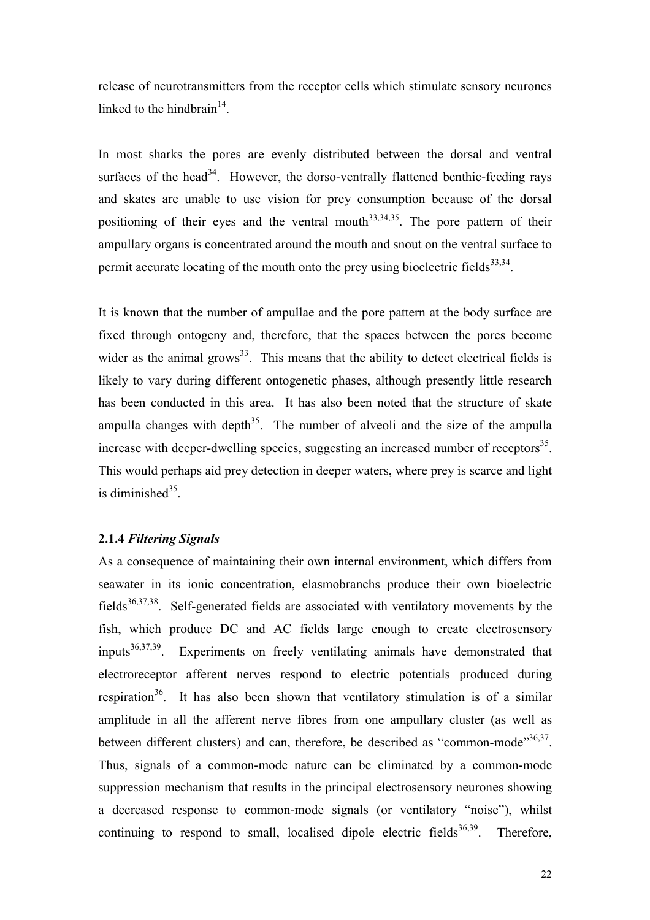release of neurotransmitters from the receptor cells which stimulate sensory neurones linked to the hindbrain[14].

In most sharks the pores are evenly distributed between the dorsal and ventral surfaces of the head[34]. However, the dorso-ventrally flattened benthic-feeding rays and skates are unable to use vision for prey consumption because of the dorsal positioning of their eyes and the ventral mouth[33,34,35]. The pore pattern of their ampullary organs is concentrated around the mouth and snout on the ventral surface to permit accurate locating of the mouth onto the prey using bioelectric fields[33,34].

It is known that the number of ampullae and the pore pattern at the body surface are fixed through ontogeny and, therefore, that the spaces between the pores become wider as the animal grows[33]. This means that the ability to detect electrical fields is likely to vary during different ontogenetic phases, although presently little research has been conducted in this area. It has also been noted that the structure of skate ampulla changes with depth[35]. The number of alveoli and the size of the ampulla increase with deeper-dwelling species, suggesting an increased number of receptors[35]. This would perhaps aid prey detection in deeper waters, where prey is scarce and light is diminished[35].

### 2.1.4 *Filtering Signals*

As a consequence of maintaining their own internal environment, which differs from seawater in its ionic concentration, elasmobranchs produce their own bioelectric fields[36,37,38]. Self-generated fields are associated with ventilatory movements by the fish, which produce DC and AC fields large enough to create electrosensory inputs[36,37,39]. Experiments on freely ventilating animals have demonstrated that electroreceptor afferent nerves respond to electric potentials produced during respiration[36]. It has also been shown that ventilatory stimulation is of a similar amplitude in all the afferent nerve fibres from one ampullary cluster (as well as between different clusters) and can, therefore, be described as "common-mode"[36,37]. Thus, signals of a common-mode nature can be eliminated by a common-mode suppression mechanism that results in the principal electrosensory neurones showing a decreased response to common-mode signals (or ventilatory "noise"), whilst continuing to respond to small, localised dipole electric fields[36,39]. Therefore,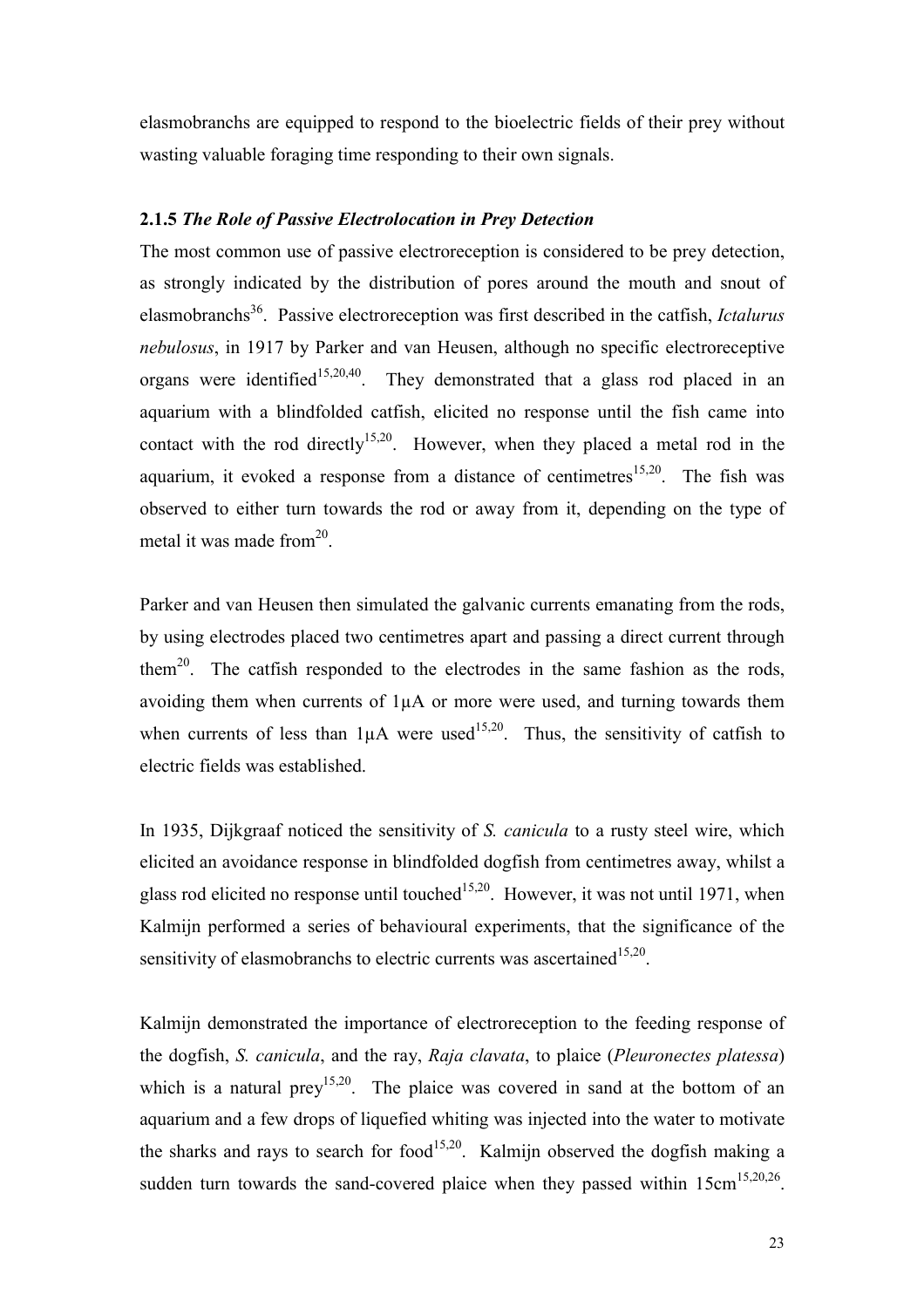elasmobranchs are equipped to respond to the bioelectric fields of their prey without wasting valuable foraging time responding to their own signals.

### 2.1.5 *The Role of Passive Electrolocation in Prey Detection*

The most common use of passive electroreception is considered to be prey detection, as strongly indicated by the distribution of pores around the mouth and snout of elasmobranchs[36]. Passive electroreception was first described in the catfish, *Ictalurus nebulosus*, in 1917 by Parker and van Heusen, although no specific electroreceptive organs were identified[15,20,40]. They demonstrated that a glass rod placed in an aquarium with a blindfolded catfish, elicited no response until the fish came into contact with the rod directly[15,20]. However, when they placed a metal rod in the aquarium, it evoked a response from a distance of centimetres[15,20]. The fish was observed to either turn towards the rod or away from it, depending on the type of metal it was made from[20].

Parker and van Heusen then simulated the galvanic currents emanating from the rods, by using electrodes placed two centimetres apart and passing a direct current through them[20]. The catfish responded to the electrodes in the same fashion as the rods, avoiding them when currents of 1µA or more were used, and turning towards them when currents of less than 1µA were used[15,20]. Thus, the sensitivity of catfish to electric fields was established.

In 1935, Dijkgraaf noticed the sensitivity of *S. canicula* to a rusty steel wire, which elicited an avoidance response in blindfolded dogfish from centimetres away, whilst a glass rod elicited no response until touched[15,20]. However, it was not until 1971, when Kalmijn performed a series of behavioural experiments, that the significance of the sensitivity of elasmobranchs to electric currents was ascertained[15,20].

Kalmijn demonstrated the importance of electroreception to the feeding response of the dogfish, *S. canicula*, and the ray, *Raja clavata*, to plaice (*Pleuronectes platessa*) which is a natural prey[15,20]. The plaice was covered in sand at the bottom of an aquarium and a few drops of liquefied whiting was injected into the water to motivate the sharks and rays to search for food[15,20]. Kalmijn observed the dogfish making a sudden turn towards the sand-covered plaice when they passed within 15cm[15,20,26].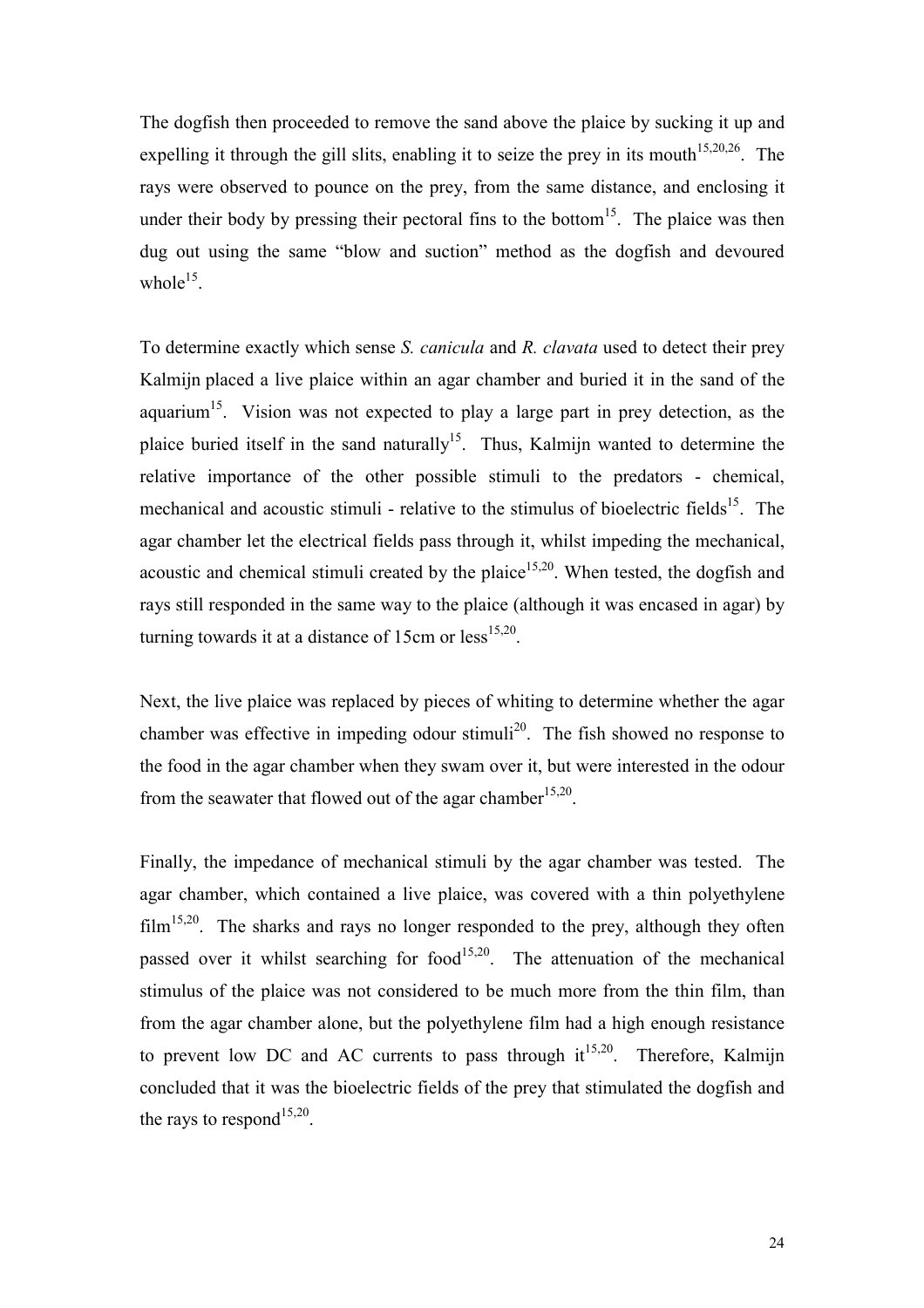The dogfish then proceeded to remove the sand above the plaice by sucking it up and expelling it through the gill slits, enabling it to seize the prey in its mouth[15,20,26]. The rays were observed to pounce on the prey, from the same distance, and enclosing it under their body by pressing their pectoral fins to the bottom[15]. The plaice was then dug out using the same "blow and suction" method as the dogfish and devoured whole[15].

To determine exactly which sense *S. canicula* and *R. clavata* used to detect their prey Kalmijn placed a live plaice within an agar chamber and buried it in the sand of the aquarium[15]. Vision was not expected to play a large part in prey detection, as the plaice buried itself in the sand naturally[15]. Thus, Kalmijn wanted to determine the relative importance of the other possible stimuli to the predators - chemical, mechanical and acoustic stimuli - relative to the stimulus of bioelectric fields[15]. The agar chamber let the electrical fields pass through it, whilst impeding the mechanical, acoustic and chemical stimuli created by the plaice[15,20]. When tested, the dogfish and rays still responded in the same way to the plaice (although it was encased in agar) by turning towards it at a distance of 15cm or less[15,20].

Next, the live plaice was replaced by pieces of whiting to determine whether the agar chamber was effective in impeding odour stimuli[20]. The fish showed no response to the food in the agar chamber when they swam over it, but were interested in the odour from the seawater that flowed out of the agar chamber[15,20].

Finally, the impedance of mechanical stimuli by the agar chamber was tested. The agar chamber, which contained a live plaice, was covered with a thin polyethylene film[15,20]. The sharks and rays no longer responded to the prey, although they often passed over it whilst searching for food[15,20]. The attenuation of the mechanical stimulus of the plaice was not considered to be much more from the thin film, than from the agar chamber alone, but the polyethylene film had a high enough resistance to prevent low DC and AC currents to pass through it[15,20]. Therefore, Kalmijn concluded that it was the bioelectric fields of the prey that stimulated the dogfish and the rays to respond[15,20].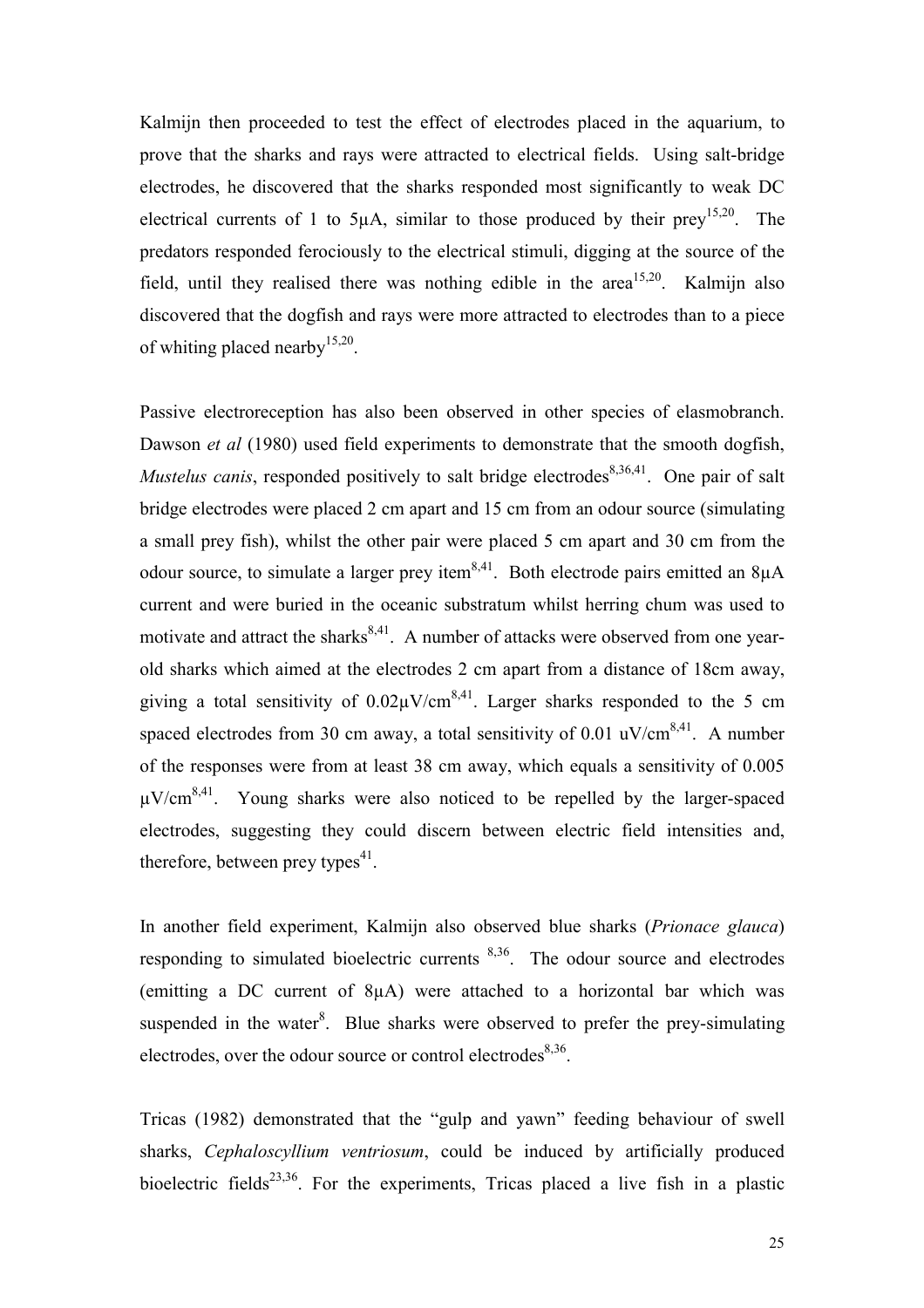Kalmijn then proceeded to test the effect of electrodes placed in the aquarium, to prove that the sharks and rays were attracted to electrical fields. Using salt-bridge electrodes, he discovered that the sharks responded most significantly to weak DC electrical currents of 1 to 5μA, similar to those produced by their prey[15,20]. The predators responded ferociously to the electrical stimuli, digging at the source of the field, until they realised there was nothing edible in the area[15,20]. Kalmijn also discovered that the dogfish and rays were more attracted to electrodes than to a piece of whiting placed nearby[15,20].

Passive electroreception has also been observed in other species of elasmobranch. Dawson *et al* (1980) used field experiments to demonstrate that the smooth dogfish, *Mustelus canis*, responded positively to salt bridge electrodes[8,36,41]. One pair of salt bridge electrodes were placed 2 cm apart and 15 cm from an odour source (simulating a small prey fish), whilst the other pair were placed 5 cm apart and 30 cm from the odour source, to simulate a larger prey item[8,41]. Both electrode pairs emitted an 8μA current and were buried in the oceanic substratum whilst herring chum was used to motivate and attract the sharks[8,41]. A number of attacks were observed from one year-old sharks which aimed at the electrodes 2 cm apart from a distance of 18cm away, giving a total sensitivity of 0.02μV/cm[8,41]. Larger sharks responded to the 5 cm spaced electrodes from 30 cm away, a total sensitivity of 0.01 uV/cm[8,41]. A number of the responses were from at least 38 cm away, which equals a sensitivity of 0.005 μV/cm[8,41]. Young sharks were also noticed to be repelled by the larger-spaced electrodes, suggesting they could discern between electric field intensities and, therefore, between prey types[41].

In another field experiment, Kalmijn also observed blue sharks (*Prionace glauca*) responding to simulated bioelectric currents [8,36]. The odour source and electrodes (emitting a DC current of 8μA) were attached to a horizontal bar which was suspended in the water[8]. Blue sharks were observed to prefer the prey-simulating electrodes, over the odour source or control electrodes[8,36].

Tricas (1982) demonstrated that the "gulp and yawn" feeding behaviour of swell sharks, *Cephaloscyllium ventriosum*, could be induced by artificially produced bioelectric fields[23,36]. For the experiments, Tricas placed a live fish in a plastic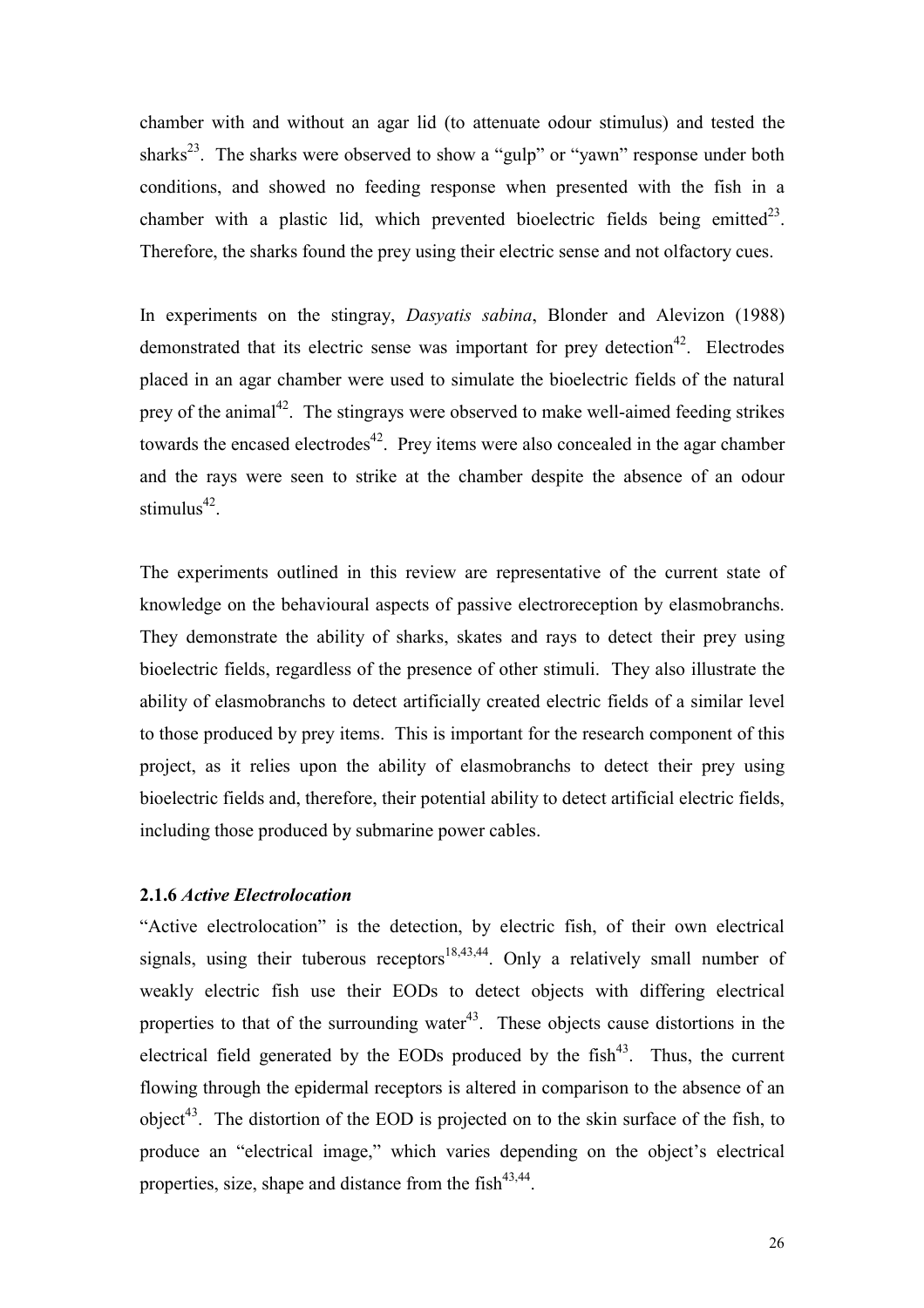chamber with and without an agar lid (to attenuate odour stimulus) and tested the sharks[23]. The sharks were observed to show a "gulp" or "yawn" response under both conditions, and showed no feeding response when presented with the fish in a chamber with a plastic lid, which prevented bioelectric fields being emitted[23]. Therefore, the sharks found the prey using their electric sense and not olfactory cues.

In experiments on the stingray, *Dasyatis sabina*, Blonder and Alevizon (1988) demonstrated that its electric sense was important for prey detection[42]. Electrodes placed in an agar chamber were used to simulate the bioelectric fields of the natural prey of the animal[42]. The stingrays were observed to make well-aimed feeding strikes towards the encased electrodes[42]. Prey items were also concealed in the agar chamber and the rays were seen to strike at the chamber despite the absence of an odour stimulus[42].

The experiments outlined in this review are representative of the current state of knowledge on the behavioural aspects of passive electroreception by elasmobranchs. They demonstrate the ability of sharks, skates and rays to detect their prey using bioelectric fields, regardless of the presence of other stimuli. They also illustrate the ability of elasmobranchs to detect artificially created electric fields of a similar level to those produced by prey items. This is important for the research component of this project, as it relies upon the ability of elasmobranchs to detect their prey using bioelectric fields and, therefore, their potential ability to detect artificial electric fields, including those produced by submarine power cables.

### 2.1.6 *Active Electrolocation*

"Active electrolocation" is the detection, by electric fish, of their own electrical signals, using their tuberous receptors[18,43,44]. Only a relatively small number of weakly electric fish use their EODs to detect objects with differing electrical properties to that of the surrounding water[43]. These objects cause distortions in the electrical field generated by the EODs produced by the fish[43]. Thus, the current flowing through the epidermal receptors is altered in comparison to the absence of an object[43]. The distortion of the EOD is projected on to the skin surface of the fish, to produce an "electrical image," which varies depending on the object's electrical properties, size, shape and distance from the fish[43,44].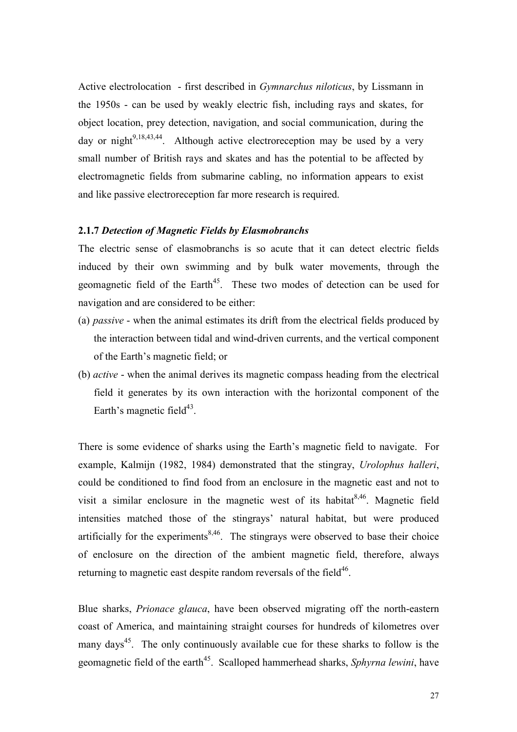Active electrolocation - first described in *Gymnarchus niloticus*, by Lissmann in the 1950s - can be used by weakly electric fish, including rays and skates, for object location, prey detection, navigation, and social communication, during the day or night[9,18,43,44]. Although active electroreception may be used by a very small number of British rays and skates and has the potential to be affected by electromagnetic fields from submarine cabling, no information appears to exist and like passive electroreception far more research is required.

### 2.1.7 *Detection of Magnetic Fields by Elasmobranchs*

The electric sense of elasmobranchs is so acute that it can detect electric fields induced by their own swimming and by bulk water movements, through the geomagnetic field of the Earth[45]. These two modes of detection can be used for navigation and are considered to be either:

(a) *passive* - when the animal estimates its drift from the electrical fields produced by the interaction between tidal and wind-driven currents, and the vertical component of the Earth's magnetic field; or

(b) *active* - when the animal derives its magnetic compass heading from the electrical field it generates by its own interaction with the horizontal component of the Earth's magnetic field[43].

There is some evidence of sharks using the Earth's magnetic field to navigate. For example, Kalmijn (1982, 1984) demonstrated that the stingray, *Urolophus halleri*, could be conditioned to find food from an enclosure in the magnetic east and not to visit a similar enclosure in the magnetic west of its habitat[8,46]. Magnetic field intensities matched those of the stingrays' natural habitat, but were produced artificially for the experiments[8,46]. The stingrays were observed to base their choice of enclosure on the direction of the ambient magnetic field, therefore, always returning to magnetic east despite random reversals of the field[46].

Blue sharks, *Prionace glauca*, have been observed migrating off the north-eastern coast of America, and maintaining straight courses for hundreds of kilometres over many days[45]. The only continuously available cue for these sharks to follow is the geomagnetic field of the earth[45]. Scalloped hammerhead sharks, *Sphyrna lewini*, have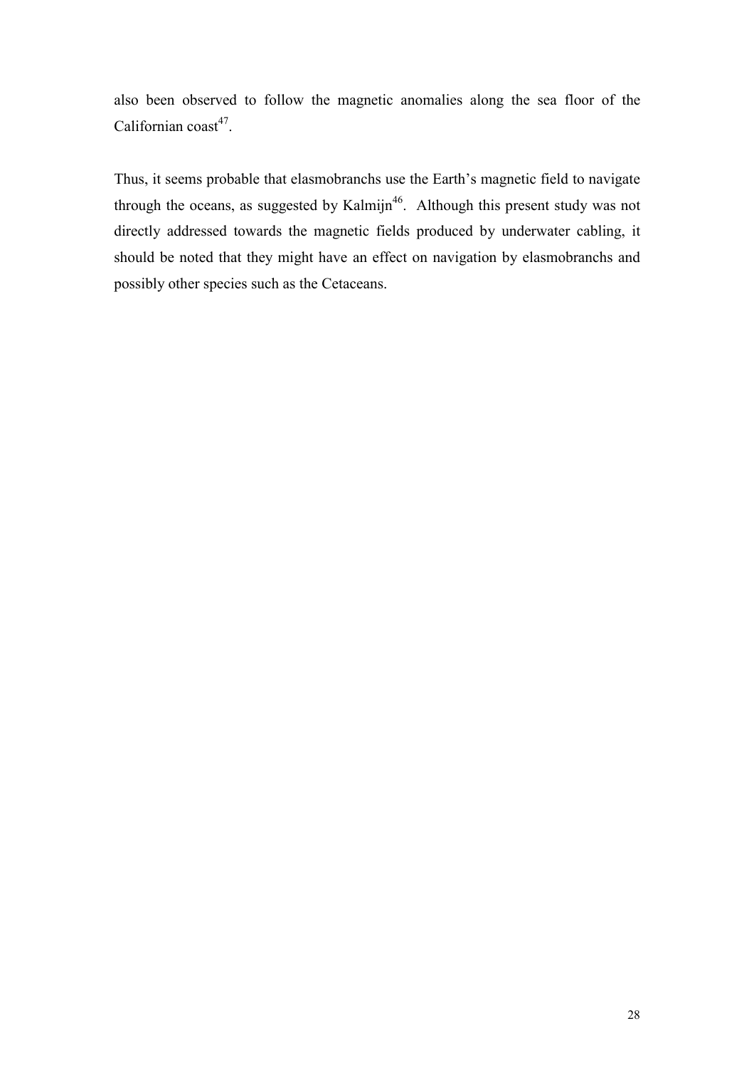also been observed to follow the magnetic anomalies along the sea floor of the Californian coast[47].

Thus, it seems probable that elasmobranchs use the Earth's magnetic field to navigate through the oceans, as suggested by Kalmijn[46]. Although this present study was not directly addressed towards the magnetic fields produced by underwater cabling, it should be noted that they might have an effect on navigation by elasmobranchs and possibly other species such as the Cetaceans.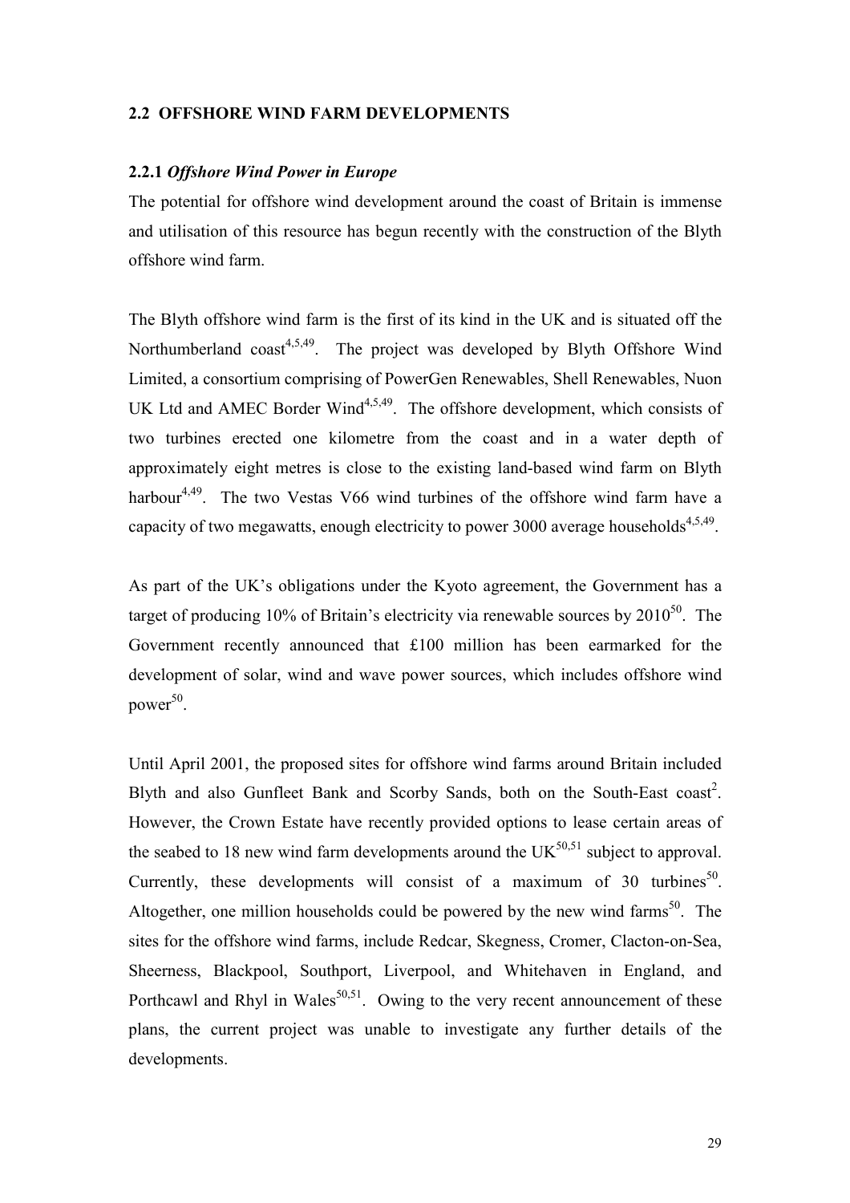## 2.2 OFFSHORE WIND FARM DEVELOPMENTS

### 2.2.1 *Offshore Wind Power in Europe*

The potential for offshore wind development around the coast of Britain is immense and utilisation of this resource has begun recently with the construction of the Blyth offshore wind farm.

The Blyth offshore wind farm is the first of its kind in the UK and is situated off the Northumberland coast[4,5,49]. The project was developed by Blyth Offshore Wind Limited, a consortium comprising of PowerGen Renewables, Shell Renewables, Nuon UK Ltd and AMEC Border Wind[4,5,49]. The offshore development, which consists of two turbines erected one kilometre from the coast and in a water depth of approximately eight metres is close to the existing land-based wind farm on Blyth harbour[4,49]. The two Vestas V66 wind turbines of the offshore wind farm have a capacity of two megawatts, enough electricity to power 3000 average households[4,5,49].

As part of the UK's obligations under the Kyoto agreement, the Government has a target of producing 10% of Britain's electricity via renewable sources by 2010[50]. The Government recently announced that £100 million has been earmarked for the development of solar, wind and wave power sources, which includes offshore wind power[50].

Until April 2001, the proposed sites for offshore wind farms around Britain included Blyth and also Gunfleet Bank and Scorby Sands, both on the South-East coast[2]. However, the Crown Estate have recently provided options to lease certain areas of the seabed to 18 new wind farm developments around the UK[50,51] subject to approval. Currently, these developments will consist of a maximum of 30 turbines[50]. Altogether, one million households could be powered by the new wind farms[50]. The sites for the offshore wind farms, include Redcar, Skegness, Cromer, Clacton-on-Sea, Sheerness, Blackpool, Southport, Liverpool, and Whitehaven in England, and Porthcawl and Rhyl in Wales[50,51]. Owing to the very recent announcement of these plans, the current project was unable to investigate any further details of the developments.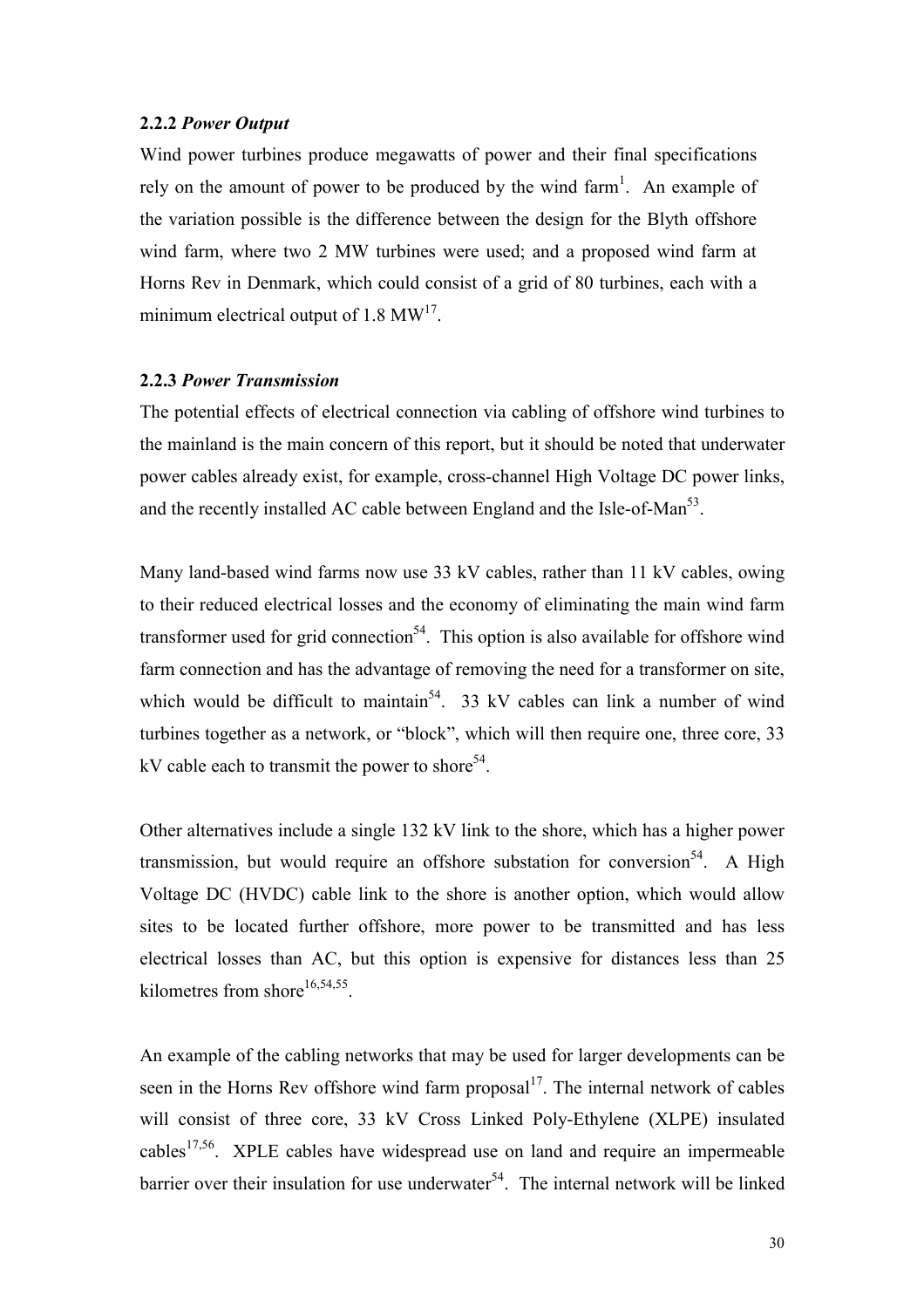### 2.2.2 *Power Output*

Wind power turbines produce megawatts of power and their final specifications rely on the amount of power to be produced by the wind farm[1]. An example of the variation possible is the difference between the design for the Blyth offshore wind farm, where two 2 MW turbines were used; and a proposed wind farm at Horns Rev in Denmark, which could consist of a grid of 80 turbines, each with a minimum electrical output of 1.8 MW[17].

### 2.2.3 *Power Transmission*

The potential effects of electrical connection via cabling of offshore wind turbines to the mainland is the main concern of this report, but it should be noted that underwater power cables already exist, for example, cross-channel High Voltage DC power links, and the recently installed AC cable between England and the Isle-of-Man[53].

Many land-based wind farms now use 33 kV cables, rather than 11 kV cables, owing to their reduced electrical losses and the economy of eliminating the main wind farm transformer used for grid connection[54]. This option is also available for offshore wind farm connection and has the advantage of removing the need for a transformer on site, which would be difficult to maintain[54]. 33 kV cables can link a number of wind turbines together as a network, or "block", which will then require one, three core, 33 kV cable each to transmit the power to shore[54].

Other alternatives include a single 132 kV link to the shore, which has a higher power transmission, but would require an offshore substation for conversion[54]. A High Voltage DC (HVDC) cable link to the shore is another option, which would allow sites to be located further offshore, more power to be transmitted and has less electrical losses than AC, but this option is expensive for distances less than 25 kilometres from shore[16,54,55].

An example of the cabling networks that may be used for larger developments can be seen in the Horns Rev offshore wind farm proposal[17]. The internal network of cables will consist of three core, 33 kV Cross Linked Poly-Ethylene (XLPE) insulated cables[17,56]. XPLE cables have widespread use on land and require an impermeable barrier over their insulation for use underwater[54]. The internal network will be linked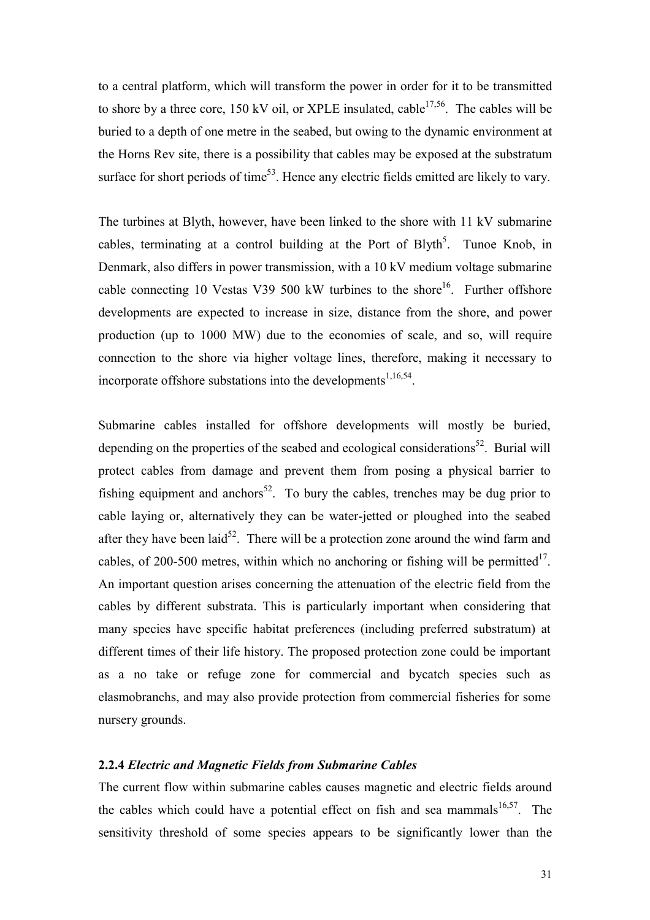to a central platform, which will transform the power in order for it to be transmitted to shore by a three core, 150 kV oil, or XPLE insulated, cable[17,56]. The cables will be buried to a depth of one metre in the seabed, but owing to the dynamic environment at the Horns Rev site, there is a possibility that cables may be exposed at the substratum surface for short periods of time[53]. Hence any electric fields emitted are likely to vary.

The turbines at Blyth, however, have been linked to the shore with 11 kV submarine cables, terminating at a control building at the Port of Blyth[5]. Tunoe Knob, in Denmark, also differs in power transmission, with a 10 kV medium voltage submarine cable connecting 10 Vestas V39 500 kW turbines to the shore[16]. Further offshore developments are expected to increase in size, distance from the shore, and power production (up to 1000 MW) due to the economies of scale, and so, will require connection to the shore via higher voltage lines, therefore, making it necessary to incorporate offshore substations into the developments[1,16,54].

Submarine cables installed for offshore developments will mostly be buried, depending on the properties of the seabed and ecological considerations[52]. Burial will protect cables from damage and prevent them from posing a physical barrier to fishing equipment and anchors[52]. To bury the cables, trenches may be dug prior to cable laying or, alternatively they can be water-jetted or ploughed into the seabed after they have been laid[52]. There will be a protection zone around the wind farm and cables, of 200-500 metres, within which no anchoring or fishing will be permitted[17]. An important question arises concerning the attenuation of the electric field from the cables by different substrata. This is particularly important when considering that many species have specific habitat preferences (including preferred substratum) at different times of their life history. The proposed protection zone could be important as a no take or refuge zone for commercial and bycatch species such as elasmobranchs, and may also provide protection from commercial fisheries for some nursery grounds.

### 2.2.4 *Electric and Magnetic Fields from Submarine Cables*

The current flow within submarine cables causes magnetic and electric fields around the cables which could have a potential effect on fish and sea mammals[16,57]. The sensitivity threshold of some species appears to be significantly lower than the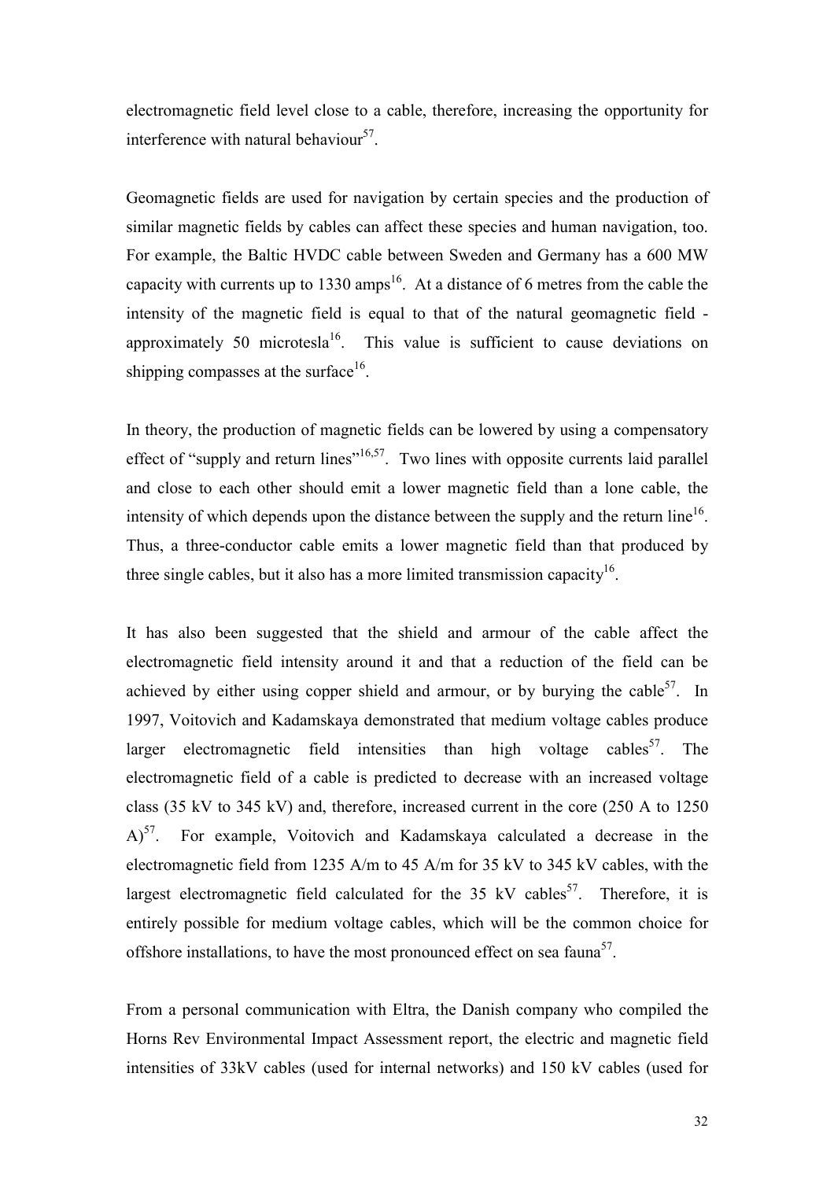electromagnetic field level close to a cable, therefore, increasing the opportunity for interference with natural behaviour[57].

Geomagnetic fields are used for navigation by certain species and the production of similar magnetic fields by cables can affect these species and human navigation, too. For example, the Baltic HVDC cable between Sweden and Germany has a 600 MW capacity with currents up to 1330 amps[16]. At a distance of 6 metres from the cable the intensity of the magnetic field is equal to that of the natural geomagnetic field - approximately 50 microtesla[16]. This value is sufficient to cause deviations on shipping compasses at the surface[16].

In theory, the production of magnetic fields can be lowered by using a compensatory effect of "supply and return lines"[16,57]. Two lines with opposite currents laid parallel and close to each other should emit a lower magnetic field than a lone cable, the intensity of which depends upon the distance between the supply and the return line[16]. Thus, a three-conductor cable emits a lower magnetic field than that produced by three single cables, but it also has a more limited transmission capacity[16].

It has also been suggested that the shield and armour of the cable affect the electromagnetic field intensity around it and that a reduction of the field can be achieved by either using copper shield and armour, or by burying the cable[57]. In 1997, Voitovich and Kadamskaya demonstrated that medium voltage cables produce larger electromagnetic field intensities than high voltage cables[57]. The electromagnetic field of a cable is predicted to decrease with an increased voltage class (35 kV to 345 kV) and, therefore, increased current in the core (250 A to 1250 A)[57]. For example, Voitovich and Kadamskaya calculated a decrease in the electromagnetic field from 1235 A/m to 45 A/m for 35 kV to 345 kV cables, with the largest electromagnetic field calculated for the 35 kV cables[57]. Therefore, it is entirely possible for medium voltage cables, which will be the common choice for offshore installations, to have the most pronounced effect on sea fauna[57].

From a personal communication with Eltra, the Danish company who compiled the Horns Rev Environmental Impact Assessment report, the electric and magnetic field intensities of 33kV cables (used for internal networks) and 150 kV cables (used for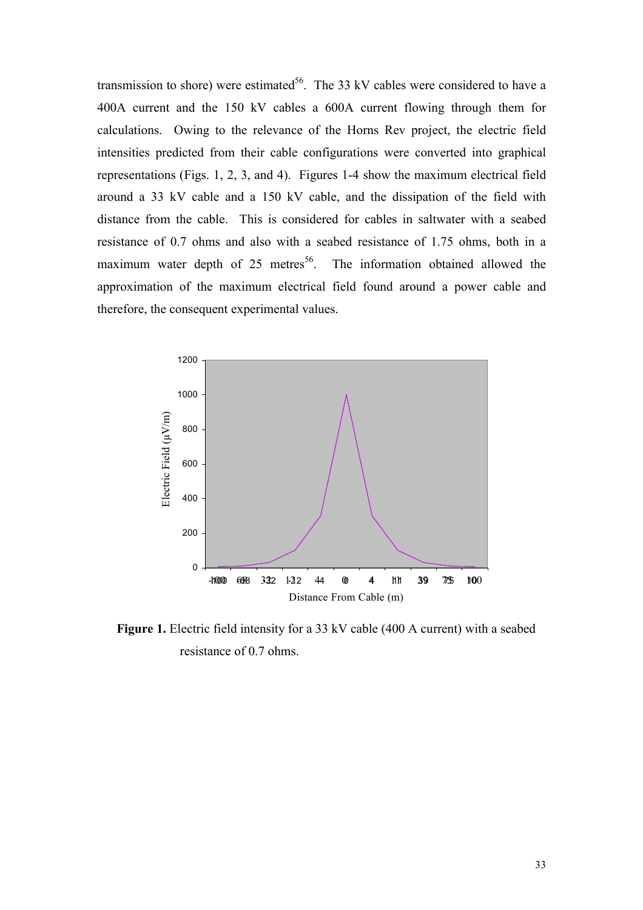transmission to shore) were estimated[56]. The 33 kV cables were considered to have a 400A current and the 150 kV cables a 600A current flowing through them for calculations. Owing to the relevance of the Horns Rev project, the electric field intensities predicted from their cable configurations were converted into graphical representations (Figs. 1, 2, 3, and 4). Figures 1-4 show the maximum electrical field around a 33 kV cable and a 150 kV cable, and the dissipation of the field with distance from the cable. This is considered for cables in saltwater with a seabed resistance of 0.7 ohms and also with a seabed resistance of 1.75 ohms, both in a maximum water depth of 25 metres[56]. The information obtained allowed the approximation of the maximum electrical field found around a power cable and therefore, the consequent experimental values.

**Figure 1.** Electric field intensity for a 33 kV cable (400 A current) with a seabed resistance of 0.7 ohms.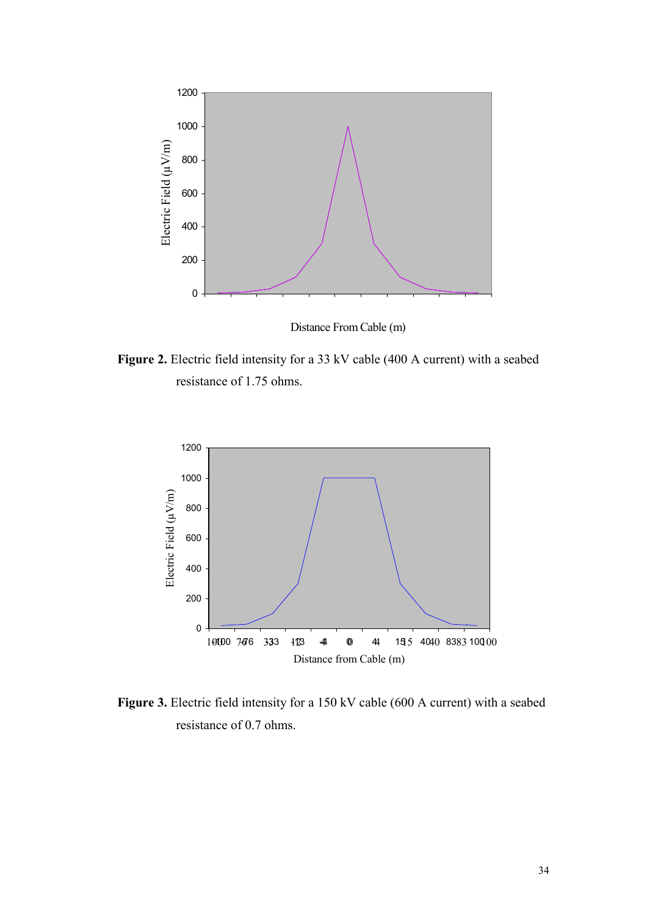**Figure 2.** Electric field intensity for a 33 kV cable (400 A current) with a seabed resistance of 1.75 ohms.

**Figure 3.** Electric field intensity for a 150 kV cable (600 A current) with a seabed resistance of 0.7 ohms.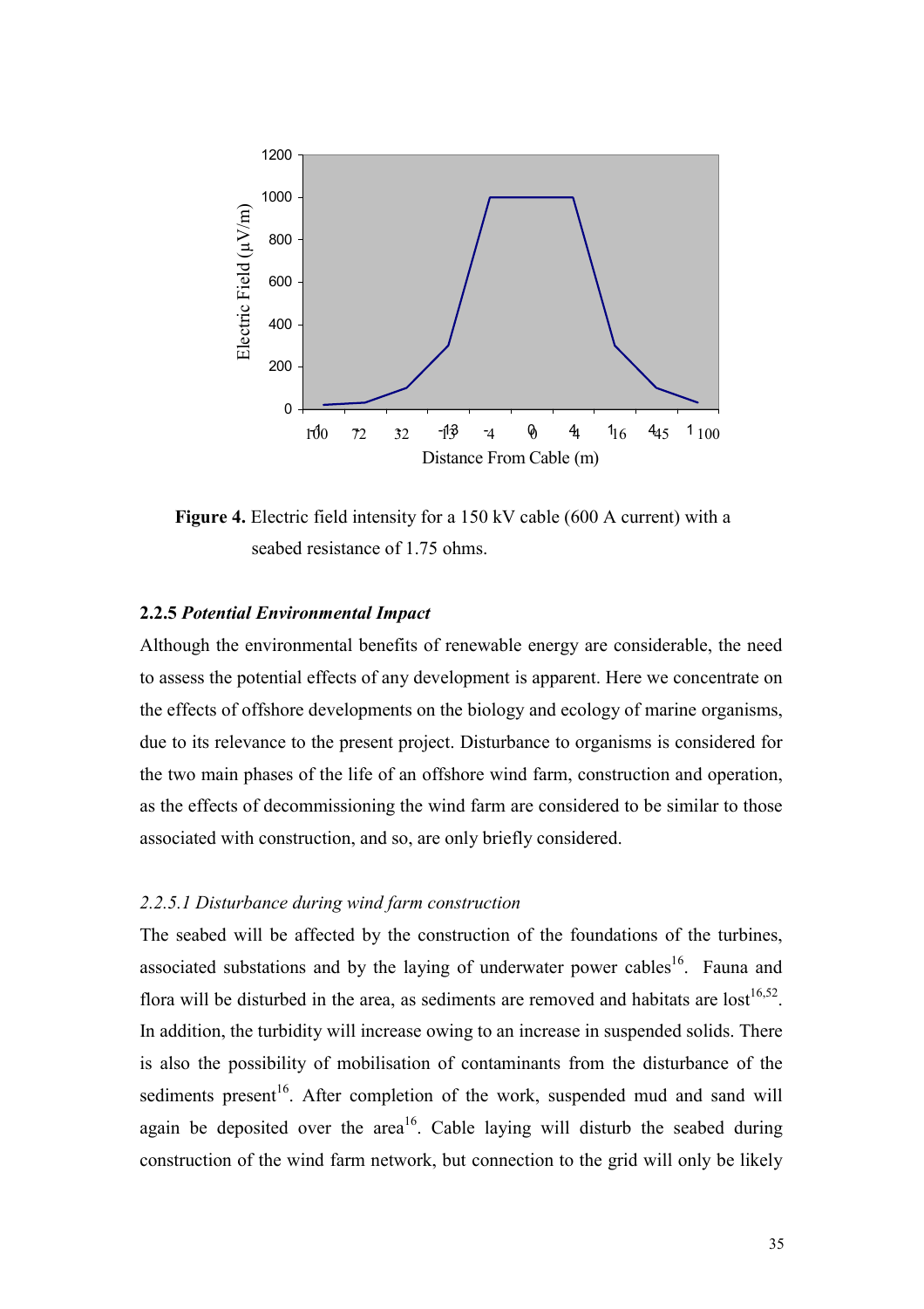**Figure 4.** Electric field intensity for a 150 kV cable (600 A current) with a seabed resistance of 1.75 ohms.

### 2.2.5 *Potential Environmental Impact*

Although the environmental benefits of renewable energy are considerable, the need to assess the potential effects of any development is apparent. Here we concentrate on the effects of offshore developments on the biology and ecology of marine organisms, due to its relevance to the present project. Disturbance to organisms is considered for the two main phases of the life of an offshore wind farm, construction and operation, as the effects of decommissioning the wind farm are considered to be similar to those associated with construction, and so, are only briefly considered.

#### *2.2.5.1 Disturbance during wind farm construction*

The seabed will be affected by the construction of the foundations of the turbines, associated substations and by the laying of underwater power cables[16]. Fauna and flora will be disturbed in the area, as sediments are removed and habitats are lost[16,52]. In addition, the turbidity will increase owing to an increase in suspended solids. There is also the possibility of mobilisation of contaminants from the disturbance of the sediments present[16]. After completion of the work, suspended mud and sand will again be deposited over the area[16]. Cable laying will disturb the seabed during construction of the wind farm network, but connection to the grid will only be likely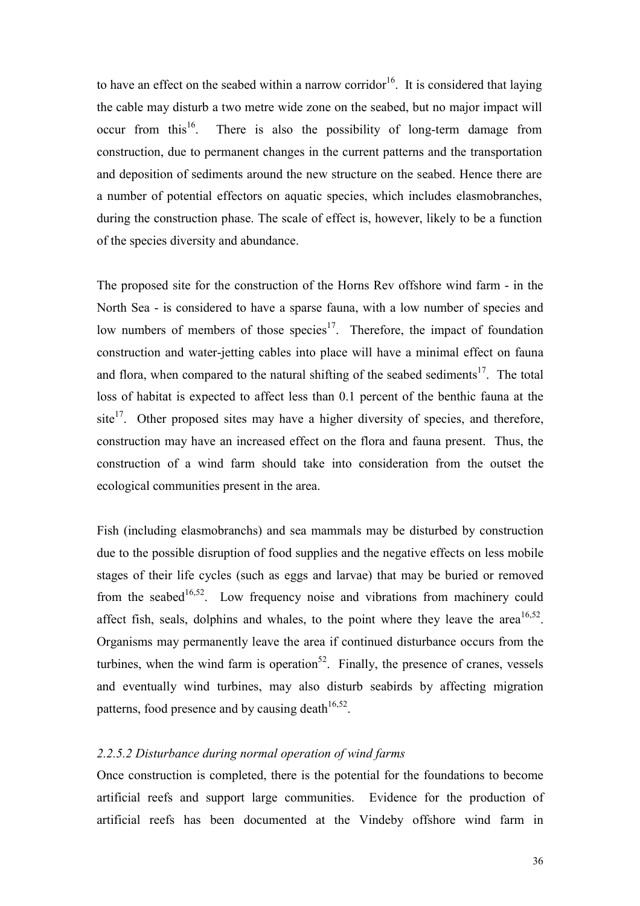to have an effect on the seabed within a narrow corridor[16]. It is considered that laying the cable may disturb a two metre wide zone on the seabed, but no major impact will occur from this[16]. There is also the possibility of long-term damage from construction, due to permanent changes in the current patterns and the transportation and deposition of sediments around the new structure on the seabed. Hence there are a number of potential effectors on aquatic species, which includes elasmobranches, during the construction phase. The scale of effect is, however, likely to be a function of the species diversity and abundance.

The proposed site for the construction of the Horns Rev offshore wind farm - in the North Sea - is considered to have a sparse fauna, with a low number of species and low numbers of members of those species[17]. Therefore, the impact of foundation construction and water-jetting cables into place will have a minimal effect on fauna and flora, when compared to the natural shifting of the seabed sediments[17]. The total loss of habitat is expected to affect less than 0.1 percent of the benthic fauna at the site[17]. Other proposed sites may have a higher diversity of species, and therefore, construction may have an increased effect on the flora and fauna present. Thus, the construction of a wind farm should take into consideration from the outset the ecological communities present in the area.

Fish (including elasmobranchs) and sea mammals may be disturbed by construction due to the possible disruption of food supplies and the negative effects on less mobile stages of their life cycles (such as eggs and larvae) that may be buried or removed from the seabed[16,52]. Low frequency noise and vibrations from machinery could affect fish, seals, dolphins and whales, to the point where they leave the area[16,52]. Organisms may permanently leave the area if continued disturbance occurs from the turbines, when the wind farm is operation[52]. Finally, the presence of cranes, vessels and eventually wind turbines, may also disturb seabirds by affecting migration patterns, food presence and by causing death[16,52].

#### *2.2.5.2 Disturbance during normal operation of wind farms*

Once construction is completed, there is the potential for the foundations to become artificial reefs and support large communities. Evidence for the production of artificial reefs has been documented at the Vindeby offshore wind farm in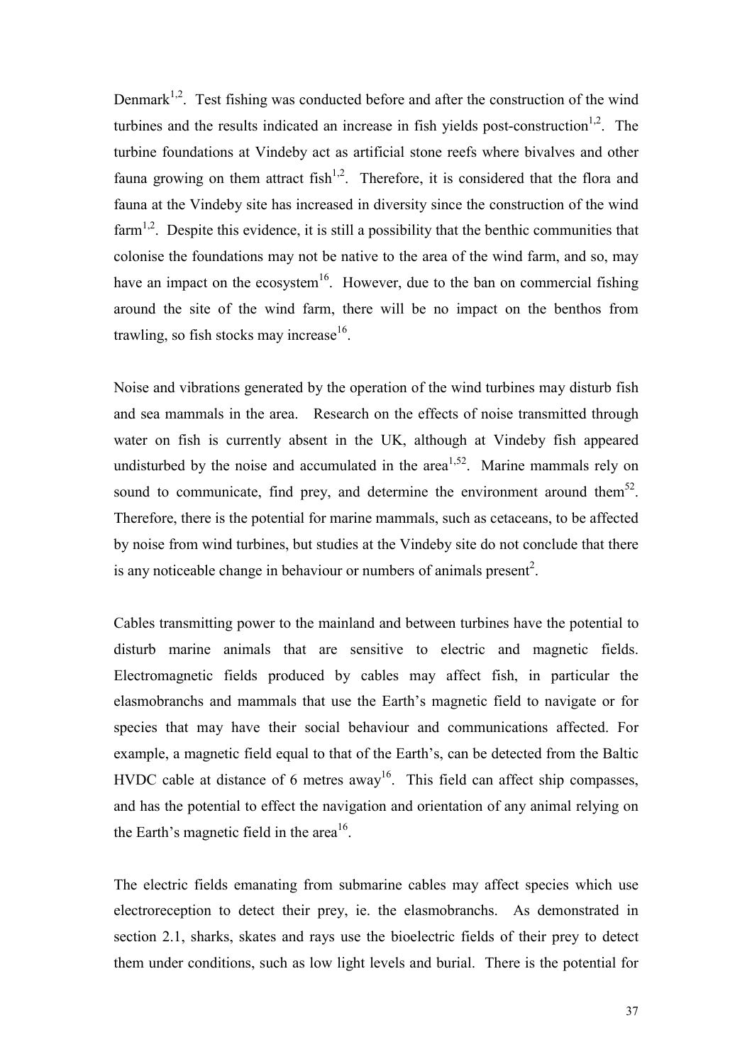Denmark[1,2]. Test fishing was conducted before and after the construction of the wind turbines and the results indicated an increase in fish yields post-construction[1,2]. The turbine foundations at Vindeby act as artificial stone reefs where bivalves and other fauna growing on them attract fish[1,2]. Therefore, it is considered that the flora and fauna at the Vindeby site has increased in diversity since the construction of the wind farm[1,2]. Despite this evidence, it is still a possibility that the benthic communities that colonise the foundations may not be native to the area of the wind farm, and so, may have an impact on the ecosystem[16]. However, due to the ban on commercial fishing around the site of the wind farm, there will be no impact on the benthos from trawling, so fish stocks may increase[16].

Noise and vibrations generated by the operation of the wind turbines may disturb fish and sea mammals in the area. Research on the effects of noise transmitted through water on fish is currently absent in the UK, although at Vindeby fish appeared undisturbed by the noise and accumulated in the area[1,52]. Marine mammals rely on sound to communicate, find prey, and determine the environment around them[52]. Therefore, there is the potential for marine mammals, such as cetaceans, to be affected by noise from wind turbines, but studies at the Vindeby site do not conclude that there is any noticeable change in behaviour or numbers of animals present[2].

Cables transmitting power to the mainland and between turbines have the potential to disturb marine animals that are sensitive to electric and magnetic fields. Electromagnetic fields produced by cables may affect fish, in particular the elasmobranchs and mammals that use the Earth's magnetic field to navigate or for species that may have their social behaviour and communications affected. For example, a magnetic field equal to that of the Earth's, can be detected from the Baltic HVDC cable at distance of 6 metres away[16]. This field can affect ship compasses, and has the potential to effect the navigation and orientation of any animal relying on the Earth's magnetic field in the area[16].

The electric fields emanating from submarine cables may affect species which use electroreception to detect their prey, ie. the elasmobranchs. As demonstrated in section 2.1, sharks, skates and rays use the bioelectric fields of their prey to detect them under conditions, such as low light levels and burial. There is the potential for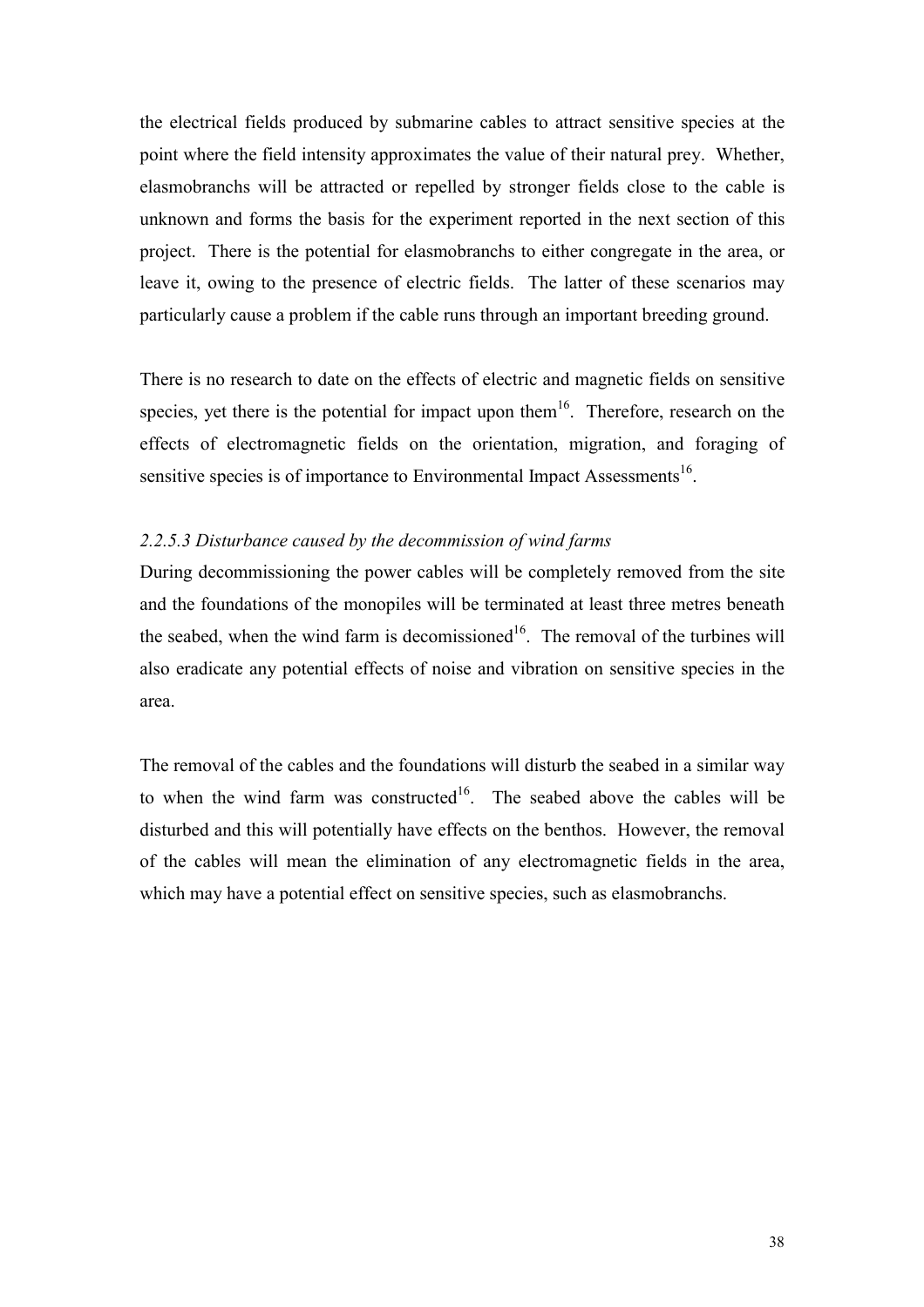the electrical fields produced by submarine cables to attract sensitive species at the point where the field intensity approximates the value of their natural prey. Whether, elasmobranchs will be attracted or repelled by stronger fields close to the cable is unknown and forms the basis for the experiment reported in the next section of this project. There is the potential for elasmobranchs to either congregate in the area, or leave it, owing to the presence of electric fields. The latter of these scenarios may particularly cause a problem if the cable runs through an important breeding ground.

There is no research to date on the effects of electric and magnetic fields on sensitive species, yet there is the potential for impact upon them[16]. Therefore, research on the effects of electromagnetic fields on the orientation, migration, and foraging of sensitive species is of importance to Environmental Impact Assessments[16].

#### *2.2.5.3 Disturbance caused by the decommission of wind farms*

During decommissioning the power cables will be completely removed from the site and the foundations of the monopiles will be terminated at least three metres beneath the seabed, when the wind farm is decomissioned[16]. The removal of the turbines will also eradicate any potential effects of noise and vibration on sensitive species in the area.

The removal of the cables and the foundations will disturb the seabed in a similar way to when the wind farm was constructed[16]. The seabed above the cables will be disturbed and this will potentially have effects on the benthos. However, the removal of the cables will mean the elimination of any electromagnetic fields in the area, which may have a potential effect on sensitive species, such as elasmobranchs.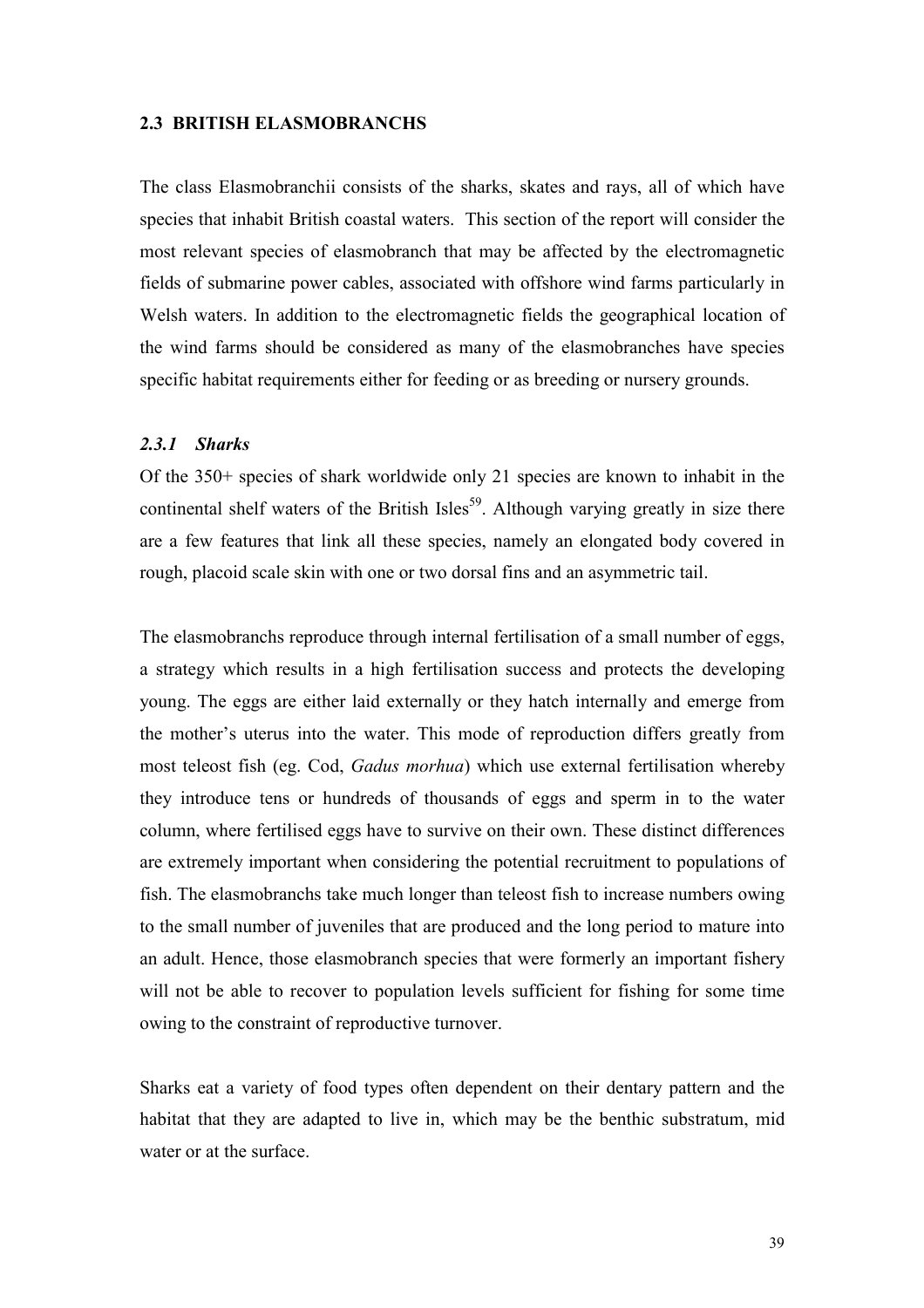## 2.3 BRITISH ELASMOBRANCHS

The class Elasmobranchii consists of the sharks, skates and rays, all of which have species that inhabit British coastal waters. This section of the report will consider the most relevant species of elasmobranch that may be affected by the electromagnetic fields of submarine power cables, associated with offshore wind farms particularly in Welsh waters. In addition to the electromagnetic fields the geographical location of the wind farms should be considered as many of the elasmobranches have species specific habitat requirements either for feeding or as breeding or nursery grounds.

### *2.3.1 Sharks*

Of the 350+ species of shark worldwide only 21 species are known to inhabit in the continental shelf waters of the British Isles[59]. Although varying greatly in size there are a few features that link all these species, namely an elongated body covered in rough, placoid scale skin with one or two dorsal fins and an asymmetric tail.

The elasmobranchs reproduce through internal fertilisation of a small number of eggs, a strategy which results in a high fertilisation success and protects the developing young. The eggs are either laid externally or they hatch internally and emerge from the mother's uterus into the water. This mode of reproduction differs greatly from most teleost fish (eg. Cod, *Gadus morhua*) which use external fertilisation whereby they introduce tens or hundreds of thousands of eggs and sperm in to the water column, where fertilised eggs have to survive on their own. These distinct differences are extremely important when considering the potential recruitment to populations of fish. The elasmobranchs take much longer than teleost fish to increase numbers owing to the small number of juveniles that are produced and the long period to mature into an adult. Hence, those elasmobranch species that were formerly an important fishery will not be able to recover to population levels sufficient for fishing for some time owing to the constraint of reproductive turnover.

Sharks eat a variety of food types often dependent on their dentary pattern and the habitat that they are adapted to live in, which may be the benthic substratum, mid water or at the surface.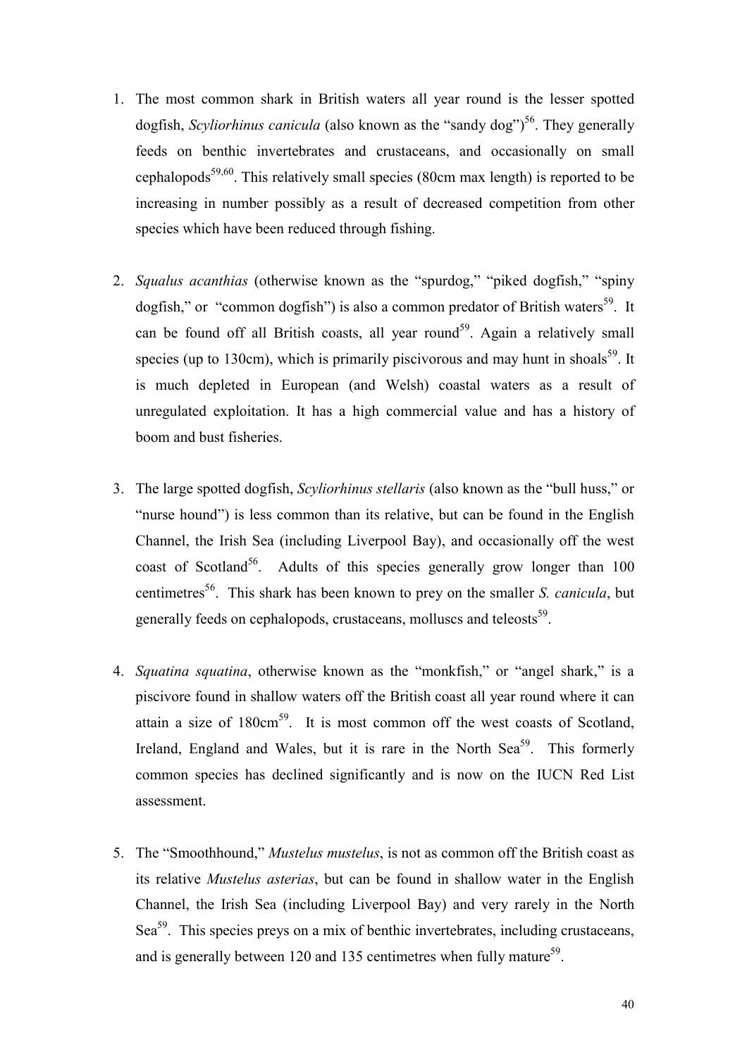1. The most common shark in British waters all year round is the lesser spotted dogfish, *Scyliorhinus canicula* (also known as the "sandy dog")[56]. They generally feeds on benthic invertebrates and crustaceans, and occasionally on small cephalopods[59,60]. This relatively small species (80cm max length) is reported to be increasing in number possibly as a result of decreased competition from other species which have been reduced through fishing.

2. *Squalus acanthias* (otherwise known as the "spurdog," "piked dogfish," "spiny dogfish," or "common dogfish") is also a common predator of British waters[59]. It can be found off all British coasts, all year round[59]. Again a relatively small species (up to 130cm), which is primarily piscivorous and may hunt in shoals[59]. It is much depleted in European (and Welsh) coastal waters as a result of unregulated exploitation. It has a high commercial value and has a history of boom and bust fisheries.

3. The large spotted dogfish, *Scyliorhinus stellaris* (also known as the "bull huss," or "nurse hound") is less common than its relative, but can be found in the English Channel, the Irish Sea (including Liverpool Bay), and occasionally off the west coast of Scotland[56]. Adults of this species generally grow longer than 100 centimetres[56]. This shark has been known to prey on the smaller *S. canicula*, but generally feeds on cephalopods, crustaceans, molluscs and teleosts[59].

4. *Squatina squatina*, otherwise known as the "monkfish," or "angel shark," is a piscivore found in shallow waters off the British coast all year round where it can attain a size of 180cm[59]. It is most common off the west coasts of Scotland, Ireland, England and Wales, but it is rare in the North Sea[59]. This formerly common species has declined significantly and is now on the IUCN Red List assessment.

5. The "Smoothhound," *Mustelus mustelus*, is not as common off the British coast as its relative *Mustelus asterias*, but can be found in shallow water in the English Channel, the Irish Sea (including Liverpool Bay) and very rarely in the North Sea[59]. This species preys on a mix of benthic invertebrates, including crustaceans, and is generally between 120 and 135 centimetres when fully mature[59].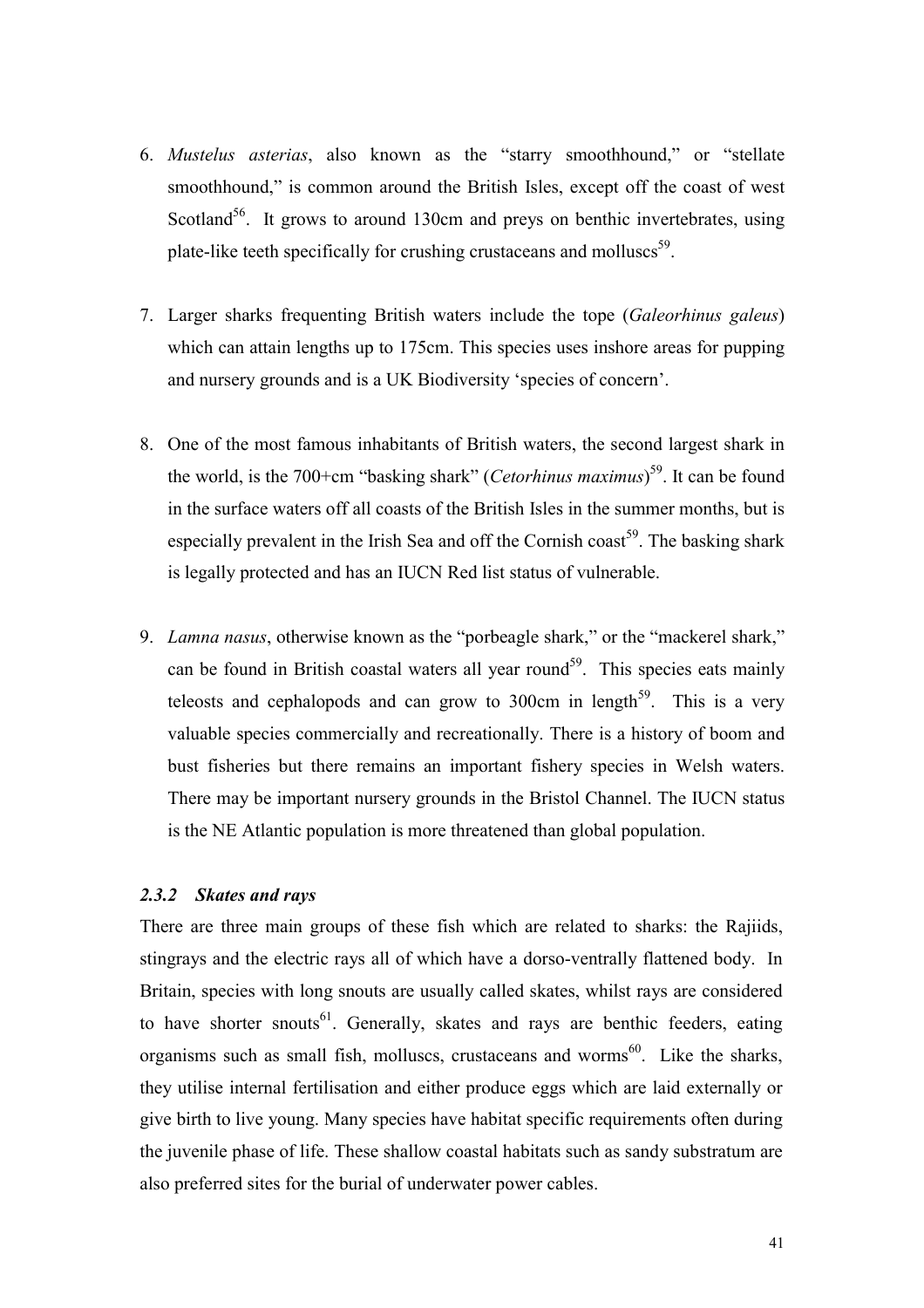6. *Mustelus asterias*, also known as the “starry smoothhound,” or “stellate smoothhound,” is common around the British Isles, except off the coast of west Scotland[56]. It grows to around 130cm and preys on benthic invertebrates, using plate-like teeth specifically for crushing crustaceans and molluscs[59].

7. Larger sharks frequenting British waters include the tope (*Galeorhinus galeus*) which can attain lengths up to 175cm. This species uses inshore areas for pupping and nursery grounds and is a UK Biodiversity ‘species of concern’.

8. One of the most famous inhabitants of British waters, the second largest shark in the world, is the 700+cm “basking shark” (*Cetorhinus maximus*)[59]. It can be found in the surface waters off all coasts of the British Isles in the summer months, but is especially prevalent in the Irish Sea and off the Cornish coast[59]. The basking shark is legally protected and has an IUCN Red list status of vulnerable.

9. *Lamna nasus*, otherwise known as the “porbeagle shark,” or the “mackerel shark,” can be found in British coastal waters all year round[59]. This species eats mainly teleosts and cephalopods and can grow to 300cm in length[59]. This is a very valuable species commercially and recreationally. There is a history of boom and bust fisheries but there remains an important fishery species in Welsh waters. There may be important nursery grounds in the Bristol Channel. The IUCN status is the NE Atlantic population is more threatened than global population.

### *2.3.2 Skates and rays*

There are three main groups of these fish which are related to sharks: the Rajiids, stingrays and the electric rays all of which have a dorso-ventrally flattened body. In Britain, species with long snouts are usually called skates, whilst rays are considered to have shorter snouts[61]. Generally, skates and rays are benthic feeders, eating organisms such as small fish, molluscs, crustaceans and worms[60]. Like the sharks, they utilise internal fertilisation and either produce eggs which are laid externally or give birth to live young. Many species have habitat specific requirements often during the juvenile phase of life. These shallow coastal habitats such as sandy substratum are also preferred sites for the burial of underwater power cables.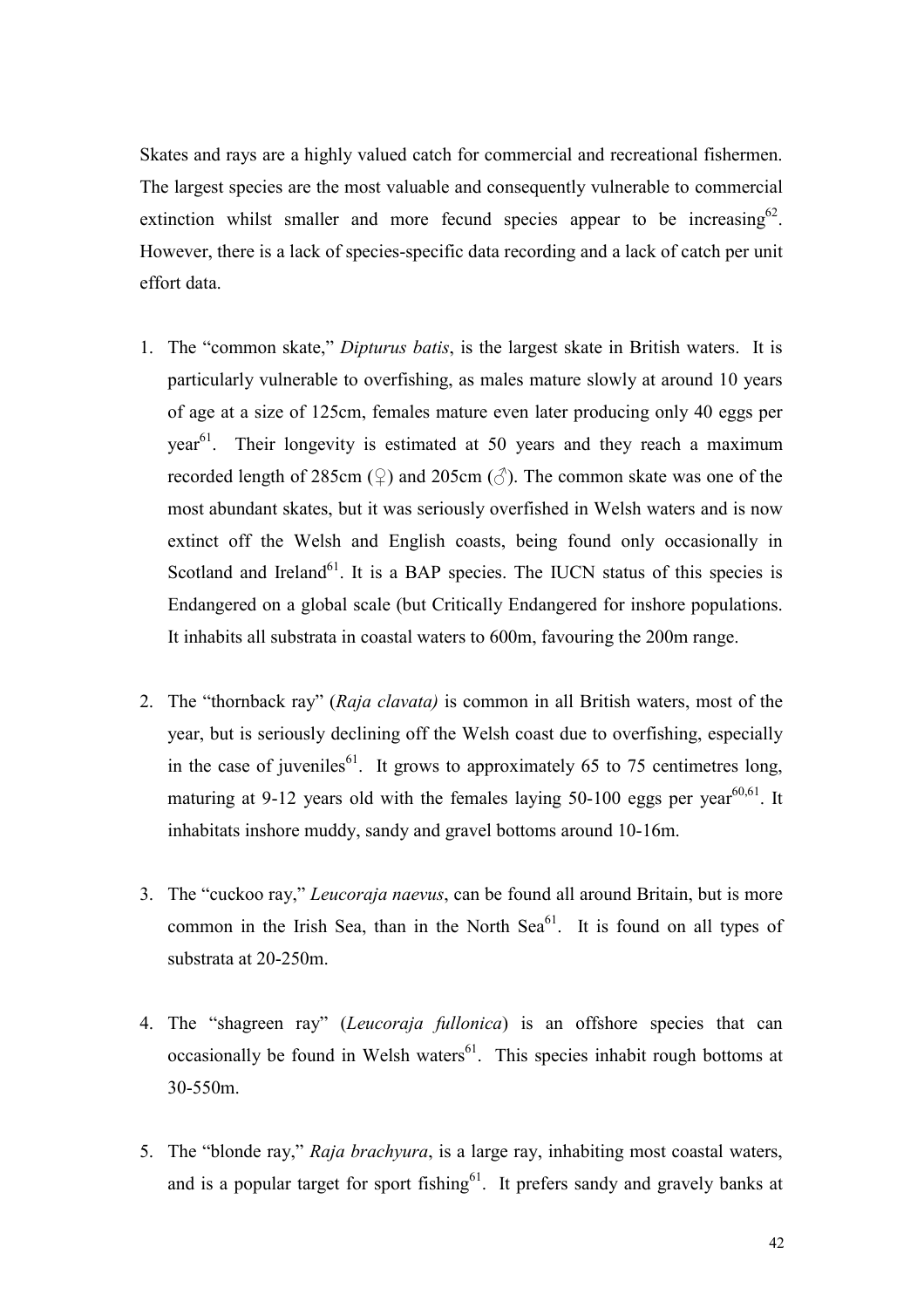Skates and rays are a highly valued catch for commercial and recreational fishermen. The largest species are the most valuable and consequently vulnerable to commercial extinction whilst smaller and more fecund species appear to be increasing[62]. However, there is a lack of species-specific data recording and a lack of catch per unit effort data.

1. The "common skate," *Dipturus batis*, is the largest skate in British waters. It is particularly vulnerable to overfishing, as males mature slowly at around 10 years of age at a size of 125cm, females mature even later producing only 40 eggs per year[61]. Their longevity is estimated at 50 years and they reach a maximum recorded length of 285cm (♀) and 205cm (♂). The common skate was one of the most abundant skates, but it was seriously overfished in Welsh waters and is now extinct off the Welsh and English coasts, being found only occasionally in Scotland and Ireland[61]. It is a BAP species. The IUCN status of this species is Endangered on a global scale (but Critically Endangered for inshore populations. It inhabits all substrata in coastal waters to 600m, favouring the 200m range.

2. The "thornback ray" (*Raja clavata)* is common in all British waters, most of the year, but is seriously declining off the Welsh coast due to overfishing, especially in the case of juveniles[61]. It grows to approximately 65 to 75 centimetres long, maturing at 9-12 years old with the females laying 50-100 eggs per year[60,61]. It inhabitats inshore muddy, sandy and gravel bottoms around 10-16m.

3. The "cuckoo ray," *Leucoraja naevus*, can be found all around Britain, but is more common in the Irish Sea, than in the North Sea[61]. It is found on all types of substrata at 20-250m.

4. The "shagreen ray" (*Leucoraja fullonica*) is an offshore species that can occasionally be found in Welsh waters[61]. This species inhabit rough bottoms at 30-550m.

5. The "blonde ray," *Raja brachyura*, is a large ray, inhabiting most coastal waters, and is a popular target for sport fishing[61]. It prefers sandy and gravely banks at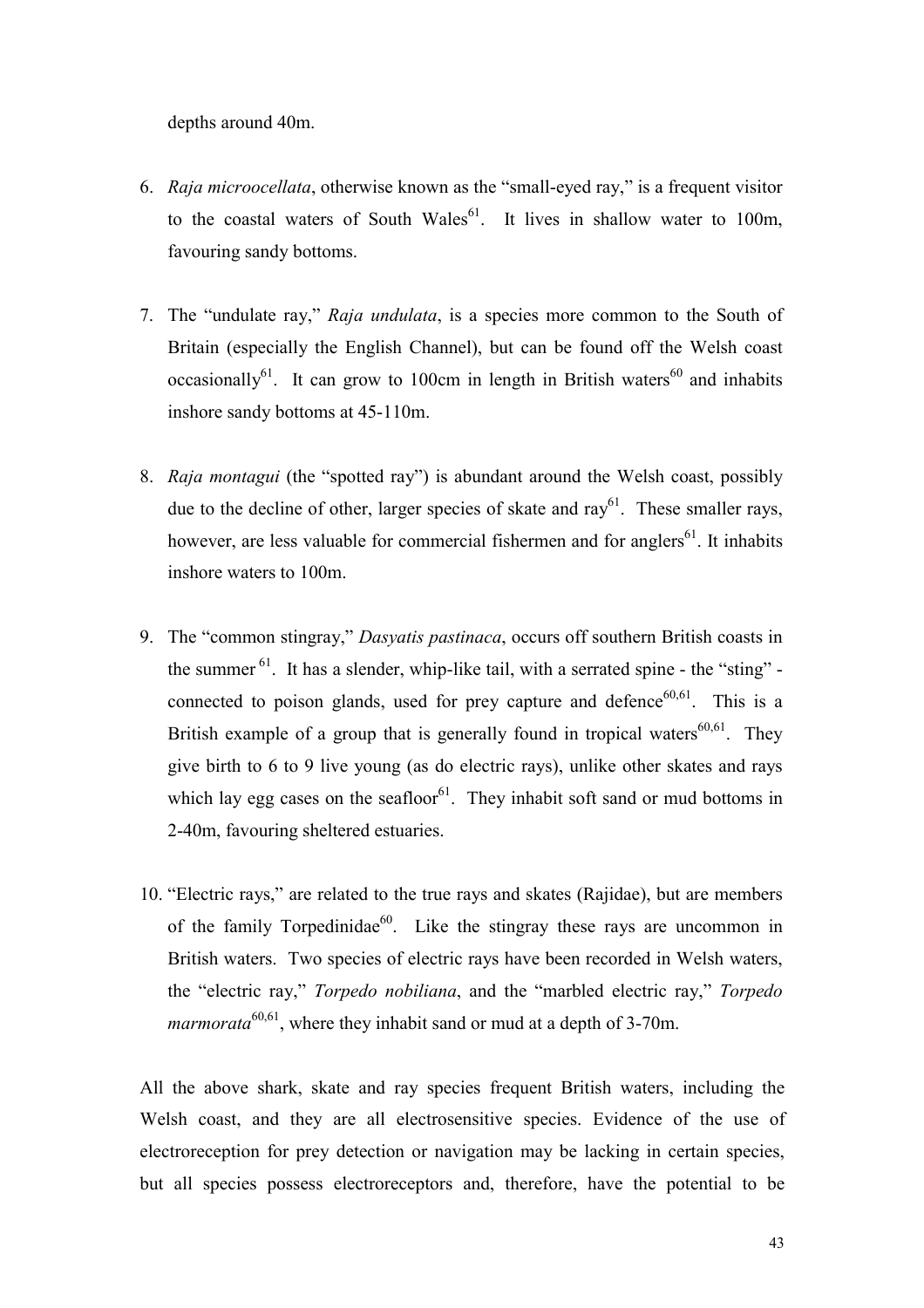depths around 40m.

6. *Raja microocellata*, otherwise known as the "small-eyed ray," is a frequent visitor to the coastal waters of South Wales[61]. It lives in shallow water to 100m, favouring sandy bottoms.

7. The "undulate ray," *Raja undulata*, is a species more common to the South of Britain (especially the English Channel), but can be found off the Welsh coast occasionally[61]. It can grow to 100cm in length in British waters[60] and inhabits inshore sandy bottoms at 45-110m.

8. *Raja montagui* (the "spotted ray") is abundant around the Welsh coast, possibly due to the decline of other, larger species of skate and ray[61]. These smaller rays, however, are less valuable for commercial fishermen and for anglers[61]. It inhabits inshore waters to 100m.

9. The "common stingray," *Dasyatis pastinaca*, occurs off southern British coasts in the summer[61]. It has a slender, whip-like tail, with a serrated spine - the "sting" - connected to poison glands, used for prey capture and defence[60,61]. This is a British example of a group that is generally found in tropical waters[60,61]. They give birth to 6 to 9 live young (as do electric rays), unlike other skates and rays which lay egg cases on the seafloor[61]. They inhabit soft sand or mud bottoms in 2-40m, favouring sheltered estuaries.

10. "Electric rays," are related to the true rays and skates (Rajidae), but are members of the family Torpedinidae[60]. Like the stingray these rays are uncommon in British waters. Two species of electric rays have been recorded in Welsh waters, the "electric ray," *Torpedo nobiliana*, and the "marbled electric ray," *Torpedo marmorata*[60,61], where they inhabit sand or mud at a depth of 3-70m.

All the above shark, skate and ray species frequent British waters, including the Welsh coast, and they are all electrosensitive species. Evidence of the use of electroreception for prey detection or navigation may be lacking in certain species, but all species possess electroreceptors and, therefore, have the potential to be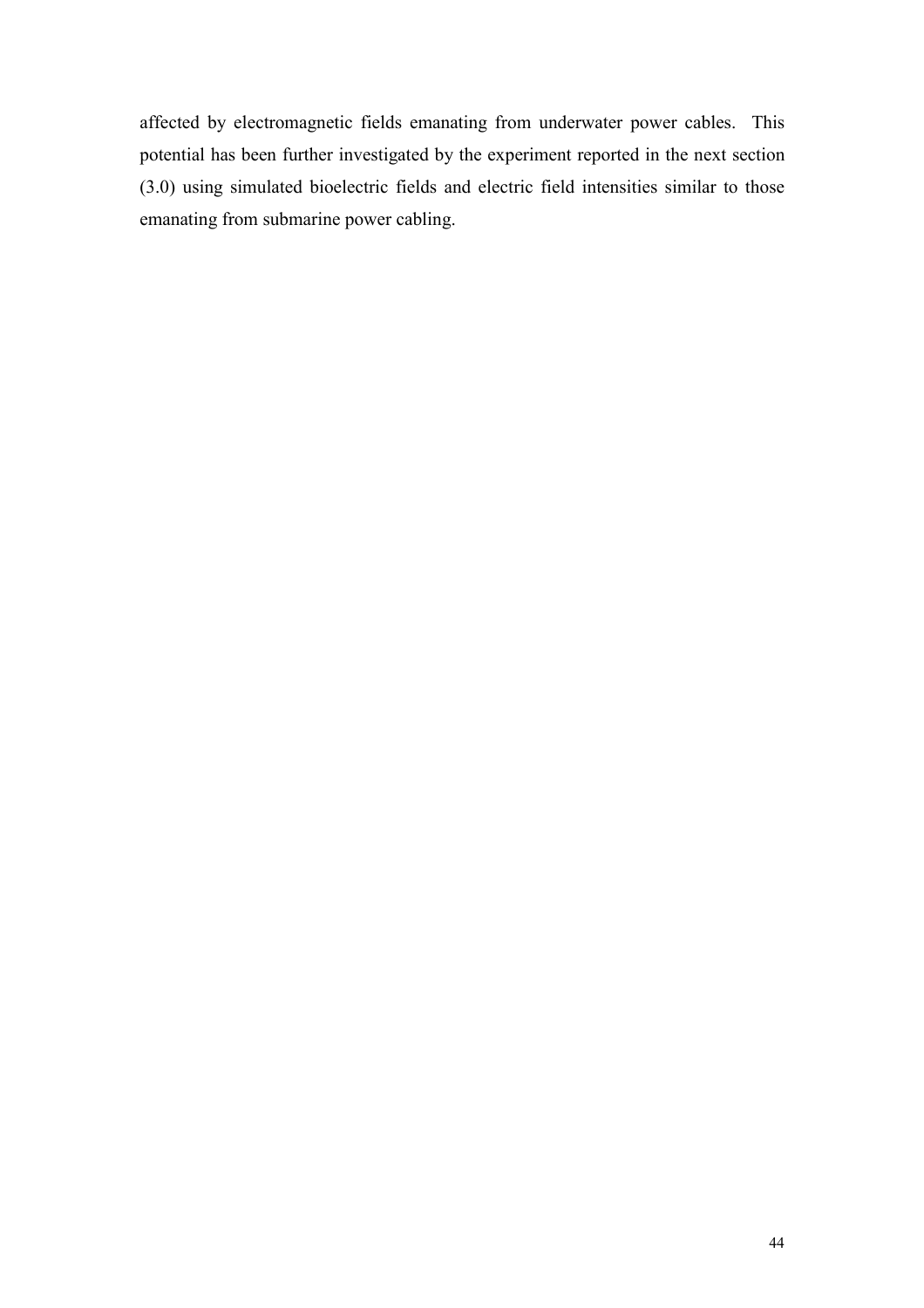affected by electromagnetic fields emanating from underwater power cables. This potential has been further investigated by the experiment reported in the next section (3.0) using simulated bioelectric fields and electric field intensities similar to those emanating from submarine power cabling.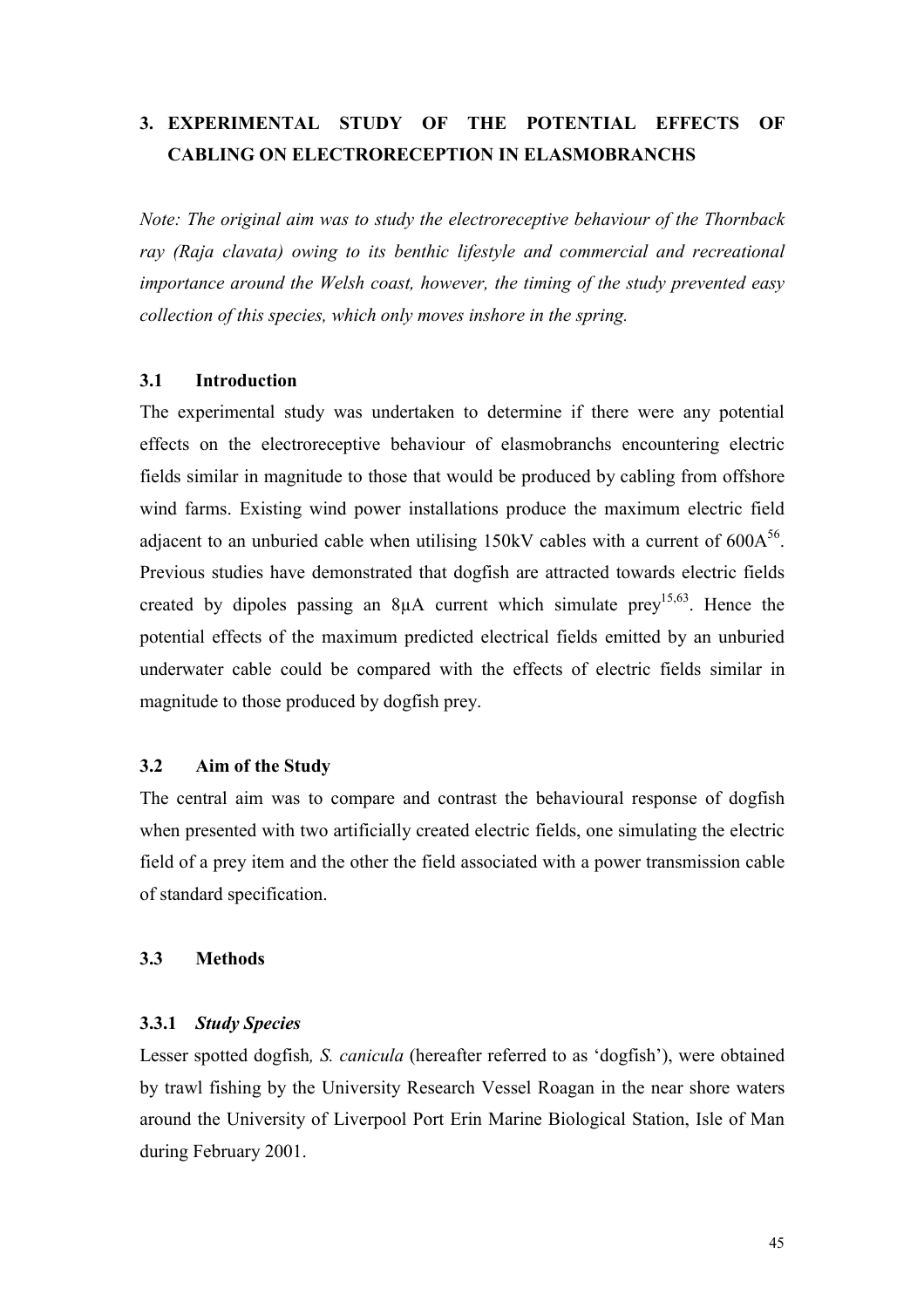# 3. EXPERIMENTAL STUDY OF THE POTENTIAL EFFECTS OF CABLING ON ELECTRORECEPTION IN ELASMOBRANCHS

*Note: The original aim was to study the electroreceptive behaviour of the Thornback ray (Raja clavata) owing to its benthic lifestyle and commercial and recreational importance around the Welsh coast, however, the timing of the study prevented easy collection of this species, which only moves inshore in the spring.*

## 3.1 Introduction

The experimental study was undertaken to determine if there were any potential effects on the electroreceptive behaviour of elasmobranchs encountering electric fields similar in magnitude to those that would be produced by cabling from offshore wind farms. Existing wind power installations produce the maximum electric field adjacent to an unburied cable when utilising 150kV cables with a current of 600A[56]. Previous studies have demonstrated that dogfish are attracted towards electric fields created by dipoles passing an 8µA current which simulate prey[15,63]. Hence the potential effects of the maximum predicted electrical fields emitted by an unburied underwater cable could be compared with the effects of electric fields similar in magnitude to those produced by dogfish prey.

## 3.2 Aim of the Study

The central aim was to compare and contrast the behavioural response of dogfish when presented with two artificially created electric fields, one simulating the electric field of a prey item and the other the field associated with a power transmission cable of standard specification.

## 3.3 Methods

### 3.3.1 *Study Species*

Lesser spotted dogfish*, S. canicula* (hereafter referred to as 'dogfish'), were obtained by trawl fishing by the University Research Vessel Roagan in the near shore waters around the University of Liverpool Port Erin Marine Biological Station, Isle of Man during February 2001.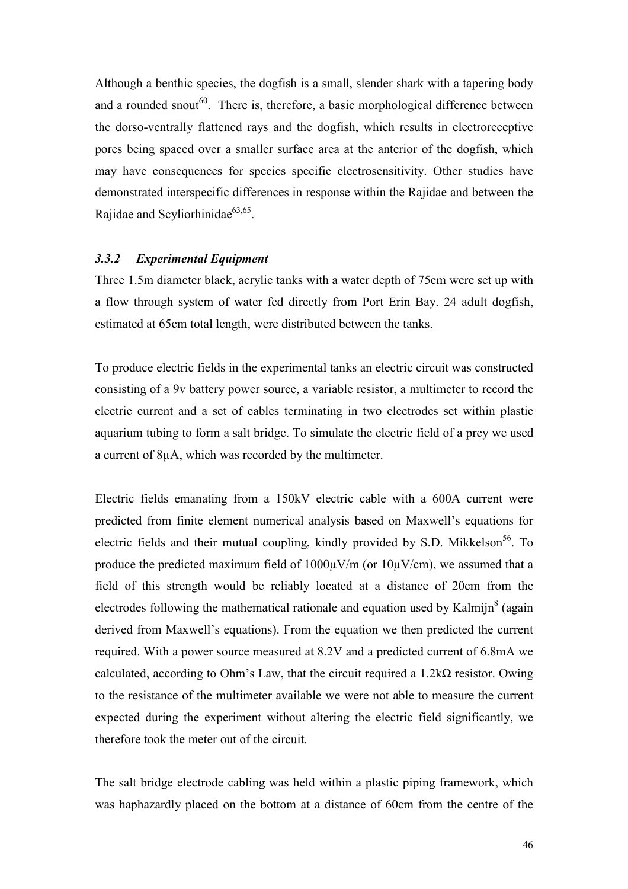Although a benthic species, the dogfish is a small, slender shark with a tapering body and a rounded snout[60]. There is, therefore, a basic morphological difference between the dorso-ventrally flattened rays and the dogfish, which results in electroreceptive pores being spaced over a smaller surface area at the anterior of the dogfish, which may have consequences for species specific electrosensitivity. Other studies have demonstrated interspecific differences in response within the Rajidae and between the Rajidae and Scyliorhinidae[63,65].

### *3.3.2 Experimental Equipment*

Three 1.5m diameter black, acrylic tanks with a water depth of 75cm were set up with a flow through system of water fed directly from Port Erin Bay. 24 adult dogfish, estimated at 65cm total length, were distributed between the tanks.

To produce electric fields in the experimental tanks an electric circuit was constructed consisting of a 9v battery power source, a variable resistor, a multimeter to record the electric current and a set of cables terminating in two electrodes set within plastic aquarium tubing to form a salt bridge. To simulate the electric field of a prey we used a current of 8μA, which was recorded by the multimeter.

Electric fields emanating from a 150kV electric cable with a 600A current were predicted from finite element numerical analysis based on Maxwell's equations for electric fields and their mutual coupling, kindly provided by S.D. Mikkelson[56]. To produce the predicted maximum field of 1000μV/m (or 10μV/cm), we assumed that a field of this strength would be reliably located at a distance of 20cm from the electrodes following the mathematical rationale and equation used by Kalmijn[8] (again derived from Maxwell's equations). From the equation we then predicted the current required. With a power source measured at 8.2V and a predicted current of 6.8mA we calculated, according to Ohm's Law, that the circuit required a 1.2kΩ resistor. Owing to the resistance of the multimeter available we were not able to measure the current expected during the experiment without altering the electric field significantly, we therefore took the meter out of the circuit.

The salt bridge electrode cabling was held within a plastic piping framework, which was haphazardly placed on the bottom at a distance of 60cm from the centre of the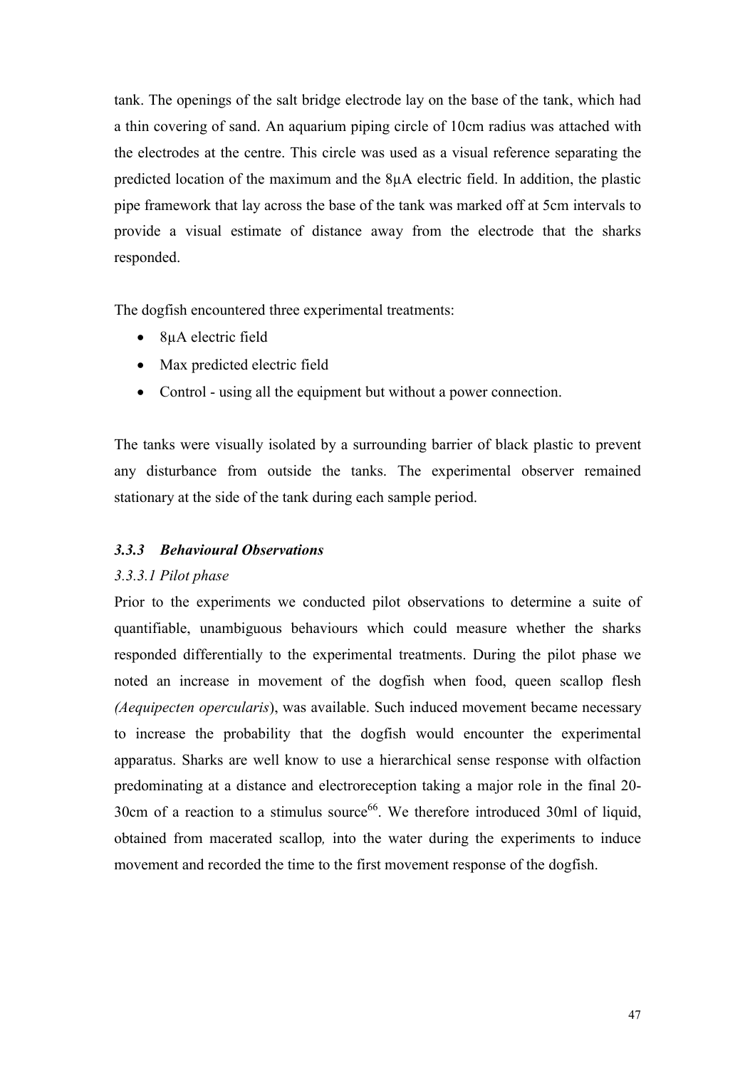tank. The openings of the salt bridge electrode lay on the base of the tank, which had a thin covering of sand. An aquarium piping circle of 10cm radius was attached with the electrodes at the centre. This circle was used as a visual reference separating the predicted location of the maximum and the 8μA electric field. In addition, the plastic pipe framework that lay across the base of the tank was marked off at 5cm intervals to provide a visual estimate of distance away from the electrode that the sharks responded.

The dogfish encountered three experimental treatments:

- 8μA electric field
- Max predicted electric field
- Control - using all the equipment but without a power connection.

The tanks were visually isolated by a surrounding barrier of black plastic to prevent any disturbance from outside the tanks. The experimental observer remained stationary at the side of the tank during each sample period.

### *3.3.3 Behavioural Observations*

#### *3.3.3.1 Pilot phase*

Prior to the experiments we conducted pilot observations to determine a suite of quantifiable, unambiguous behaviours which could measure whether the sharks responded differentially to the experimental treatments. During the pilot phase we noted an increase in movement of the dogfish when food, queen scallop flesh *(Aequipecten opercularis*), was available. Such induced movement became necessary to increase the probability that the dogfish would encounter the experimental apparatus. Sharks are well know to use a hierarchical sense response with olfaction predominating at a distance and electroreception taking a major role in the final 20-30cm of a reaction to a stimulus source[66]. We therefore introduced 30ml of liquid, obtained from macerated scallop*,* into the water during the experiments to induce movement and recorded the time to the first movement response of the dogfish.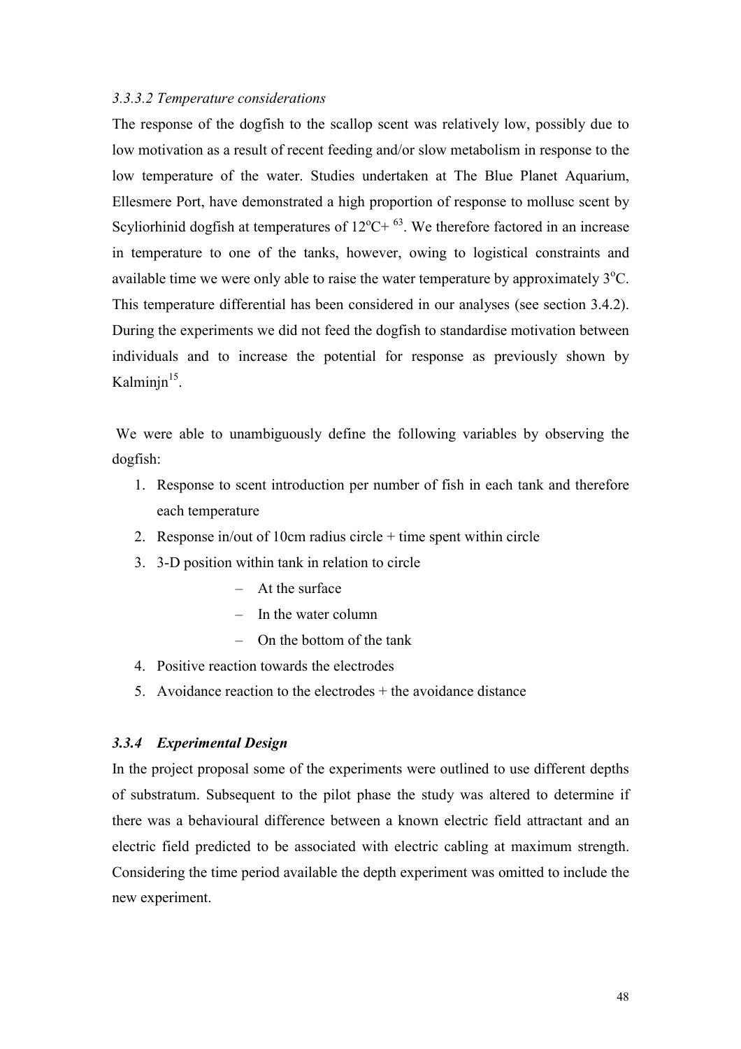*3.3.3.2 Temperature considerations*

The response of the dogfish to the scallop scent was relatively low, possibly due to low motivation as a result of recent feeding and/or slow metabolism in response to the low temperature of the water. Studies undertaken at The Blue Planet Aquarium, Ellesmere Port, have demonstrated a high proportion of response to mollusc scent by Scyliorhinid dogfish at temperatures of 12$^{o}$C+ [63]. We therefore factored in an increase in temperature to one of the tanks, however, owing to logistical constraints and available time we were only able to raise the water temperature by approximately 3$^{o}$C. This temperature differential has been considered in our analyses (see section 3.4.2). During the experiments we did not feed the dogfish to standardise motivation between individuals and to increase the potential for response as previously shown by Kalminjn[15].

We were able to unambiguously define the following variables by observing the dogfish:

1. Response to scent introduction per number of fish in each tank and therefore each temperature
2. Response in/out of 10cm radius circle + time spent within circle
3. 3-D position within tank in relation to circle
   - At the surface
   - In the water column
   - On the bottom of the tank
4. Positive reaction towards the electrodes
5. Avoidance reaction to the electrodes + the avoidance distance

### *3.3.4 Experimental Design*

In the project proposal some of the experiments were outlined to use different depths of substratum. Subsequent to the pilot phase the study was altered to determine if there was a behavioural difference between a known electric field attractant and an electric field predicted to be associated with electric cabling at maximum strength. Considering the time period available the depth experiment was omitted to include the new experiment.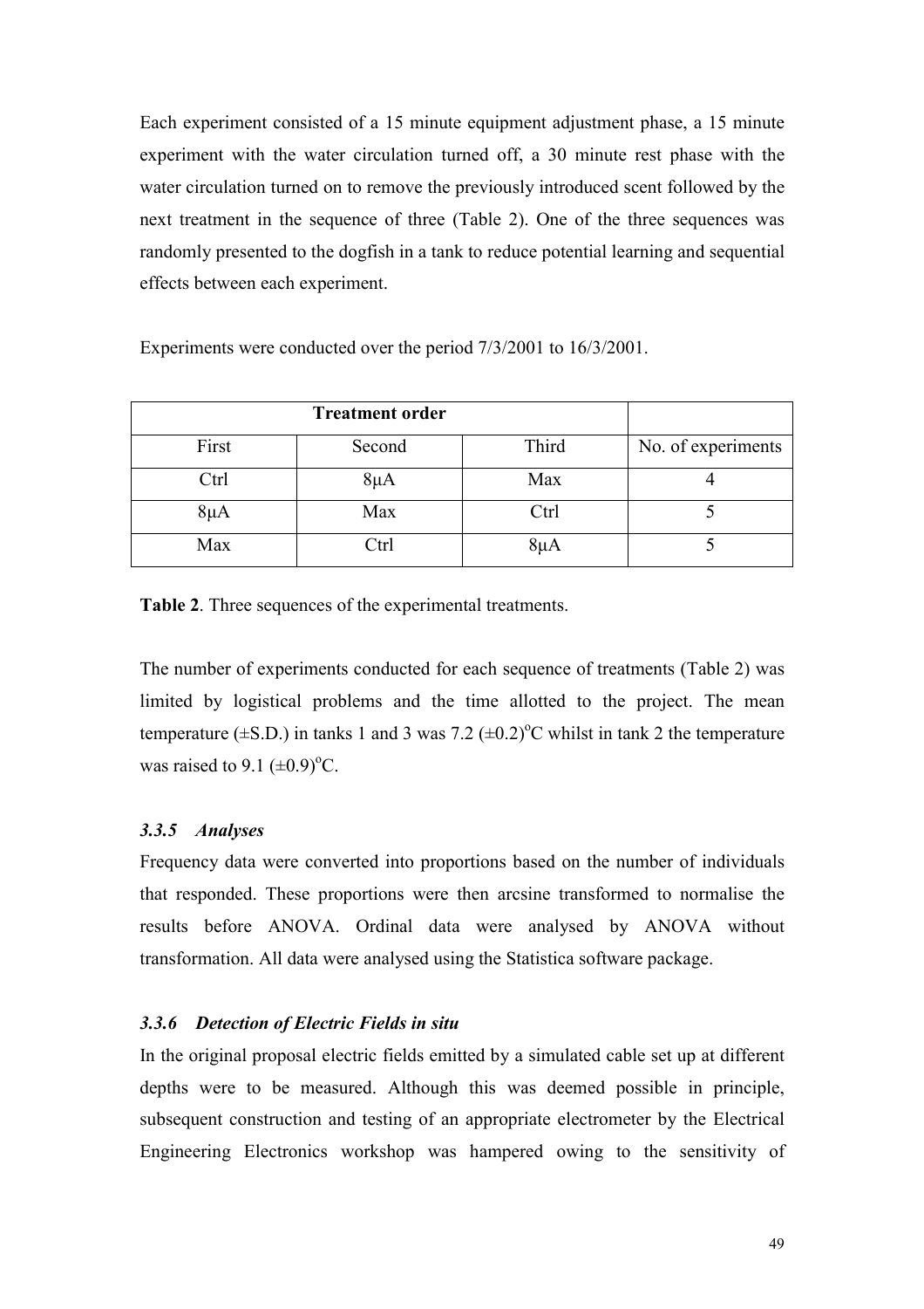Each experiment consisted of a 15 minute equipment adjustment phase, a 15 minute experiment with the water circulation turned off, a 30 minute rest phase with the water circulation turned on to remove the previously introduced scent followed by the next treatment in the sequence of three (Table 2). One of the three sequences was randomly presented to the dogfish in a tank to reduce potential learning and sequential effects between each experiment.

Experiments were conducted over the period 7/3/2001 to 16/3/2001.

| Treatment order | | | |
|---|---|---|---|
| First | Second | Third | No. of experiments |
| Ctrl | 8μA | Max | 4 |
| 8μA | Max | Ctrl | 5 |
| Max | Ctrl | 8μA | 5 |

**Table 2**. Three sequences of the experimental treatments.

The number of experiments conducted for each sequence of treatments (Table 2) was limited by logistical problems and the time allotted to the project. The mean temperature (±S.D.) in tanks 1 and 3 was 7.2 (±0.2)$^{o}$C whilst in tank 2 the temperature was raised to 9.1 (±0.9)$^{o}$C.

### *3.3.5 Analyses*

Frequency data were converted into proportions based on the number of individuals that responded. These proportions were then arcsine transformed to normalise the results before ANOVA. Ordinal data were analysed by ANOVA without transformation. All data were analysed using the Statistica software package.

### *3.3.6 Detection of Electric Fields in situ*

In the original proposal electric fields emitted by a simulated cable set up at different depths were to be measured. Although this was deemed possible in principle, subsequent construction and testing of an appropriate electrometer by the Electrical Engineering Electronics workshop was hampered owing to the sensitivity of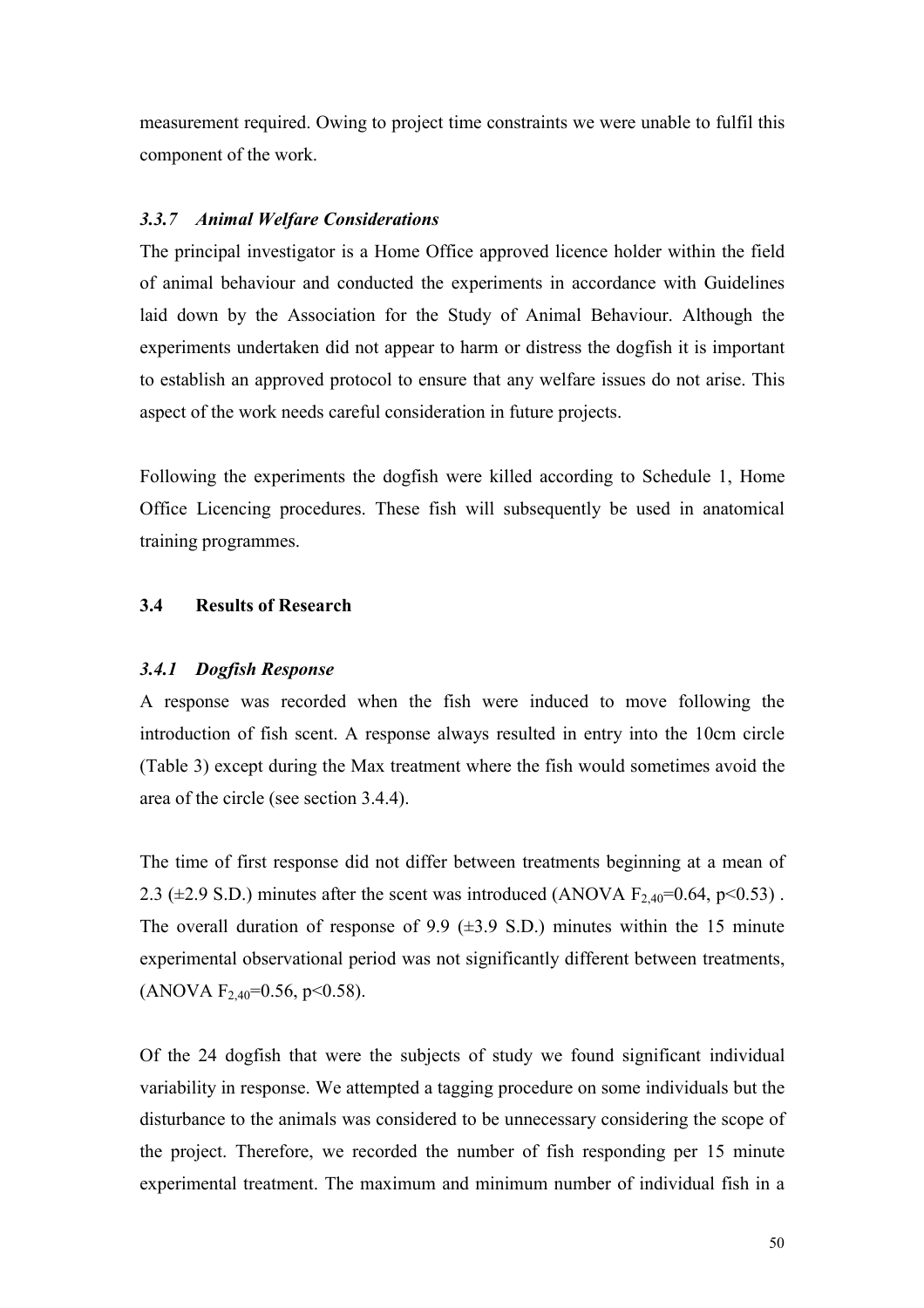measurement required. Owing to project time constraints we were unable to fulfil this component of the work.

### *3.3.7 Animal Welfare Considerations*

The principal investigator is a Home Office approved licence holder within the field of animal behaviour and conducted the experiments in accordance with Guidelines laid down by the Association for the Study of Animal Behaviour. Although the experiments undertaken did not appear to harm or distress the dogfish it is important to establish an approved protocol to ensure that any welfare issues do not arise. This aspect of the work needs careful consideration in future projects.

Following the experiments the dogfish were killed according to Schedule 1, Home Office Licencing procedures. These fish will subsequently be used in anatomical training programmes.

## 3.4 Results of Research

### *3.4.1 Dogfish Response*

A response was recorded when the fish were induced to move following the introduction of fish scent. A response always resulted in entry into the 10cm circle (Table 3) except during the Max treatment where the fish would sometimes avoid the area of the circle (see section 3.4.4).

The time of first response did not differ between treatments beginning at a mean of 2.3 (±2.9 S.D.) minutes after the scent was introduced (ANOVA $F_{2,40}$=0.64, $p$<0.53) . The overall duration of response of 9.9 (±3.9 S.D.) minutes within the 15 minute experimental observational period was not significantly different between treatments, (ANOVA $F_{2,40}$=0.56, $p$<0.58).

Of the 24 dogfish that were the subjects of study we found significant individual variability in response. We attempted a tagging procedure on some individuals but the disturbance to the animals was considered to be unnecessary considering the scope of the project. Therefore, we recorded the number of fish responding per 15 minute experimental treatment. The maximum and minimum number of individual fish in a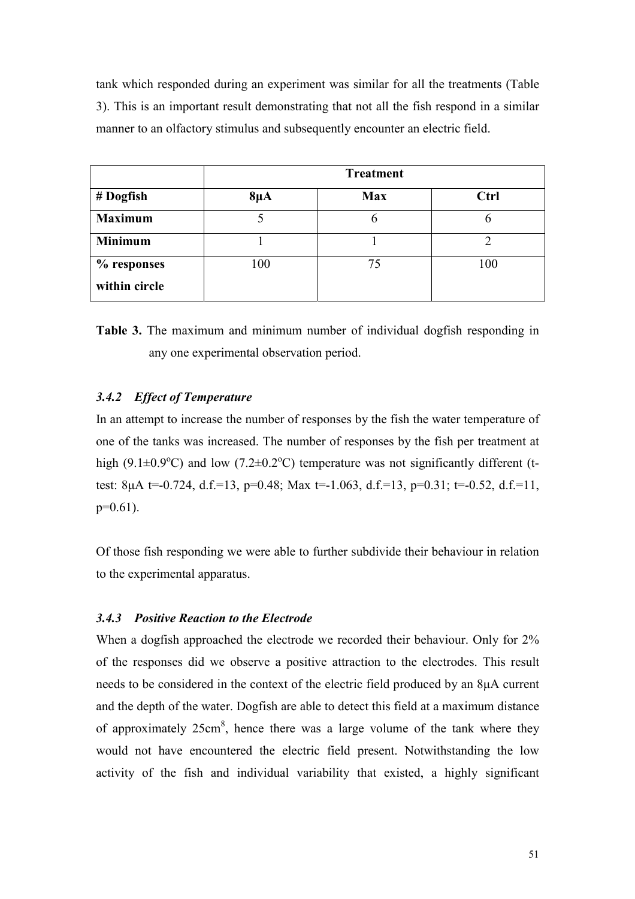tank which responded during an experiment was similar for all the treatments (Table 3). This is an important result demonstrating that not all the fish respond in a similar manner to an olfactory stimulus and subsequently encounter an electric field.

| | **Treatment** | | |
|---|---|---|---|
| **# Dogfish** | **8µA** | **Max** | **Ctrl** |
| **Maximum** | 5 | 6 | 6 |
| **Minimum** | 1 | 1 | 2 |
| **% responses within circle** | 100 | 75 | 100 |

**Table 3.** The maximum and minimum number of individual dogfish responding in any one experimental observation period.

### *3.4.2 Effect of Temperature*

In an attempt to increase the number of responses by the fish the water temperature of one of the tanks was increased. The number of responses by the fish per treatment at high (9.1±0.9°C) and low (7.2±0.2°C) temperature was not significantly different (t-test: 8µA $t=-0.724$, d.f.=13, $p=0.48$; Max $t=-1.063$, d.f.=13, $p=0.31$; $t=-0.52$, d.f.=11, $p=0.61$).

Of those fish responding we were able to further subdivide their behaviour in relation to the experimental apparatus.

### *3.4.3 Positive Reaction to the Electrode*

When a dogfish approached the electrode we recorded their behaviour. Only for 2% of the responses did we observe a positive attraction to the electrodes. This result needs to be considered in the context of the electric field produced by an 8µA current and the depth of the water. Dogfish are able to detect this field at a maximum distance of approximately 25cm[8], hence there was a large volume of the tank where they would not have encountered the electric field present. Notwithstanding the low activity of the fish and individual variability that existed, a highly significant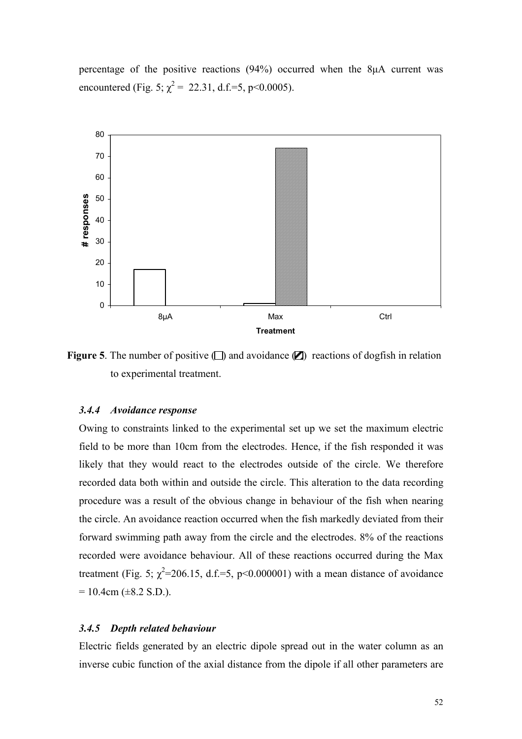percentage of the positive reactions (94%) occurred when the 8μA current was encountered (Fig. 5; $\chi^2 = 22.31$, d.f.=5, $p<0.0005$).

**Figure 5**. The number of positive (□) and avoidance (▨) reactions of dogfish in relation to experimental treatment.

### *3.4.4 Avoidance response*

Owing to constraints linked to the experimental set up we set the maximum electric field to be more than 10cm from the electrodes. Hence, if the fish responded it was likely that they would react to the electrodes outside of the circle. We therefore recorded data both within and outside the circle. This alteration to the data recording procedure was a result of the obvious change in behaviour of the fish when nearing the circle. An avoidance reaction occurred when the fish markedly deviated from their forward swimming path away from the circle and the electrodes. 8% of the reactions recorded were avoidance behaviour. All of these reactions occurred during the Max treatment (Fig. 5; $\chi^2=206.15$, d.f.=5, $p<0.000001$) with a mean distance of avoidance = 10.4cm (±8.2 S.D.).

### *3.4.5 Depth related behaviour*

Electric fields generated by an electric dipole spread out in the water column as an inverse cubic function of the axial distance from the dipole if all other parameters are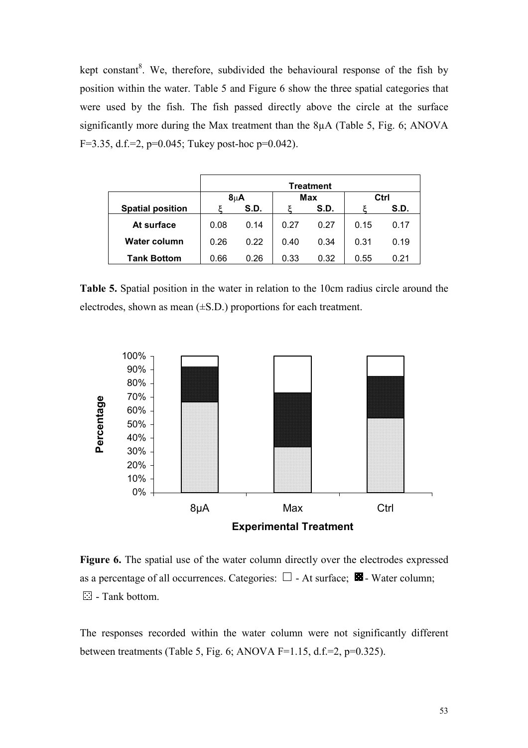kept constant[8]. We, therefore, subdivided the behavioural response of the fish by position within the water. Table 5 and Figure 6 show the three spatial categories that were used by the fish. The fish passed directly above the circle at the surface significantly more during the Max treatment than the 8μA (Table 5, Fig. 6; ANOVA $F=3.35$, d.f.=2, $p=0.045$; Tukey post-hoc $p=0.042$).

| | Treatment | | | | | |
|---|---|---|---|---|---|---|
| | 8μA | | Max | | Ctrl | |
| **Spatial position** | ξ | S.D. | ξ | S.D. | ξ | S.D. |
| **At surface** | 0.08 | 0.14 | 0.27 | 0.27 | 0.15 | 0.17 |
| **Water column** | 0.26 | 0.22 | 0.40 | 0.34 | 0.31 | 0.19 |
| **Tank Bottom** | 0.66 | 0.26 | 0.33 | 0.32 | 0.55 | 0.21 |

**Table 5.** Spatial position in the water in relation to the 10cm radius circle around the electrodes, shown as mean (±S.D.) proportions for each treatment.

**Figure 6.** The spatial use of the water column directly over the electrodes expressed as a percentage of all occurrences. Categories: □ - At surface; ■ - Water column; ▨ - Tank bottom.

The responses recorded within the water column were not significantly different between treatments (Table 5, Fig. 6; ANOVA $F=1.15$, d.f.=2, $p=0.325$).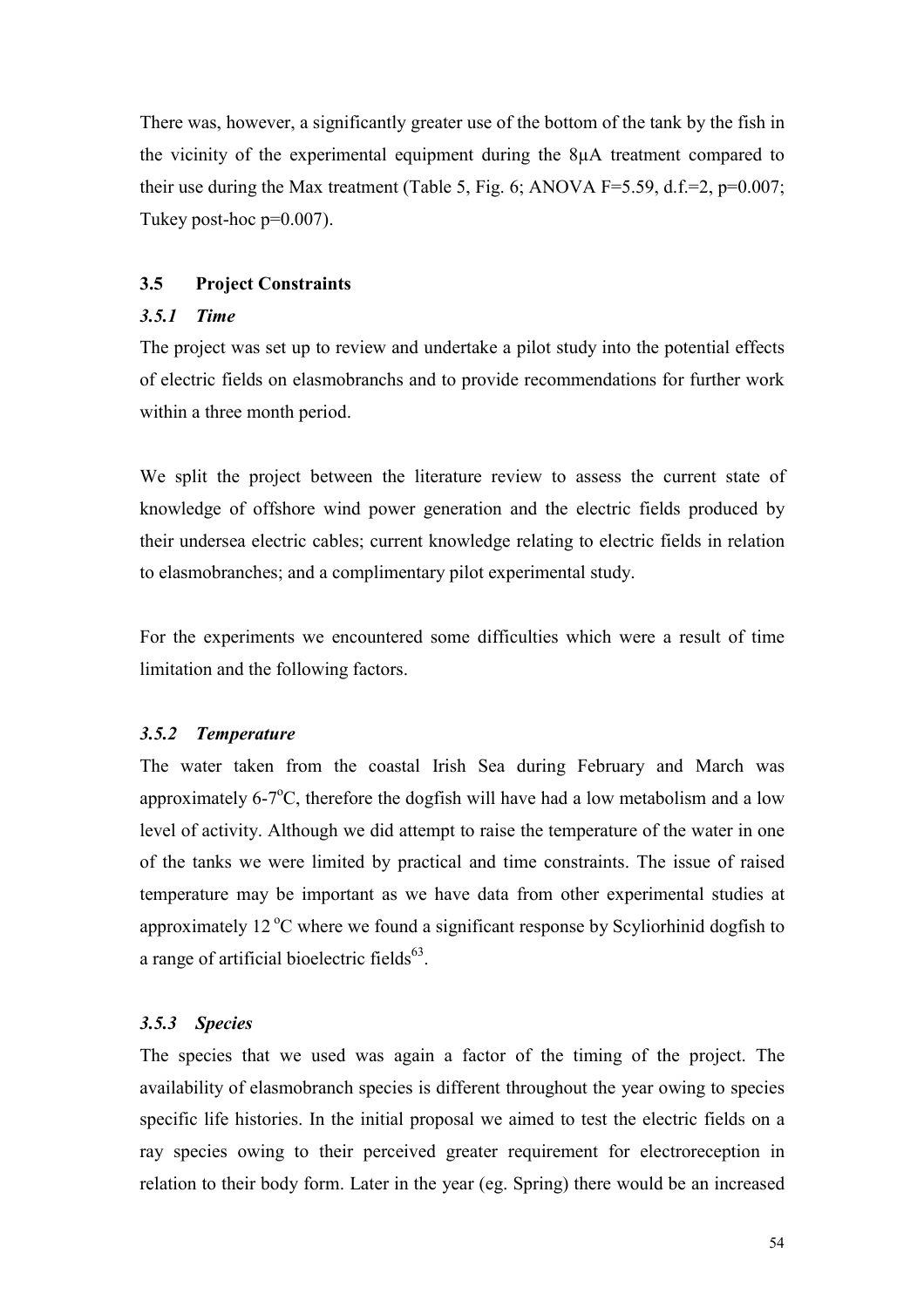There was, however, a significantly greater use of the bottom of the tank by the fish in the vicinity of the experimental equipment during the 8μA treatment compared to their use during the Max treatment (Table 5, Fig. 6; ANOVA $F=5.59$, d.f.=2, $p=0.007$; Tukey post-hoc $p=0.007$).

## 3.5 Project Constraints

### *3.5.1 Time*

The project was set up to review and undertake a pilot study into the potential effects of electric fields on elasmobranchs and to provide recommendations for further work within a three month period.

We split the project between the literature review to assess the current state of knowledge of offshore wind power generation and the electric fields produced by their undersea electric cables; current knowledge relating to electric fields in relation to elasmobranches; and a complimentary pilot experimental study.

For the experiments we encountered some difficulties which were a result of time limitation and the following factors.

### *3.5.2 Temperature*

The water taken from the coastal Irish Sea during February and March was approximately 6-7°C, therefore the dogfish will have had a low metabolism and a low level of activity. Although we did attempt to raise the temperature of the water in one of the tanks we were limited by practical and time constraints. The issue of raised temperature may be important as we have data from other experimental studies at approximately 12 °C where we found a significant response by Scyliorhinid dogfish to a range of artificial bioelectric fields[63].

### *3.5.3 Species*

The species that we used was again a factor of the timing of the project. The availability of elasmobranch species is different throughout the year owing to species specific life histories. In the initial proposal we aimed to test the electric fields on a ray species owing to their perceived greater requirement for electroreception in relation to their body form. Later in the year (eg. Spring) there would be an increased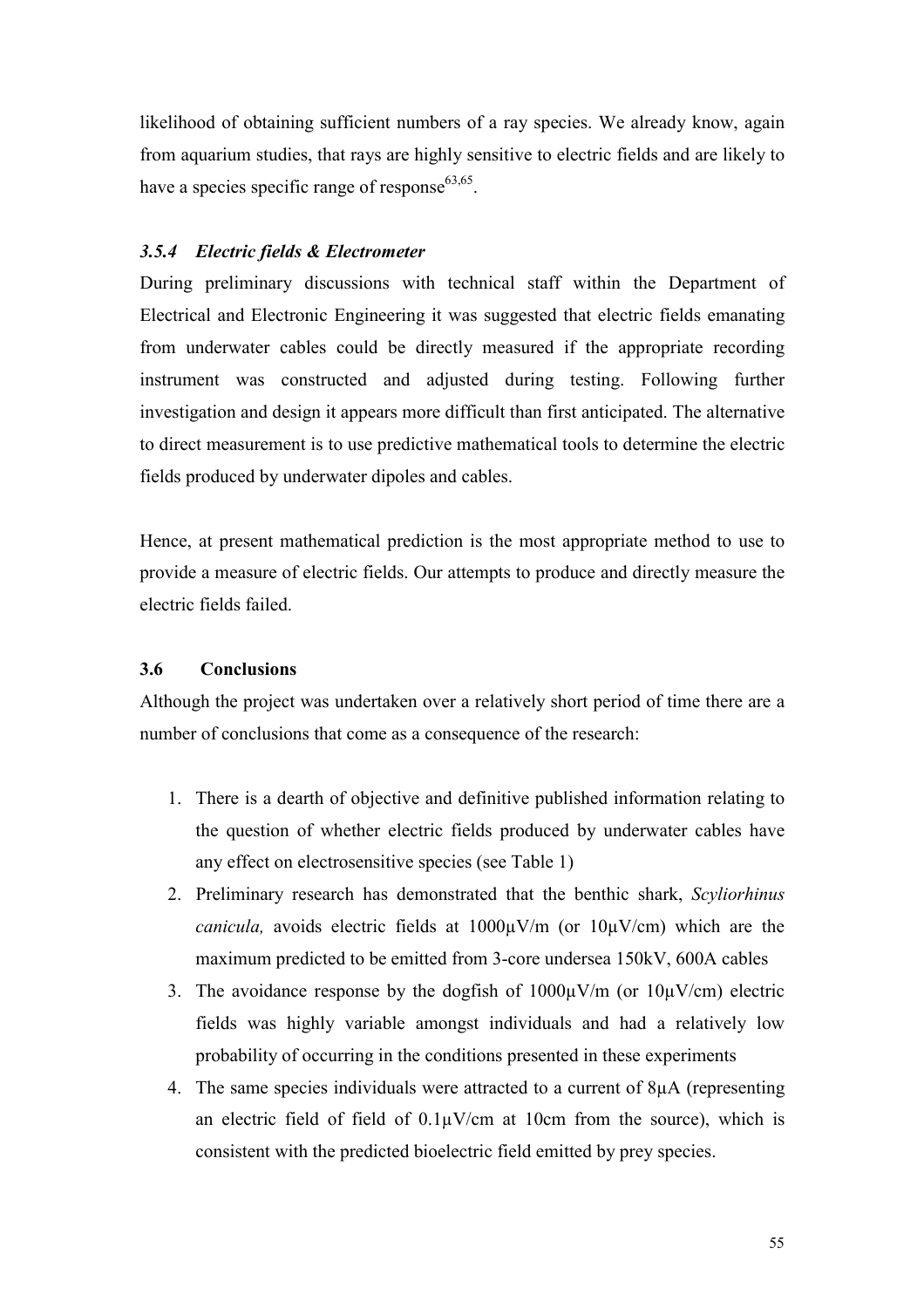likelihood of obtaining sufficient numbers of a ray species. We already know, again from aquarium studies, that rays are highly sensitive to electric fields and are likely to have a species specific range of response[63,65].

### *3.5.4 Electric fields & Electrometer*

During preliminary discussions with technical staff within the Department of Electrical and Electronic Engineering it was suggested that electric fields emanating from underwater cables could be directly measured if the appropriate recording instrument was constructed and adjusted during testing. Following further investigation and design it appears more difficult than first anticipated. The alternative to direct measurement is to use predictive mathematical tools to determine the electric fields produced by underwater dipoles and cables.

Hence, at present mathematical prediction is the most appropriate method to use to provide a measure of electric fields. Our attempts to produce and directly measure the electric fields failed.

## 3.6 Conclusions

Although the project was undertaken over a relatively short period of time there are a number of conclusions that come as a consequence of the research:

1. There is a dearth of objective and definitive published information relating to the question of whether electric fields produced by underwater cables have any effect on electrosensitive species (see Table 1)
2. Preliminary research has demonstrated that the benthic shark, *Scyliorhinus canicula,* avoids electric fields at 1000μV/m (or 10μV/cm) which are the maximum predicted to be emitted from 3-core undersea 150kV, 600A cables
3. The avoidance response by the dogfish of 1000μV/m (or 10μV/cm) electric fields was highly variable amongst individuals and had a relatively low probability of occurring in the conditions presented in these experiments
4. The same species individuals were attracted to a current of 8μA (representing an electric field of field of 0.1μV/cm at 10cm from the source), which is consistent with the predicted bioelectric field emitted by prey species.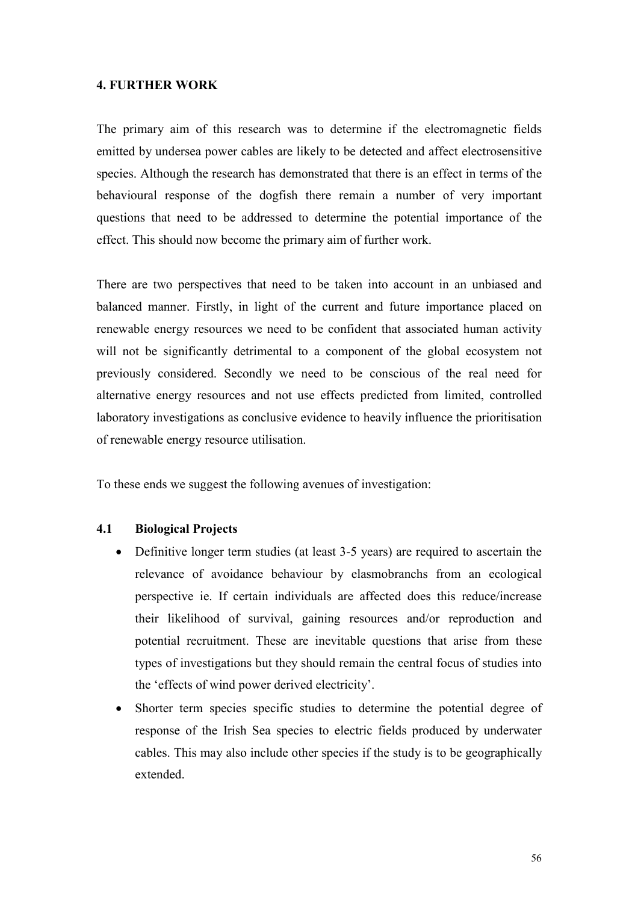## 4. FURTHER WORK

The primary aim of this research was to determine if the electromagnetic fields emitted by undersea power cables are likely to be detected and affect electrosensitive species. Although the research has demonstrated that there is an effect in terms of the behavioural response of the dogfish there remain a number of very important questions that need to be addressed to determine the potential importance of the effect. This should now become the primary aim of further work.

There are two perspectives that need to be taken into account in an unbiased and balanced manner. Firstly, in light of the current and future importance placed on renewable energy resources we need to be confident that associated human activity will not be significantly detrimental to a component of the global ecosystem not previously considered. Secondly we need to be conscious of the real need for alternative energy resources and not use effects predicted from limited, controlled laboratory investigations as conclusive evidence to heavily influence the prioritisation of renewable energy resource utilisation.

To these ends we suggest the following avenues of investigation:

### 4.1 Biological Projects

- Definitive longer term studies (at least 3-5 years) are required to ascertain the relevance of avoidance behaviour by elasmobranchs from an ecological perspective ie. If certain individuals are affected does this reduce/increase their likelihood of survival, gaining resources and/or reproduction and potential recruitment. These are inevitable questions that arise from these types of investigations but they should remain the central focus of studies into the 'effects of wind power derived electricity'.
- Shorter term species specific studies to determine the potential degree of response of the Irish Sea species to electric fields produced by underwater cables. This may also include other species if the study is to be geographically extended.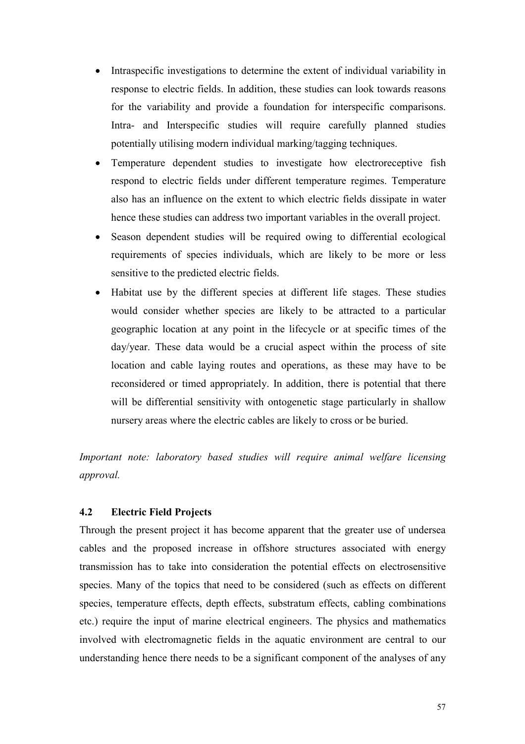- Intraspecific investigations to determine the extent of individual variability in response to electric fields. In addition, these studies can look towards reasons for the variability and provide a foundation for interspecific comparisons. Intra- and Interspecific studies will require carefully planned studies potentially utilising modern individual marking/tagging techniques.
- Temperature dependent studies to investigate how electroreceptive fish respond to electric fields under different temperature regimes. Temperature also has an influence on the extent to which electric fields dissipate in water hence these studies can address two important variables in the overall project.
- Season dependent studies will be required owing to differential ecological requirements of species individuals, which are likely to be more or less sensitive to the predicted electric fields.
- Habitat use by the different species at different life stages. These studies would consider whether species are likely to be attracted to a particular geographic location at any point in the lifecycle or at specific times of the day/year. These data would be a crucial aspect within the process of site location and cable laying routes and operations, as these may have to be reconsidered or timed appropriately. In addition, there is potential that there will be differential sensitivity with ontogenetic stage particularly in shallow nursery areas where the electric cables are likely to cross or be buried.

*Important note: laboratory based studies will require animal welfare licensing approval.*

### 4.2 Electric Field Projects

Through the present project it has become apparent that the greater use of undersea cables and the proposed increase in offshore structures associated with energy transmission has to take into consideration the potential effects on electrosensitive species. Many of the topics that need to be considered (such as effects on different species, temperature effects, depth effects, substratum effects, cabling combinations etc.) require the input of marine electrical engineers. The physics and mathematics involved with electromagnetic fields in the aquatic environment are central to our understanding hence there needs to be a significant component of the analyses of any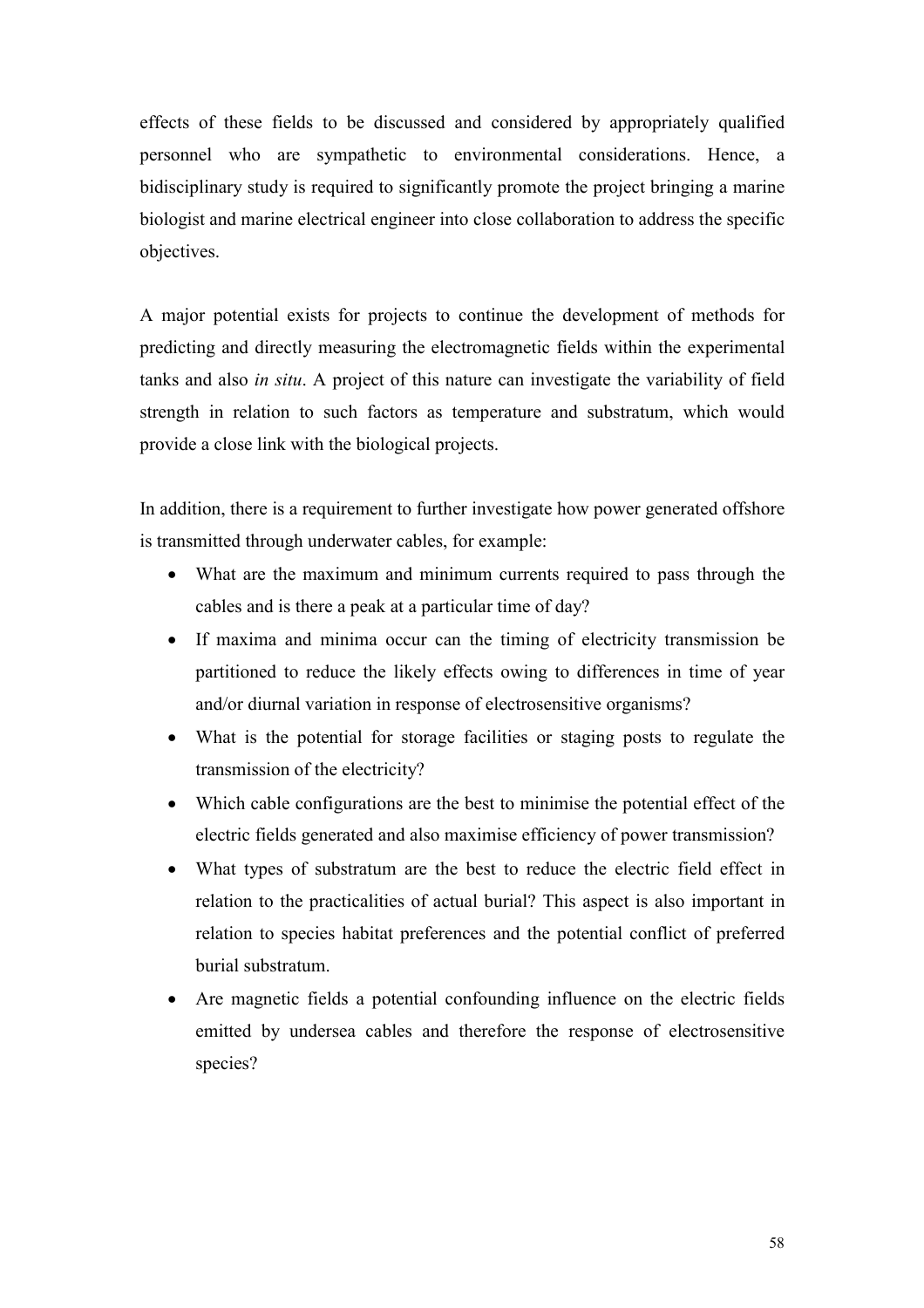effects of these fields to be discussed and considered by appropriately qualified personnel who are sympathetic to environmental considerations. Hence, a bidisciplinary study is required to significantly promote the project bringing a marine biologist and marine electrical engineer into close collaboration to address the specific objectives.

A major potential exists for projects to continue the development of methods for predicting and directly measuring the electromagnetic fields within the experimental tanks and also *in situ*. A project of this nature can investigate the variability of field strength in relation to such factors as temperature and substratum, which would provide a close link with the biological projects.

In addition, there is a requirement to further investigate how power generated offshore is transmitted through underwater cables, for example:

- What are the maximum and minimum currents required to pass through the cables and is there a peak at a particular time of day?
- If maxima and minima occur can the timing of electricity transmission be partitioned to reduce the likely effects owing to differences in time of year and/or diurnal variation in response of electrosensitive organisms?
- What is the potential for storage facilities or staging posts to regulate the transmission of the electricity?
- Which cable configurations are the best to minimise the potential effect of the electric fields generated and also maximise efficiency of power transmission?
- What types of substratum are the best to reduce the electric field effect in relation to the practicalities of actual burial? This aspect is also important in relation to species habitat preferences and the potential conflict of preferred burial substratum.
- Are magnetic fields a potential confounding influence on the electric fields emitted by undersea cables and therefore the response of electrosensitive species?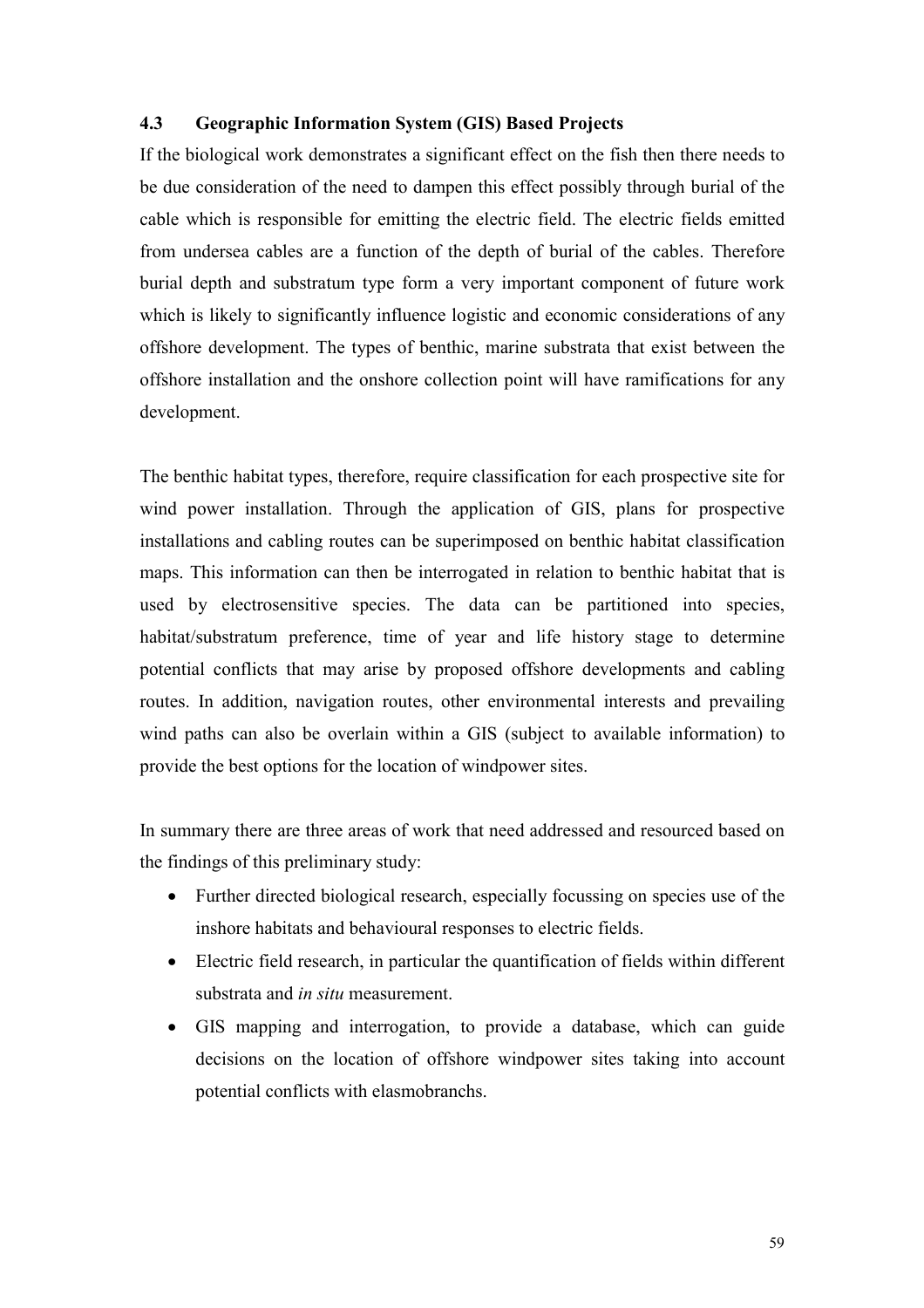### 4.3 Geographic Information System (GIS) Based Projects

If the biological work demonstrates a significant effect on the fish then there needs to be due consideration of the need to dampen this effect possibly through burial of the cable which is responsible for emitting the electric field. The electric fields emitted from undersea cables are a function of the depth of burial of the cables. Therefore burial depth and substratum type form a very important component of future work which is likely to significantly influence logistic and economic considerations of any offshore development. The types of benthic, marine substrata that exist between the offshore installation and the onshore collection point will have ramifications for any development.

The benthic habitat types, therefore, require classification for each prospective site for wind power installation. Through the application of GIS, plans for prospective installations and cabling routes can be superimposed on benthic habitat classification maps. This information can then be interrogated in relation to benthic habitat that is used by electrosensitive species. The data can be partitioned into species, habitat/substratum preference, time of year and life history stage to determine potential conflicts that may arise by proposed offshore developments and cabling routes. In addition, navigation routes, other environmental interests and prevailing wind paths can also be overlain within a GIS (subject to available information) to provide the best options for the location of windpower sites.

In summary there are three areas of work that need addressed and resourced based on the findings of this preliminary study:

- Further directed biological research, especially focussing on species use of the inshore habitats and behavioural responses to electric fields.
- Electric field research, in particular the quantification of fields within different substrata and *in situ* measurement.
- GIS mapping and interrogation, to provide a database, which can guide decisions on the location of offshore windpower sites taking into account potential conflicts with elasmobranchs.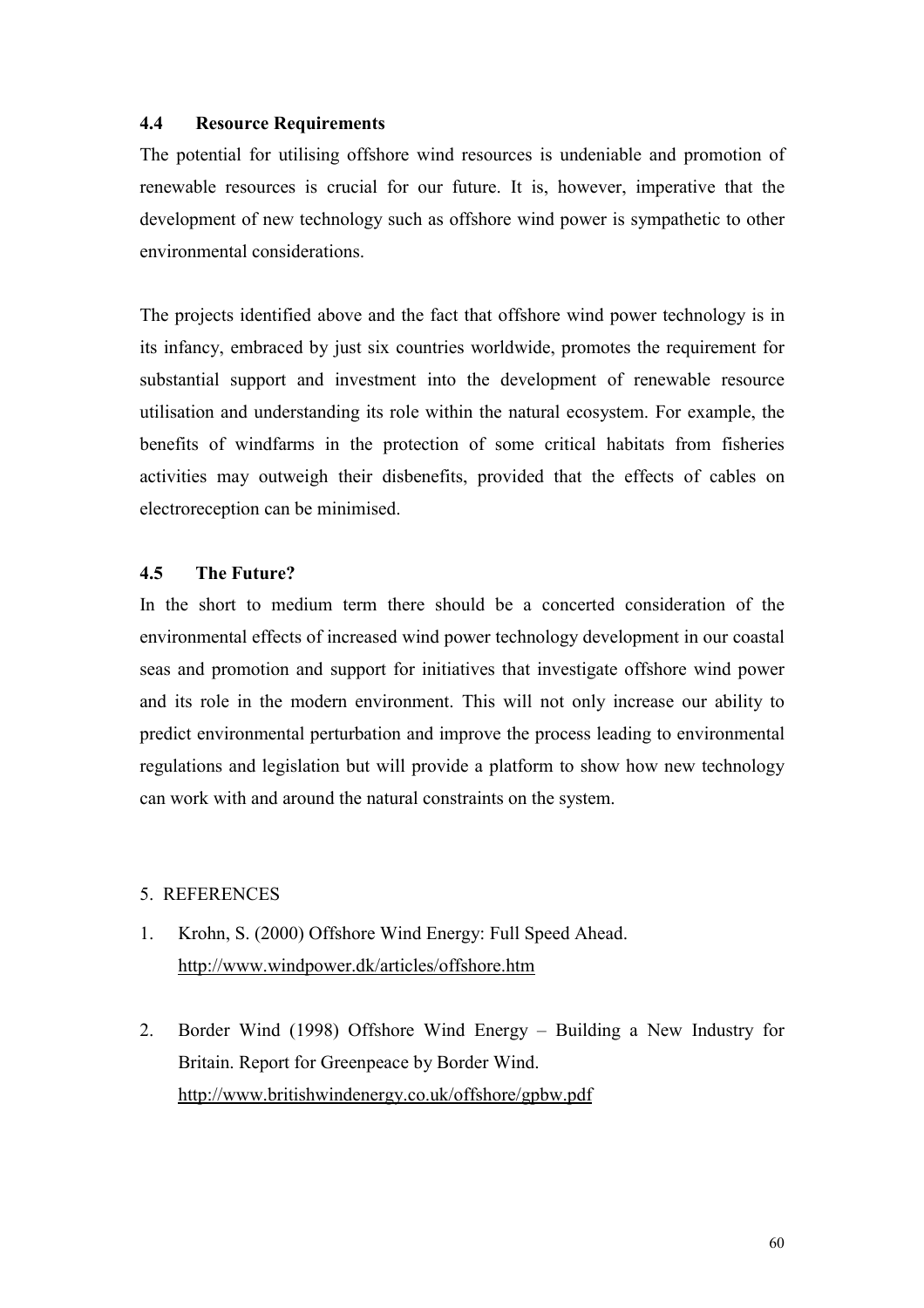### 4.4 Resource Requirements

The potential for utilising offshore wind resources is undeniable and promotion of renewable resources is crucial for our future. It is, however, imperative that the development of new technology such as offshore wind power is sympathetic to other environmental considerations.

The projects identified above and the fact that offshore wind power technology is in its infancy, embraced by just six countries worldwide, promotes the requirement for substantial support and investment into the development of renewable resource utilisation and understanding its role within the natural ecosystem. For example, the benefits of windfarms in the protection of some critical habitats from fisheries activities may outweigh their disbenefits, provided that the effects of cables on electroreception can be minimised.

### 4.5 The Future?

In the short to medium term there should be a concerted consideration of the environmental effects of increased wind power technology development in our coastal seas and promotion and support for initiatives that investigate offshore wind power and its role in the modern environment. This will not only increase our ability to predict environmental perturbation and improve the process leading to environmental regulations and legislation but will provide a platform to show how new technology can work with and around the natural constraints on the system.

## 5. REFERENCES

1. Krohn, S. (2000) Offshore Wind Energy: Full Speed Ahead. http://www.windpower.dk/articles/offshore.htm

2. Border Wind (1998) Offshore Wind Energy – Building a New Industry for Britain. Report for Greenpeace by Border Wind. http://www.britishwindenergy.co.uk/offshore/gpbw.pdf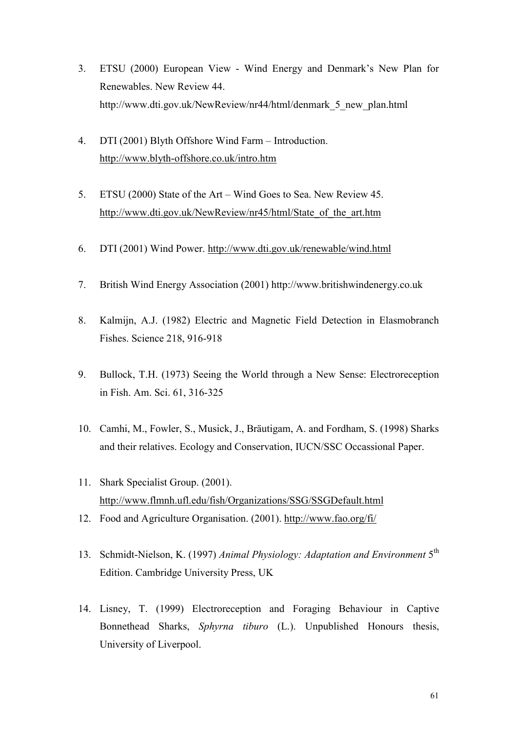3. ETSU (2000) European View - Wind Energy and Denmark's New Plan for Renewables. New Review 44. http://www.dti.gov.uk/NewReview/nr44/html/denmark_5_new_plan.html

4. DTI (2001) Blyth Offshore Wind Farm – Introduction. http://www.blyth-offshore.co.uk/intro.htm

5. ETSU (2000) State of the Art – Wind Goes to Sea. New Review 45. http://www.dti.gov.uk/NewReview/nr45/html/State_of_the_art.htm

6. DTI (2001) Wind Power. http://www.dti.gov.uk/renewable/wind.html

7. British Wind Energy Association (2001) http://www.britishwindenergy.co.uk

8. Kalmijn, A.J. (1982) Electric and Magnetic Field Detection in Elasmobranch Fishes. Science 218, 916-918

9. Bullock, T.H. (1973) Seeing the World through a New Sense: Electroreception in Fish. Am. Sci. 61, 316-325

10. Camhi, M., Fowler, S., Musick, J., Bräutigam, A. and Fordham, S. (1998) Sharks and their relatives. Ecology and Conservation, IUCN/SSC Occassional Paper.

11. Shark Specialist Group. (2001). http://www.flmnh.ufl.edu/fish/Organizations/SSG/SSGDefault.html

12. Food and Agriculture Organisation. (2001). http://www.fao.org/fi/

13. Schmidt-Nielson, K. (1997) *Animal Physiology: Adaptation and Environment* 5th Edition. Cambridge University Press, UK

14. Lisney, T. (1999) Electroreception and Foraging Behaviour in Captive Bonnethead Sharks, *Sphyrna tiburo* (L.). Unpublished Honours thesis, University of Liverpool.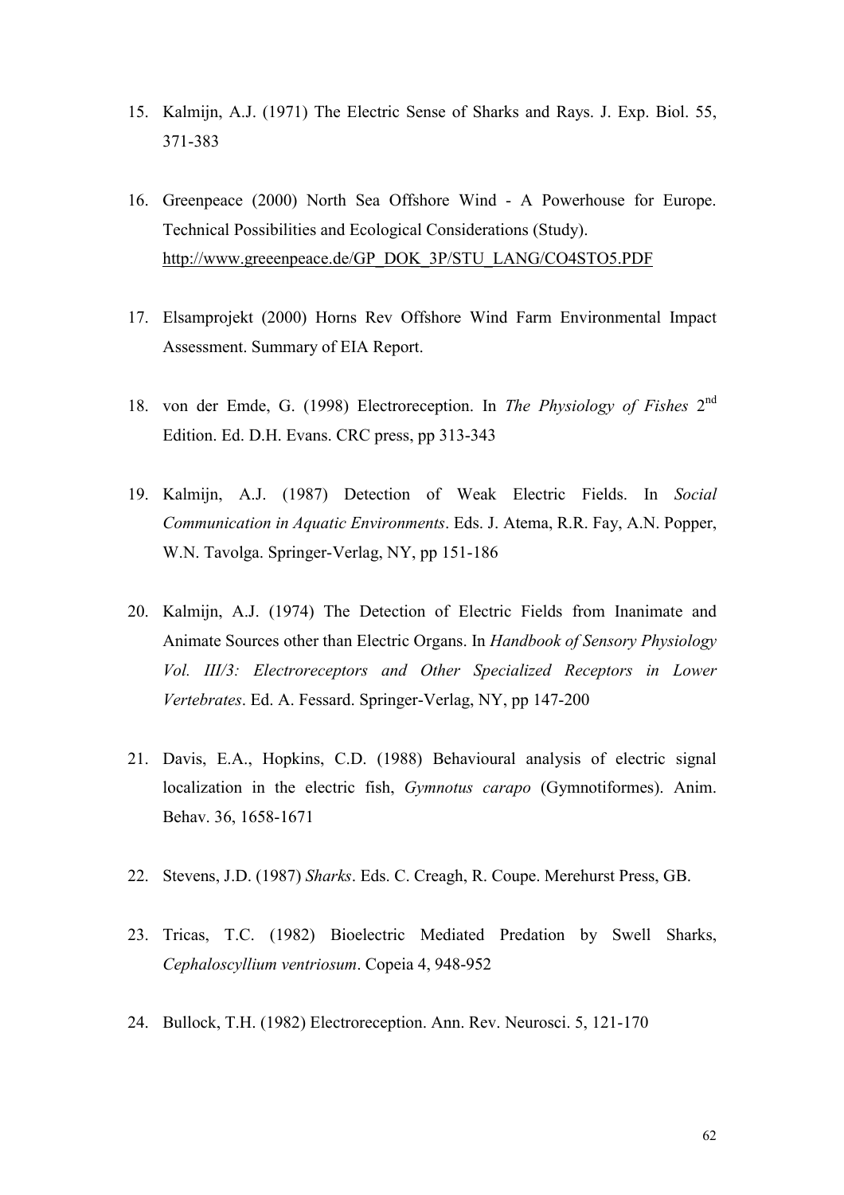15. Kalmijn, A.J. (1971) The Electric Sense of Sharks and Rays. J. Exp. Biol. 55, 371-383

16. Greenpeace (2000) North Sea Offshore Wind - A Powerhouse for Europe. Technical Possibilities and Ecological Considerations (Study). http://www.greeenpeace.de/GP_DOK_3P/STU_LANG/CO4STO5.PDF

17. Elsamprojekt (2000) Horns Rev Offshore Wind Farm Environmental Impact Assessment. Summary of EIA Report.

18. von der Emde, G. (1998) Electroreception. In *The Physiology of Fishes* 2nd Edition. Ed. D.H. Evans. CRC press, pp 313-343

19. Kalmijn, A.J. (1987) Detection of Weak Electric Fields. In *Social Communication in Aquatic Environments*. Eds. J. Atema, R.R. Fay, A.N. Popper, W.N. Tavolga. Springer-Verlag, NY, pp 151-186

20. Kalmijn, A.J. (1974) The Detection of Electric Fields from Inanimate and Animate Sources other than Electric Organs. In *Handbook of Sensory Physiology Vol. III/3: Electroreceptors and Other Specialized Receptors in Lower Vertebrates*. Ed. A. Fessard. Springer-Verlag, NY, pp 147-200

21. Davis, E.A., Hopkins, C.D. (1988) Behavioural analysis of electric signal localization in the electric fish, *Gymnotus carapo* (Gymnotiformes). Anim. Behav. 36, 1658-1671

22. Stevens, J.D. (1987) *Sharks*. Eds. C. Creagh, R. Coupe. Merehurst Press, GB.

23. Tricas, T.C. (1982) Bioelectric Mediated Predation by Swell Sharks, *Cephaloscyllium ventriosum*. Copeia 4, 948-952

24. Bullock, T.H. (1982) Electroreception. Ann. Rev. Neurosci. 5, 121-170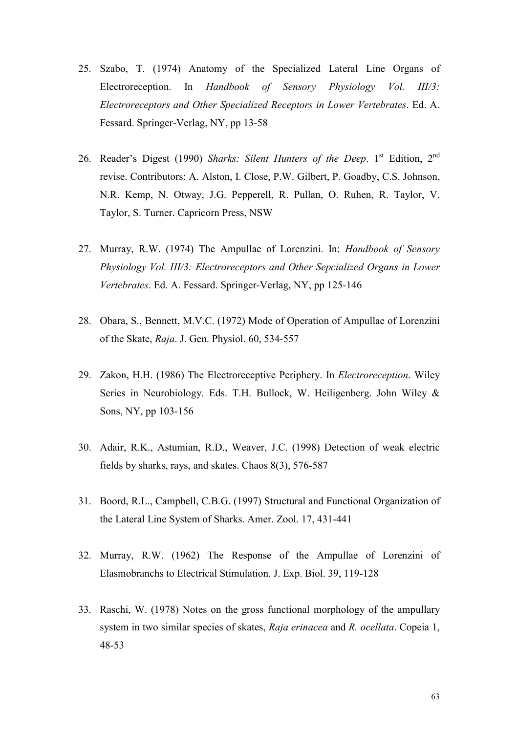25. Szabo, T. (1974) Anatomy of the Specialized Lateral Line Organs of Electroreception. In *Handbook of Sensory Physiology Vol. III/3: Electroreceptors and Other Specialized Receptors in Lower Vertebrates*. Ed. A. Fessard. Springer-Verlag, NY, pp 13-58

26. Reader's Digest (1990) *Sharks: Silent Hunters of the Deep*. 1st Edition, 2nd revise. Contributors: A. Alston, I. Close, P.W. Gilbert, P. Goadby, C.S. Johnson, N.R. Kemp, N. Otway, J.G. Pepperell, R. Pullan, O. Ruhen, R. Taylor, V. Taylor, S. Turner. Capricorn Press, NSW

27. Murray, R.W. (1974) The Ampullae of Lorenzini. In: *Handbook of Sensory Physiology Vol. III/3: Electroreceptors and Other Sepcialized Organs in Lower Vertebrates*. Ed. A. Fessard. Springer-Verlag, NY, pp 125-146

28. Obara, S., Bennett, M.V.C. (1972) Mode of Operation of Ampullae of Lorenzini of the Skate, *Raja*. J. Gen. Physiol. 60, 534-557

29. Zakon, H.H. (1986) The Electroreceptive Periphery. In *Electroreception*. Wiley Series in Neurobiology. Eds. T.H. Bullock, W. Heiligenberg. John Wiley & Sons, NY, pp 103-156

30. Adair, R.K., Astumian, R.D., Weaver, J.C. (1998) Detection of weak electric fields by sharks, rays, and skates. Chaos 8(3), 576-587

31. Boord, R.L., Campbell, C.B.G. (1997) Structural and Functional Organization of the Lateral Line System of Sharks. Amer. Zool. 17, 431-441

32. Murray, R.W. (1962) The Response of the Ampullae of Lorenzini of Elasmobranchs to Electrical Stimulation. J. Exp. Biol. 39, 119-128

33. Raschi, W. (1978) Notes on the gross functional morphology of the ampullary system in two similar species of skates, *Raja erinacea* and *R. ocellata*. Copeia 1, 48-53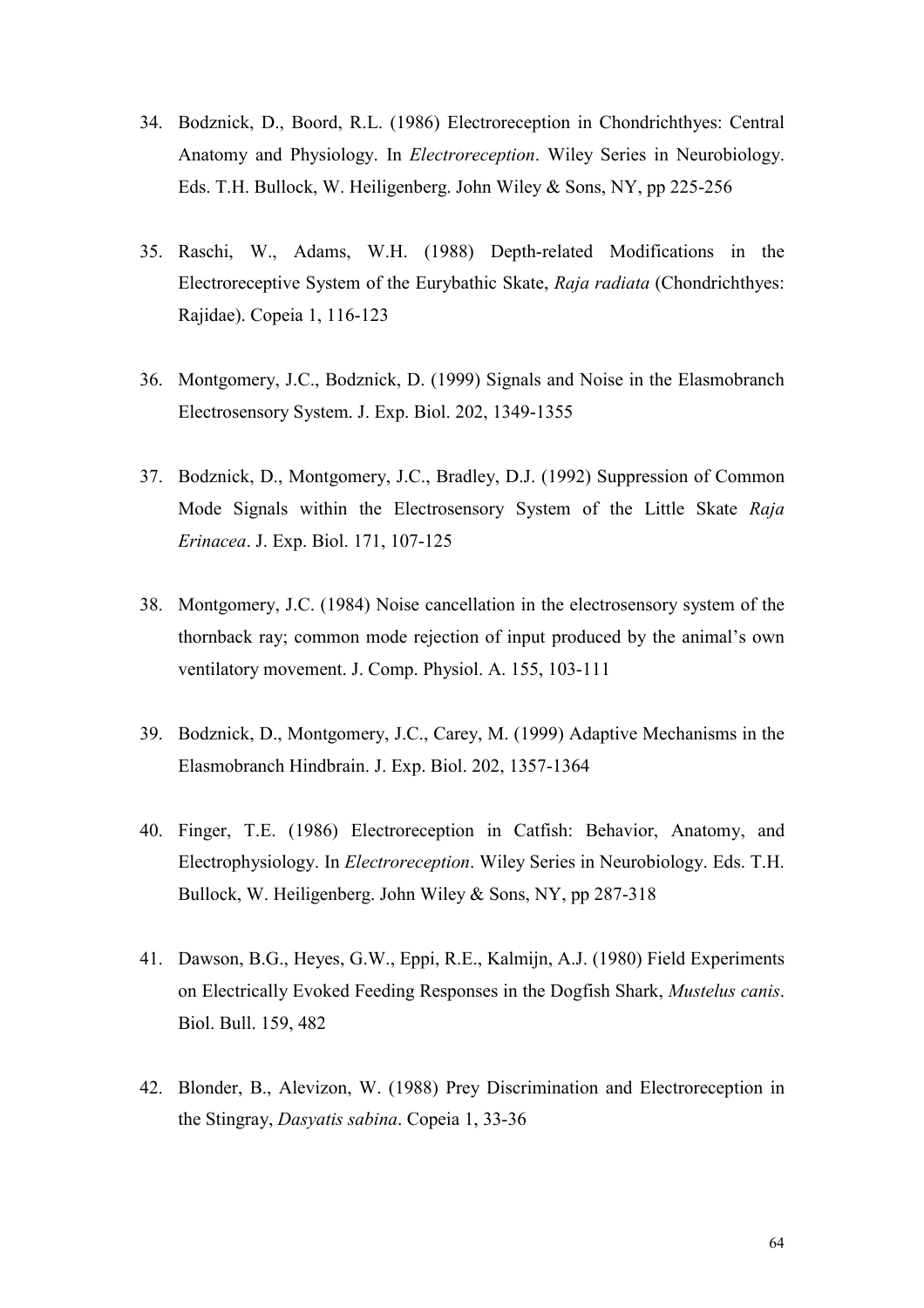34. Bodznick, D., Boord, R.L. (1986) Electroreception in Chondrichthyes: Central Anatomy and Physiology. In *Electroreception*. Wiley Series in Neurobiology. Eds. T.H. Bullock, W. Heiligenberg. John Wiley & Sons, NY, pp 225-256

35. Raschi, W., Adams, W.H. (1988) Depth-related Modifications in the Electroreceptive System of the Eurybathic Skate, *Raja radiata* (Chondrichthyes: Rajidae). Copeia 1, 116-123

36. Montgomery, J.C., Bodznick, D. (1999) Signals and Noise in the Elasmobranch Electrosensory System. J. Exp. Biol. 202, 1349-1355

37. Bodznick, D., Montgomery, J.C., Bradley, D.J. (1992) Suppression of Common Mode Signals within the Electrosensory System of the Little Skate *Raja Erinacea*. J. Exp. Biol. 171, 107-125

38. Montgomery, J.C. (1984) Noise cancellation in the electrosensory system of the thornback ray; common mode rejection of input produced by the animal's own ventilatory movement. J. Comp. Physiol. A. 155, 103-111

39. Bodznick, D., Montgomery, J.C., Carey, M. (1999) Adaptive Mechanisms in the Elasmobranch Hindbrain. J. Exp. Biol. 202, 1357-1364

40. Finger, T.E. (1986) Electroreception in Catfish: Behavior, Anatomy, and Electrophysiology. In *Electroreception*. Wiley Series in Neurobiology. Eds. T.H. Bullock, W. Heiligenberg. John Wiley & Sons, NY, pp 287-318

41. Dawson, B.G., Heyes, G.W., Eppi, R.E., Kalmijn, A.J. (1980) Field Experiments on Electrically Evoked Feeding Responses in the Dogfish Shark, *Mustelus canis*. Biol. Bull. 159, 482

42. Blonder, B., Alevizon, W. (1988) Prey Discrimination and Electroreception in the Stingray, *Dasyatis sabina*. Copeia 1, 33-36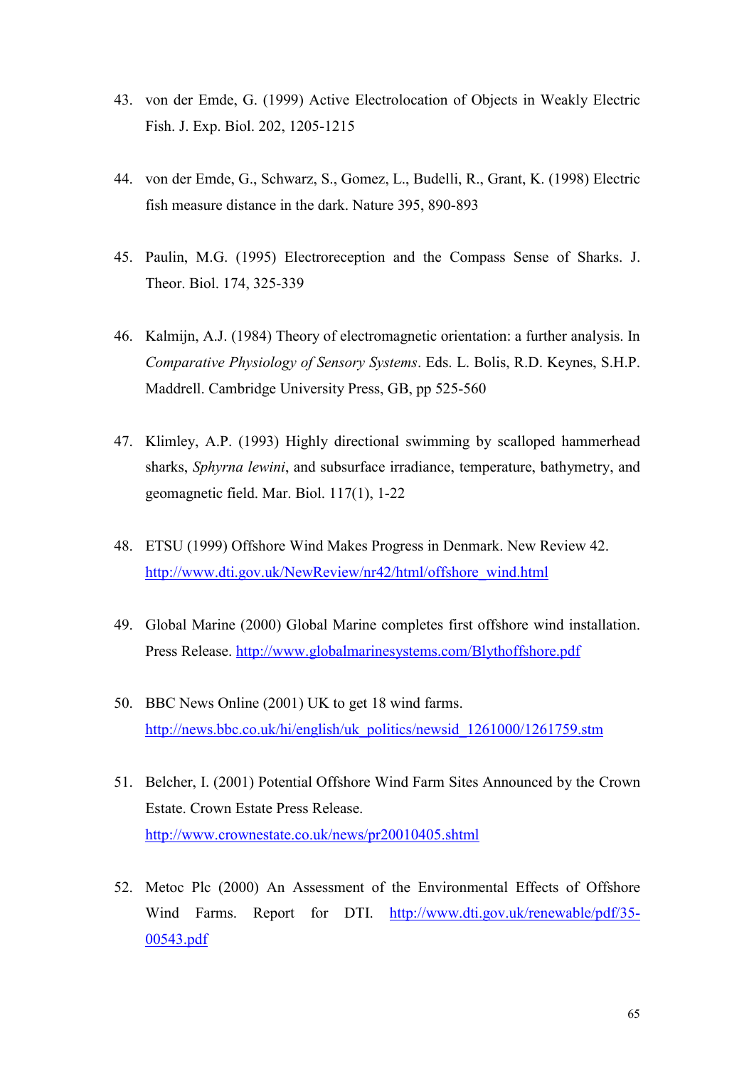43. von der Emde, G. (1999) Active Electrolocation of Objects in Weakly Electric Fish. J. Exp. Biol. 202, 1205-1215

44. von der Emde, G., Schwarz, S., Gomez, L., Budelli, R., Grant, K. (1998) Electric fish measure distance in the dark. Nature 395, 890-893

45. Paulin, M.G. (1995) Electroreception and the Compass Sense of Sharks. J. Theor. Biol. 174, 325-339

46. Kalmijn, A.J. (1984) Theory of electromagnetic orientation: a further analysis. In *Comparative Physiology of Sensory Systems*. Eds. L. Bolis, R.D. Keynes, S.H.P. Maddrell. Cambridge University Press, GB, pp 525-560

47. Klimley, A.P. (1993) Highly directional swimming by scalloped hammerhead sharks, *Sphyrna lewini*, and subsurface irradiance, temperature, bathymetry, and geomagnetic field. Mar. Biol. 117(1), 1-22

48. ETSU (1999) Offshore Wind Makes Progress in Denmark. New Review 42. http://www.dti.gov.uk/NewReview/nr42/html/offshore_wind.html

49. Global Marine (2000) Global Marine completes first offshore wind installation. Press Release. http://www.globalmarinesystems.com/Blythoffshore.pdf

50. BBC News Online (2001) UK to get 18 wind farms. http://news.bbc.co.uk/hi/english/uk_politics/newsid_1261000/1261759.stm

51. Belcher, I. (2001) Potential Offshore Wind Farm Sites Announced by the Crown Estate. Crown Estate Press Release. http://www.crownestate.co.uk/news/pr20010405.shtml

52. Metoc Plc (2000) An Assessment of the Environmental Effects of Offshore Wind Farms. Report for DTI. http://www.dti.gov.uk/renewable/pdf/35-00543.pdf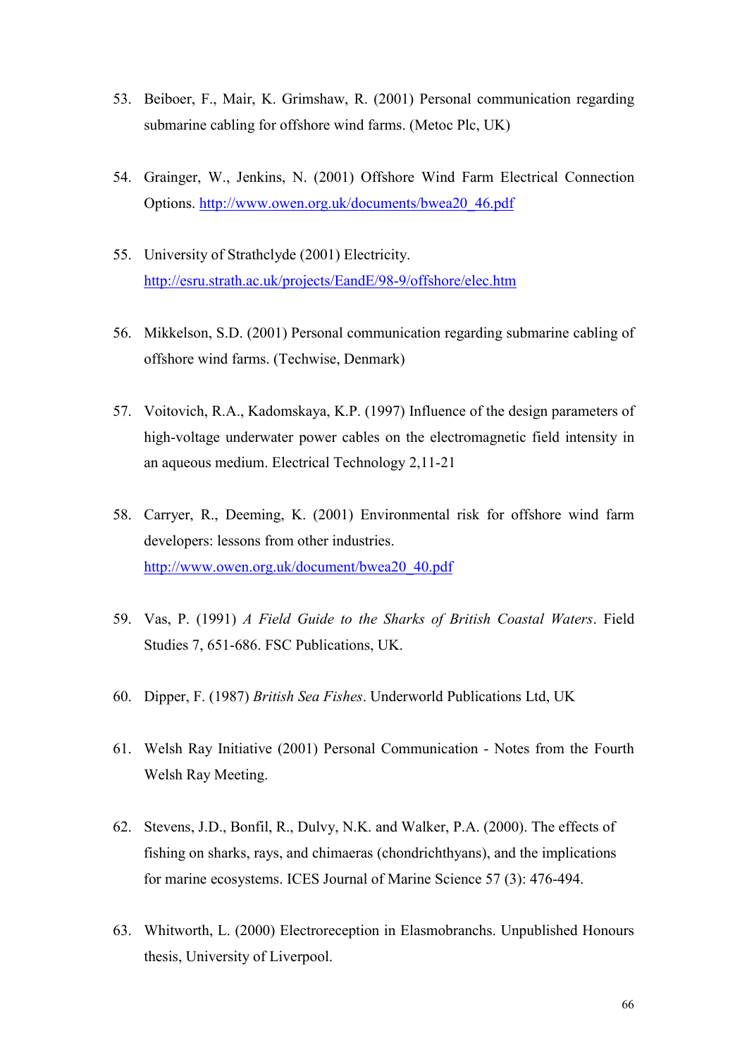53. Beiboer, F., Mair, K. Grimshaw, R. (2001) Personal communication regarding submarine cabling for offshore wind farms. (Metoc Plc, UK)

54. Grainger, W., Jenkins, N. (2001) Offshore Wind Farm Electrical Connection Options. http://www.owen.org.uk/documents/bwea20_46.pdf

55. University of Strathclyde (2001) Electricity. http://esru.strath.ac.uk/projects/EandE/98-9/offshore/elec.htm

56. Mikkelson, S.D. (2001) Personal communication regarding submarine cabling of offshore wind farms. (Techwise, Denmark)

57. Voitovich, R.A., Kadomskaya, K.P. (1997) Influence of the design parameters of high-voltage underwater power cables on the electromagnetic field intensity in an aqueous medium. Electrical Technology 2,11-21

58. Carryer, R., Deeming, K. (2001) Environmental risk for offshore wind farm developers: lessons from other industries. http://www.owen.org.uk/document/bwea20_40.pdf

59. Vas, P. (1991) *A Field Guide to the Sharks of British Coastal Waters*. Field Studies 7, 651-686. FSC Publications, UK.

60. Dipper, F. (1987) *British Sea Fishes*. Underworld Publications Ltd, UK

61. Welsh Ray Initiative (2001) Personal Communication - Notes from the Fourth Welsh Ray Meeting.

62. Stevens, J.D., Bonfil, R., Dulvy, N.K. and Walker, P.A. (2000). The effects of fishing on sharks, rays, and chimaeras (chondrichthyans), and the implications for marine ecosystems. ICES Journal of Marine Science 57 (3): 476-494.

63. Whitworth, L. (2000) Electroreception in Elasmobranchs. Unpublished Honours thesis, University of Liverpool.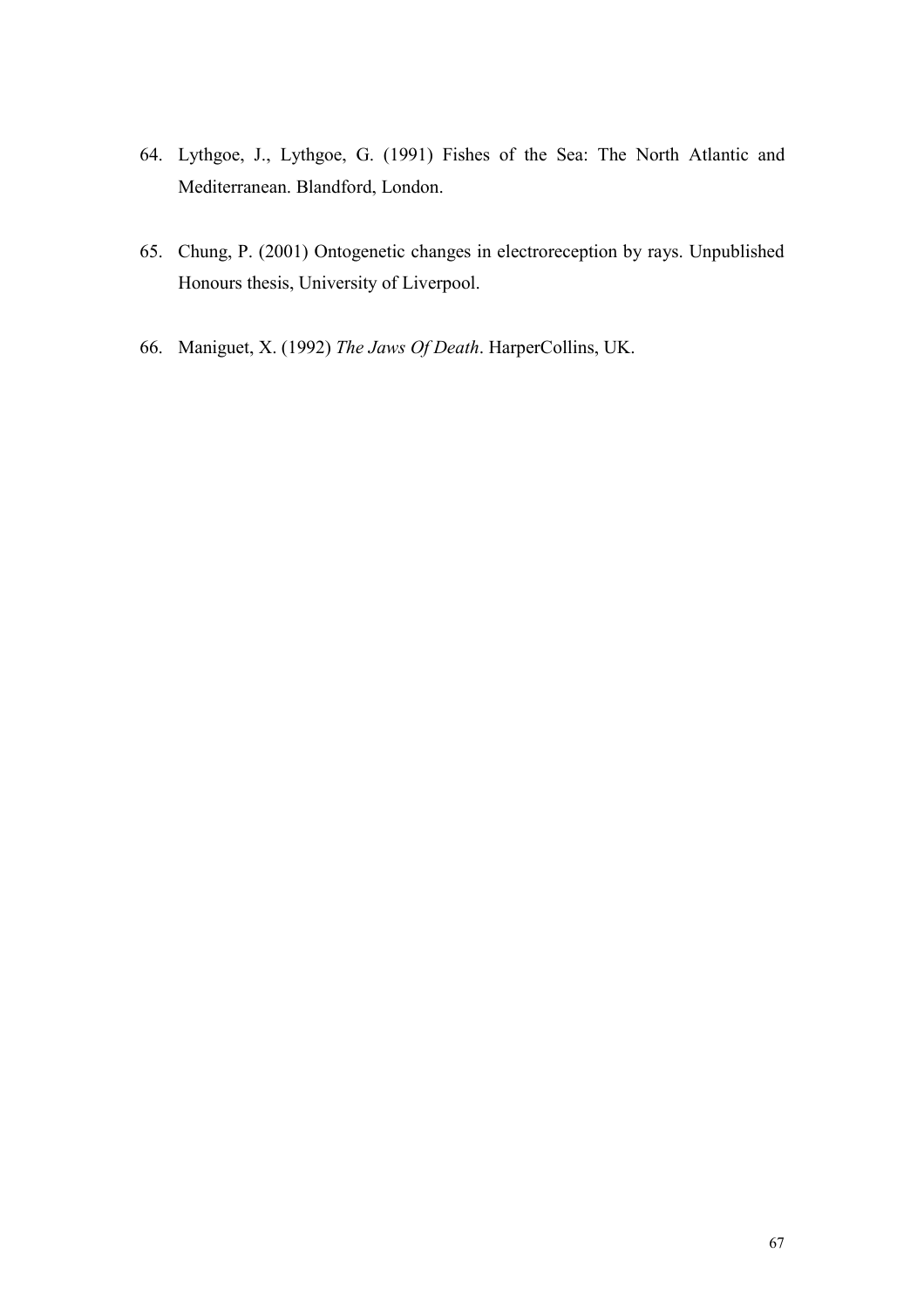64. Lythgoe, J., Lythgoe, G. (1991) Fishes of the Sea: The North Atlantic and Mediterranean. Blandford, London.

65. Chung, P. (2001) Ontogenetic changes in electroreception by rays. Unpublished Honours thesis, University of Liverpool.

66. Maniguet, X. (1992) *The Jaws Of Death*. HarperCollins, UK.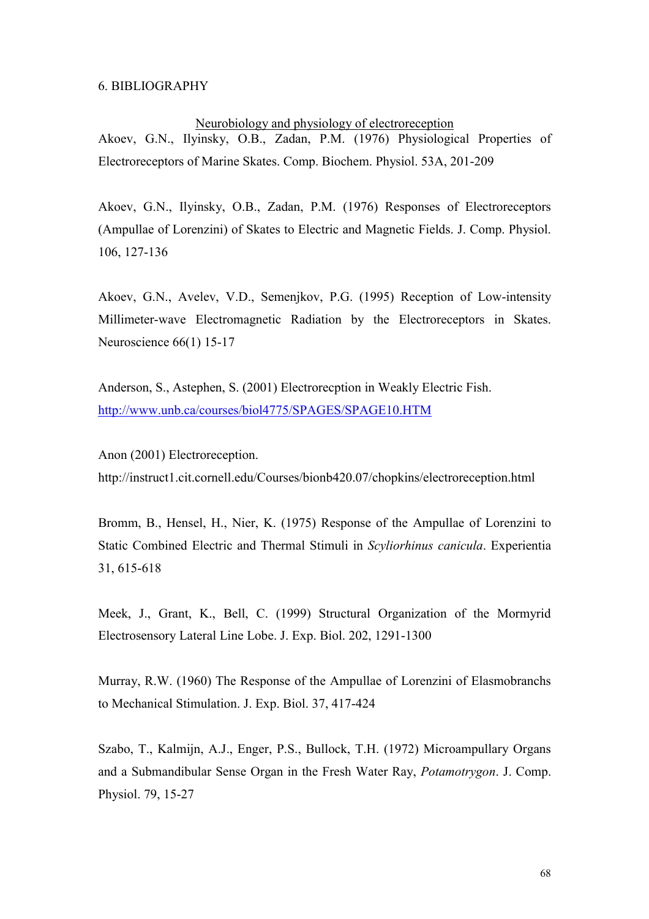# 6. BIBLIOGRAPHY

## Neurobiology and physiology of electroreception

Akoev, G.N., Ilyinsky, O.B., Zadan, P.M. (1976) Physiological Properties of Electroreceptors of Marine Skates. Comp. Biochem. Physiol. 53A, 201-209

Akoev, G.N., Ilyinsky, O.B., Zadan, P.M. (1976) Responses of Electroreceptors (Ampullae of Lorenzini) of Skates to Electric and Magnetic Fields. J. Comp. Physiol. 106, 127-136

Akoev, G.N., Avelev, V.D., Semenjkov, P.G. (1995) Reception of Low-intensity Millimeter-wave Electromagnetic Radiation by the Electroreceptors in Skates. Neuroscience 66(1) 15-17

Anderson, S., Astephen, S. (2001) Electrorecption in Weakly Electric Fish. http://www.unb.ca/courses/biol4775/SPAGES/SPAGE10.HTM

Anon (2001) Electroreception. http://instruct1.cit.cornell.edu/Courses/bionb420.07/chopkins/electroreception.html

Bromm, B., Hensel, H., Nier, K. (1975) Response of the Ampullae of Lorenzini to Static Combined Electric and Thermal Stimuli in *Scyliorhinus canicula*. Experientia 31, 615-618

Meek, J., Grant, K., Bell, C. (1999) Structural Organization of the Mormyrid Electrosensory Lateral Line Lobe. J. Exp. Biol. 202, 1291-1300

Murray, R.W. (1960) The Response of the Ampullae of Lorenzini of Elasmobranchs to Mechanical Stimulation. J. Exp. Biol. 37, 417-424

Szabo, T., Kalmijn, A.J., Enger, P.S., Bullock, T.H. (1972) Microampullary Organs and a Submandibular Sense Organ in the Fresh Water Ray, *Potamotrygon*. J. Comp. Physiol. 79, 15-27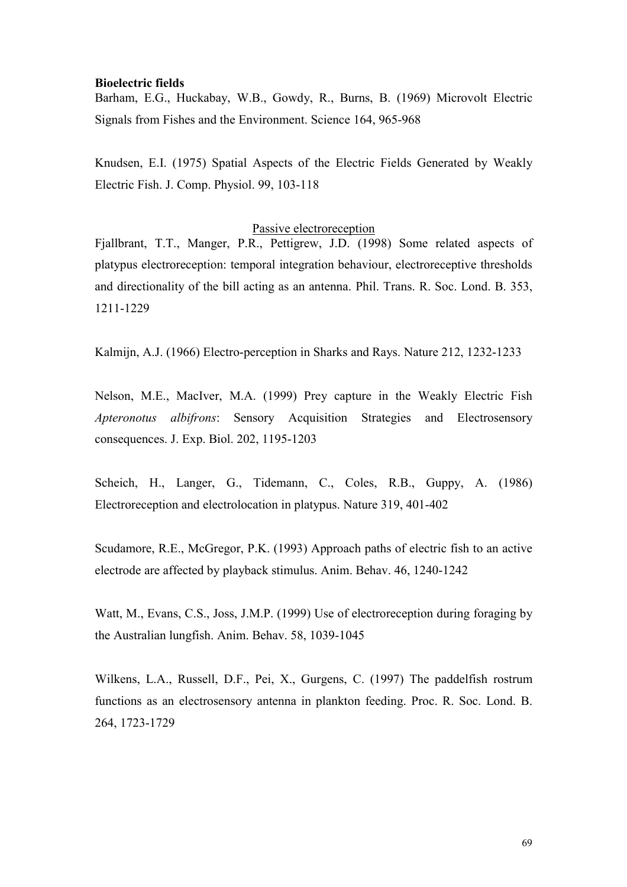**Bioelectric fields**

Barham, E.G., Huckabay, W.B., Gowdy, R., Burns, B. (1969) Microvolt Electric Signals from Fishes and the Environment. Science 164, 965-968

Knudsen, E.I. (1975) Spatial Aspects of the Electric Fields Generated by Weakly Electric Fish. J. Comp. Physiol. 99, 103-118

<u>Passive electroreception</u>

Fjallbrant, T.T., Manger, P.R., Pettigrew, J.D. (1998) Some related aspects of platypus electroreception: temporal integration behaviour, electroreceptive thresholds and directionality of the bill acting as an antenna. Phil. Trans. R. Soc. Lond. B. 353, 1211-1229

Kalmijn, A.J. (1966) Electro-perception in Sharks and Rays. Nature 212, 1232-1233

Nelson, M.E., MacIver, M.A. (1999) Prey capture in the Weakly Electric Fish *Apteronotus albifrons*: Sensory Acquisition Strategies and Electrosensory consequences. J. Exp. Biol. 202, 1195-1203

Scheich, H., Langer, G., Tidemann, C., Coles, R.B., Guppy, A. (1986) Electroreception and electrolocation in platypus. Nature 319, 401-402

Scudamore, R.E., McGregor, P.K. (1993) Approach paths of electric fish to an active electrode are affected by playback stimulus. Anim. Behav. 46, 1240-1242

Watt, M., Evans, C.S., Joss, J.M.P. (1999) Use of electroreception during foraging by the Australian lungfish. Anim. Behav. 58, 1039-1045

Wilkens, L.A., Russell, D.F., Pei, X., Gurgens, C. (1997) The paddelfish rostrum functions as an electrosensory antenna in plankton feeding. Proc. R. Soc. Lond. B. 264, 1723-1729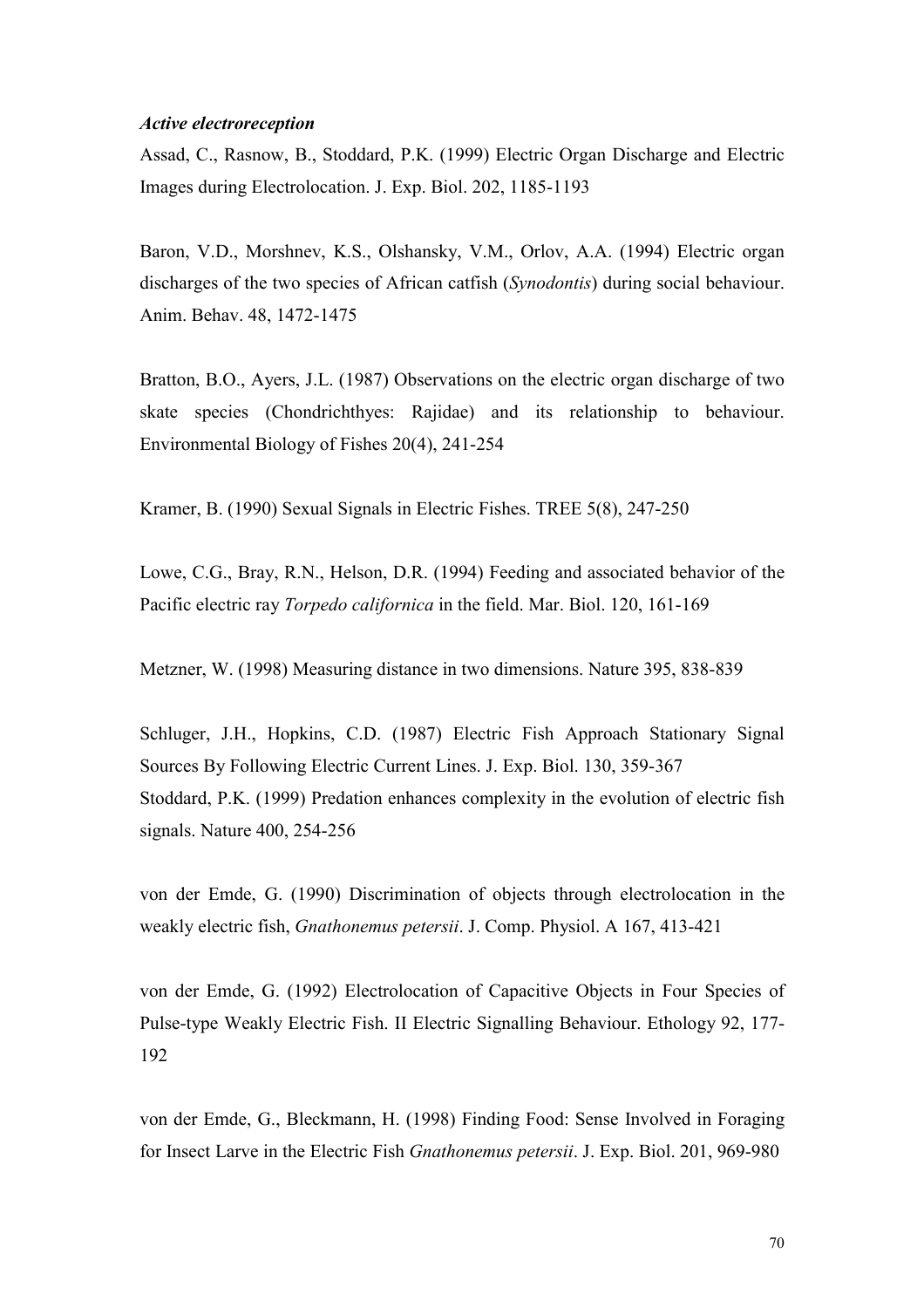***Active electroreception***

Assad, C., Rasnow, B., Stoddard, P.K. (1999) Electric Organ Discharge and Electric Images during Electrolocation. J. Exp. Biol. 202, 1185-1193

Baron, V.D., Morshnev, K.S., Olshansky, V.M., Orlov, A.A. (1994) Electric organ discharges of the two species of African catfish (*Synodontis*) during social behaviour. Anim. Behav. 48, 1472-1475

Bratton, B.O., Ayers, J.L. (1987) Observations on the electric organ discharge of two skate species (Chondrichthyes: Rajidae) and its relationship to behaviour. Environmental Biology of Fishes 20(4), 241-254

Kramer, B. (1990) Sexual Signals in Electric Fishes. TREE 5(8), 247-250

Lowe, C.G., Bray, R.N., Helson, D.R. (1994) Feeding and associated behavior of the Pacific electric ray *Torpedo californica* in the field. Mar. Biol. 120, 161-169

Metzner, W. (1998) Measuring distance in two dimensions. Nature 395, 838-839

Schluger, J.H., Hopkins, C.D. (1987) Electric Fish Approach Stationary Signal Sources By Following Electric Current Lines. J. Exp. Biol. 130, 359-367

Stoddard, P.K. (1999) Predation enhances complexity in the evolution of electric fish signals. Nature 400, 254-256

von der Emde, G. (1990) Discrimination of objects through electrolocation in the weakly electric fish, *Gnathonemus petersii*. J. Comp. Physiol. A 167, 413-421

von der Emde, G. (1992) Electrolocation of Capacitive Objects in Four Species of Pulse-type Weakly Electric Fish. II Electric Signalling Behaviour. Ethology 92, 177-192

von der Emde, G., Bleckmann, H. (1998) Finding Food: Sense Involved in Foraging for Insect Larve in the Electric Fish *Gnathonemus petersii*. J. Exp. Biol. 201, 969-980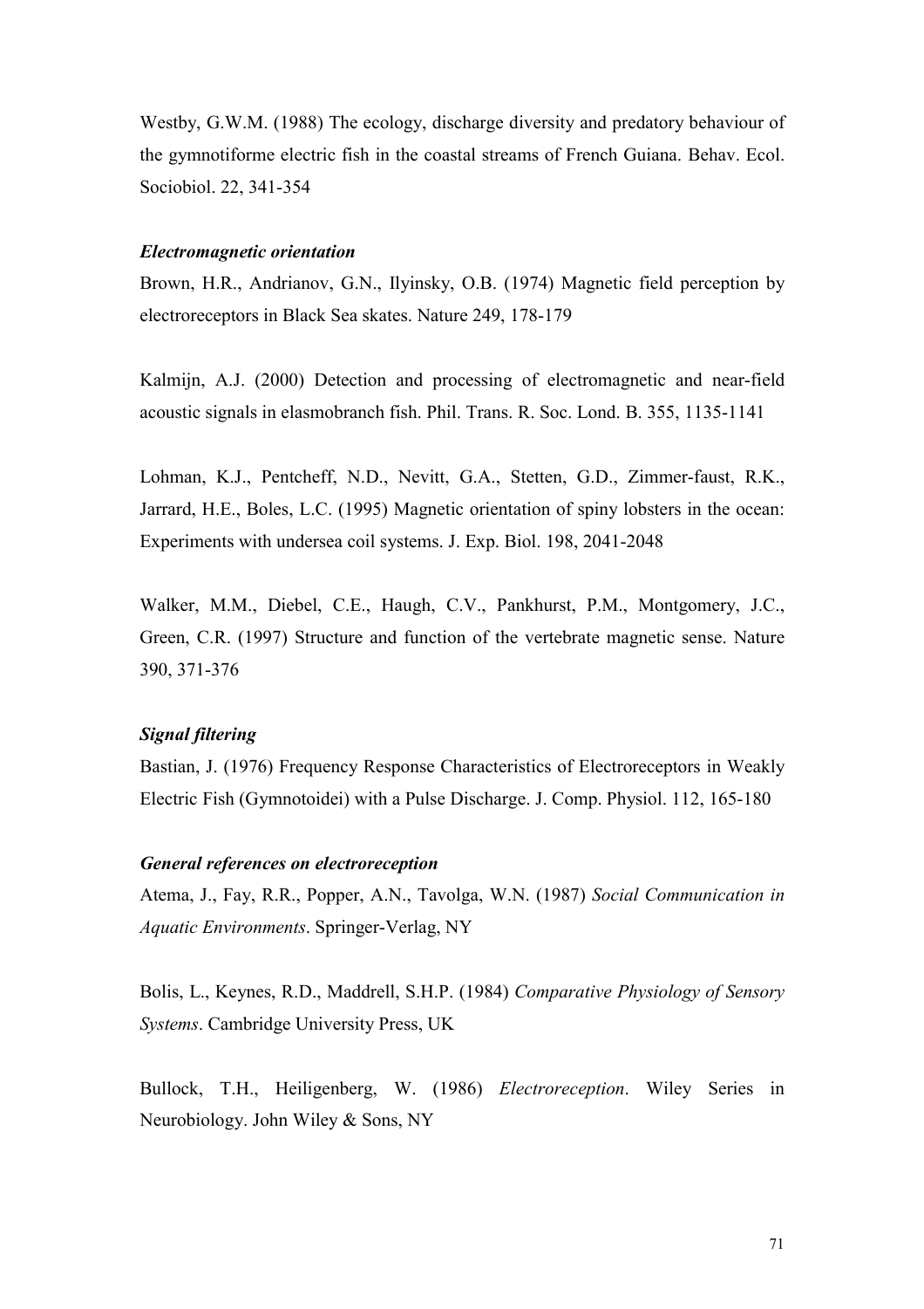Westby, G.W.M. (1988) The ecology, discharge diversity and predatory behaviour of the gymnotiforme electric fish in the coastal streams of French Guiana. Behav. Ecol. Sociobiol. 22, 341-354

***Electromagnetic orientation***

Brown, H.R., Andrianov, G.N., Ilyinsky, O.B. (1974) Magnetic field perception by electroreceptors in Black Sea skates. Nature 249, 178-179

Kalmijn, A.J. (2000) Detection and processing of electromagnetic and near-field acoustic signals in elasmobranch fish. Phil. Trans. R. Soc. Lond. B. 355, 1135-1141

Lohman, K.J., Pentcheff, N.D., Nevitt, G.A., Stetten, G.D., Zimmer-faust, R.K., Jarrard, H.E., Boles, L.C. (1995) Magnetic orientation of spiny lobsters in the ocean: Experiments with undersea coil systems. J. Exp. Biol. 198, 2041-2048

Walker, M.M., Diebel, C.E., Haugh, C.V., Pankhurst, P.M., Montgomery, J.C., Green, C.R. (1997) Structure and function of the vertebrate magnetic sense. Nature 390, 371-376

***Signal filtering***

Bastian, J. (1976) Frequency Response Characteristics of Electroreceptors in Weakly Electric Fish (Gymnotoidei) with a Pulse Discharge. J. Comp. Physiol. 112, 165-180

***General references on electroreception***

Atema, J., Fay, R.R., Popper, A.N., Tavolga, W.N. (1987) *Social Communication in Aquatic Environments*. Springer-Verlag, NY

Bolis, L., Keynes, R.D., Maddrell, S.H.P. (1984) *Comparative Physiology of Sensory Systems*. Cambridge University Press, UK

Bullock, T.H., Heiligenberg, W. (1986) *Electroreception*. Wiley Series in Neurobiology. John Wiley & Sons, NY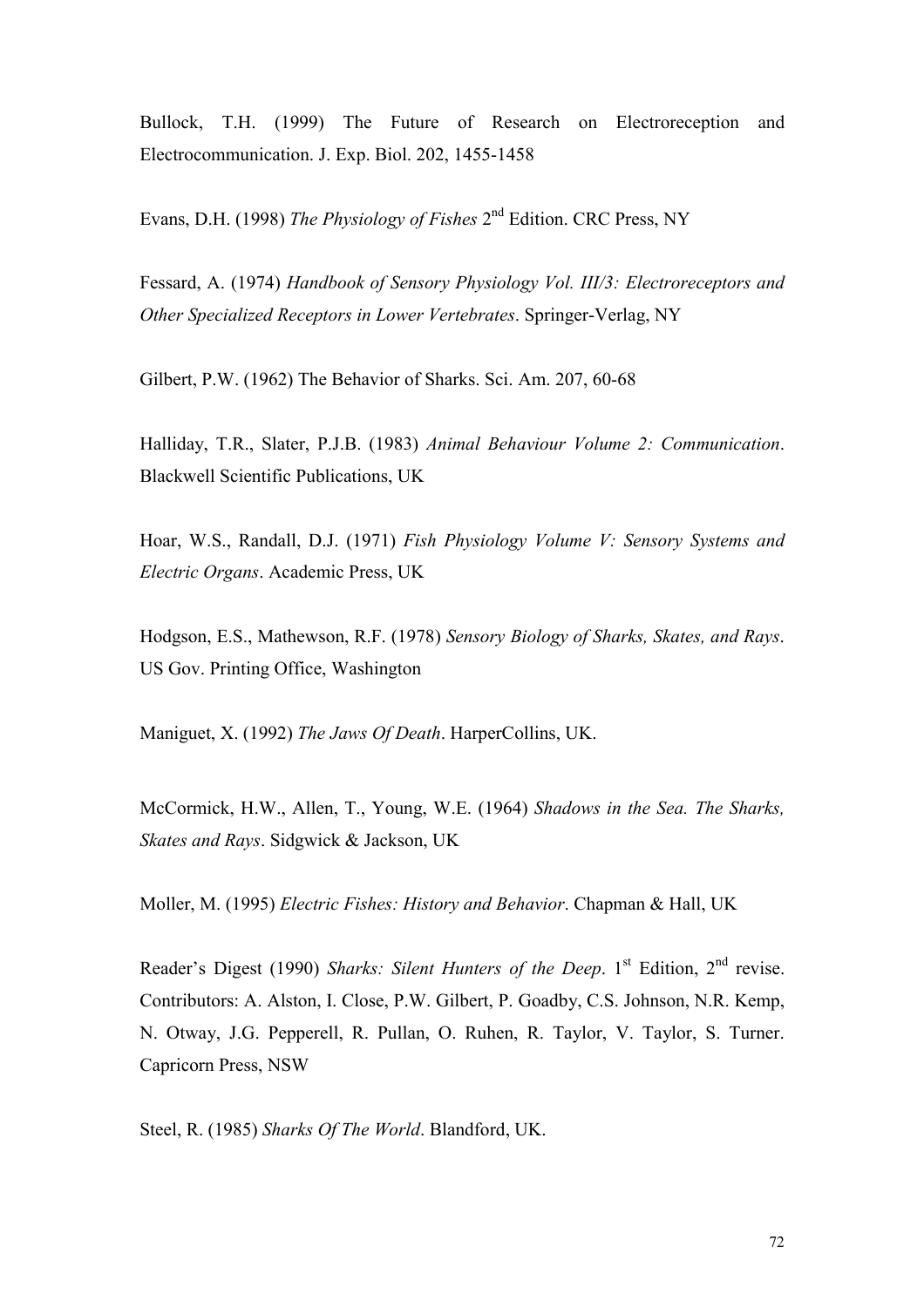Bullock, T.H. (1999) The Future of Research on Electroreception and Electrocommunication. J. Exp. Biol. 202, 1455-1458

Evans, D.H. (1998) *The Physiology of Fishes* 2nd Edition. CRC Press, NY

Fessard, A. (1974) *Handbook of Sensory Physiology Vol. III/3: Electroreceptors and Other Specialized Receptors in Lower Vertebrates*. Springer-Verlag, NY

Gilbert, P.W. (1962) The Behavior of Sharks. Sci. Am. 207, 60-68

Halliday, T.R., Slater, P.J.B. (1983) *Animal Behaviour Volume 2: Communication*. Blackwell Scientific Publications, UK

Hoar, W.S., Randall, D.J. (1971) *Fish Physiology Volume V: Sensory Systems and Electric Organs*. Academic Press, UK

Hodgson, E.S., Mathewson, R.F. (1978) *Sensory Biology of Sharks, Skates, and Rays*. US Gov. Printing Office, Washington

Maniguet, X. (1992) *The Jaws Of Death*. HarperCollins, UK.

McCormick, H.W., Allen, T., Young, W.E. (1964) *Shadows in the Sea. The Sharks, Skates and Rays*. Sidgwick & Jackson, UK

Moller, M. (1995) *Electric Fishes: History and Behavior*. Chapman & Hall, UK

Reader's Digest (1990) *Sharks: Silent Hunters of the Deep*. 1st Edition, 2nd revise. Contributors: A. Alston, I. Close, P.W. Gilbert, P. Goadby, C.S. Johnson, N.R. Kemp, N. Otway, J.G. Pepperell, R. Pullan, O. Ruhen, R. Taylor, V. Taylor, S. Turner. Capricorn Press, NSW

Steel, R. (1985) *Sharks Of The World*. Blandford, UK.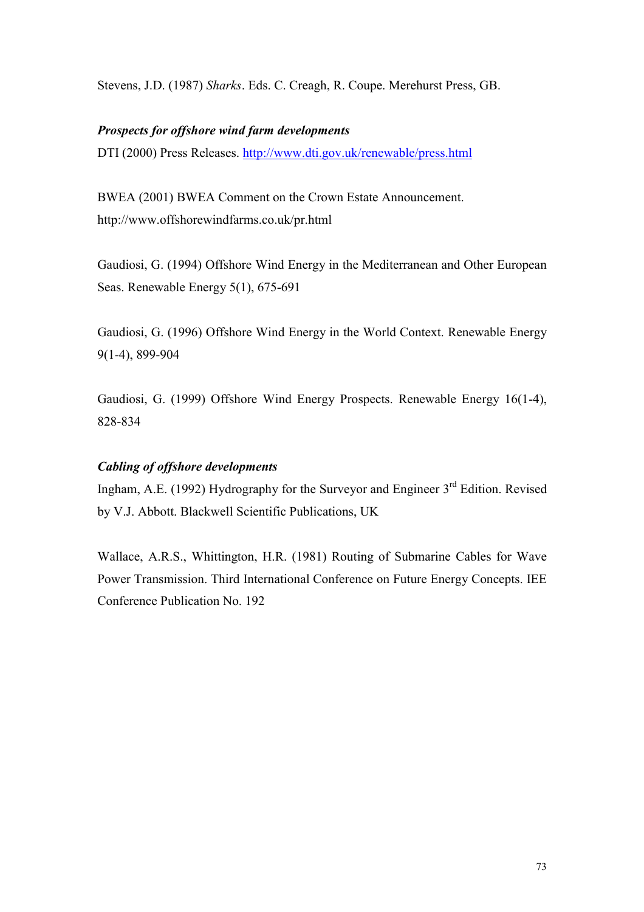Stevens, J.D. (1987) *Sharks*. Eds. C. Creagh, R. Coupe. Merehurst Press, GB.

***Prospects for offshore wind farm developments***

DTI (2000) Press Releases. http://www.dti.gov.uk/renewable/press.html

BWEA (2001) BWEA Comment on the Crown Estate Announcement. http://www.offshorewindfarms.co.uk/pr.html

Gaudiosi, G. (1994) Offshore Wind Energy in the Mediterranean and Other European Seas. Renewable Energy 5(1), 675-691

Gaudiosi, G. (1996) Offshore Wind Energy in the World Context. Renewable Energy 9(1-4), 899-904

Gaudiosi, G. (1999) Offshore Wind Energy Prospects. Renewable Energy 16(1-4), 828-834

***Cabling of offshore developments***

Ingham, A.E. (1992) Hydrography for the Surveyor and Engineer 3rd Edition. Revised by V.J. Abbott. Blackwell Scientific Publications, UK

Wallace, A.R.S., Whittington, H.R. (1981) Routing of Submarine Cables for Wave Power Transmission. Third International Conference on Future Energy Concepts. IEE Conference Publication No. 192